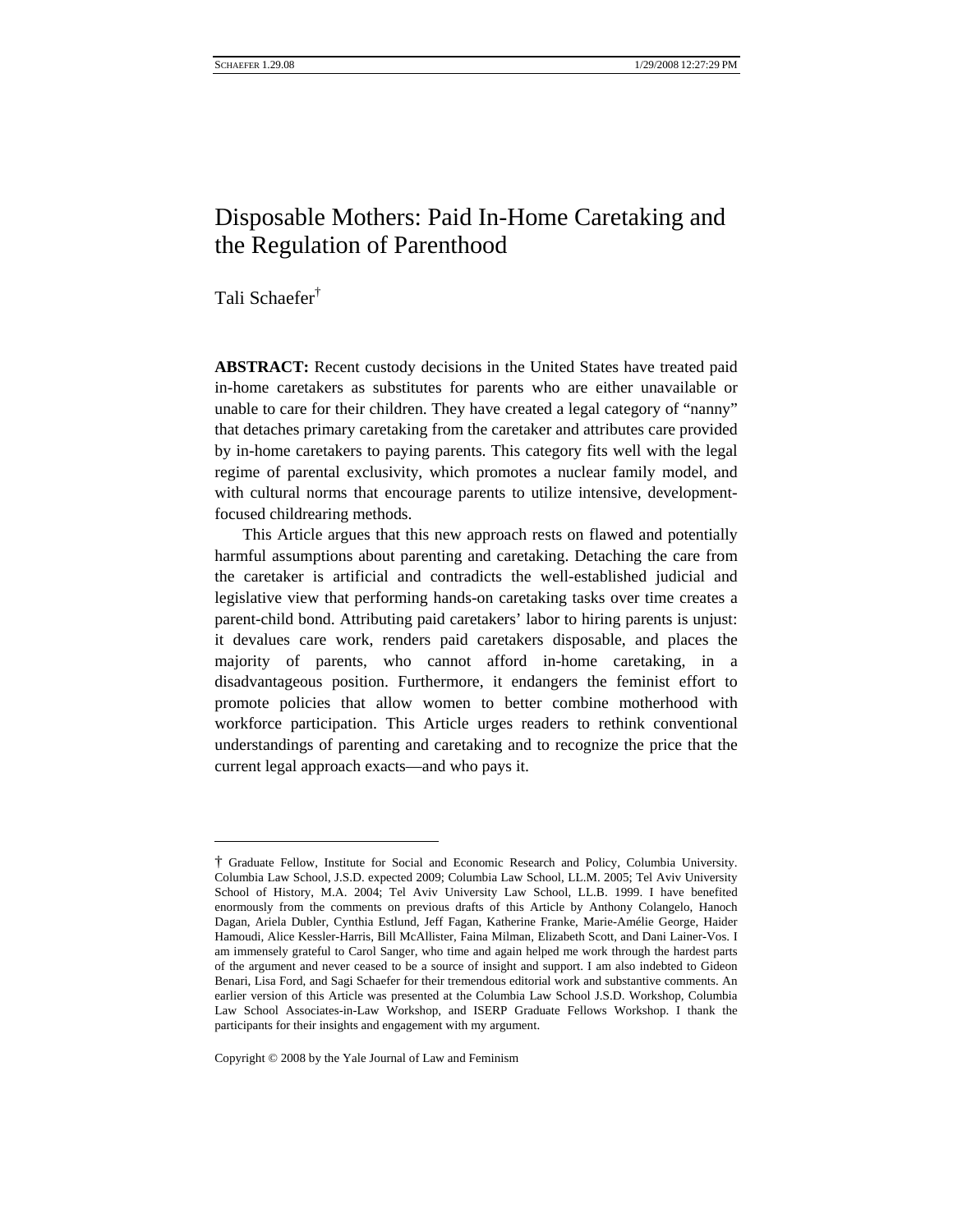# Disposable Mothers: Paid In-Home Caretaking and the Regulation of Parenthood

Tali Schaefer[†]

**ABSTRACT:** Recent custody decisions in the United States have treated paid in-home caretakers as substitutes for parents who are either unavailable or unable to care for their children. They have created a legal category of "nanny" that detaches primary caretaking from the caretaker and attributes care provided by in-home caretakers to paying parents. This category fits well with the legal regime of parental exclusivity, which promotes a nuclear family model, and with cultural norms that encourage parents to utilize intensive, development-focused childrearing methods.

This Article argues that this new approach rests on flawed and potentially harmful assumptions about parenting and caretaking. Detaching the care from the caretaker is artificial and contradicts the well-established judicial and legislative view that performing hands-on caretaking tasks over time creates a parent-child bond. Attributing paid caretakers' labor to hiring parents is unjust: it devalues care work, renders paid caretakers disposable, and places the majority of parents, who cannot afford in-home caretaking, in a disadvantageous position. Furthermore, it endangers the feminist effort to promote policies that allow women to better combine motherhood with workforce participation. This Article urges readers to rethink conventional understandings of parenting and caretaking and to recognize the price that the current legal approach exacts—and who pays it.

---

† Graduate Fellow, Institute for Social and Economic Research and Policy, Columbia University. Columbia Law School, J.S.D. expected 2009; Columbia Law School, LL.M. 2005; Tel Aviv University School of History, M.A. 2004; Tel Aviv University Law School, LL.B. 1999. I have benefited enormously from the comments on previous drafts of this Article by Anthony Colangelo, Hanoch Dagan, Ariela Dubler, Cynthia Estlund, Jeff Fagan, Katherine Franke, Marie-Amélie George, Haider Hamoudi, Alice Kessler-Harris, Bill McAllister, Faina Milman, Elizabeth Scott, and Dani Lainer-Vos. I am immensely grateful to Carol Sanger, who time and again helped me work through the hardest parts of the argument and never ceased to be a source of insight and support. I am also indebted to Gideon Benari, Lisa Ford, and Sagi Schaefer for their tremendous editorial work and substantive comments. An earlier version of this Article was presented at the Columbia Law School J.S.D. Workshop, Columbia Law School Associates-in-Law Workshop, and ISERP Graduate Fellows Workshop. I thank the participants for their insights and engagement with my argument.

Copyright © 2008 by the Yale Journal of Law and Feminism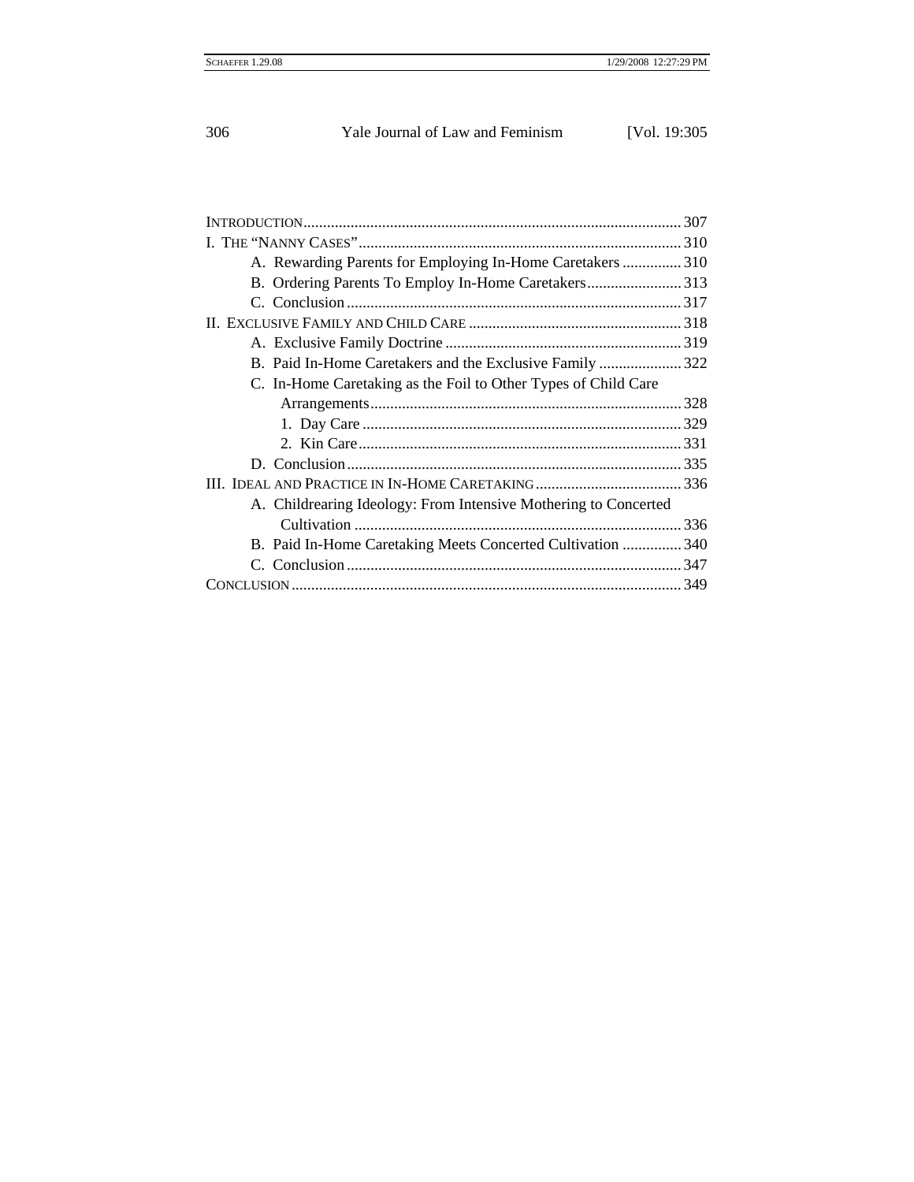Introduction ... 307

I. The "Nanny Cases" ... 310

- A. Rewarding Parents for Employing In-Home Caretakers ... 310
- B. Ordering Parents To Employ In-Home Caretakers ... 313
- C. Conclusion ... 317

II. Exclusive Family and Child Care ... 318

- A. Exclusive Family Doctrine ... 319
- B. Paid In-Home Caretakers and the Exclusive Family ... 322
- C. In-Home Caretaking as the Foil to Other Types of Child Care Arrangements ... 328
  - 1. Day Care ... 329
  - 2. Kin Care ... 331
- D. Conclusion ... 335

III. Ideal and Practice in In-Home Caretaking ... 336

- A. Childrearing Ideology: From Intensive Mothering to Concerted Cultivation ... 336
- B. Paid In-Home Caretaking Meets Concerted Cultivation ... 340
- C. Conclusion ... 347

Conclusion ... 349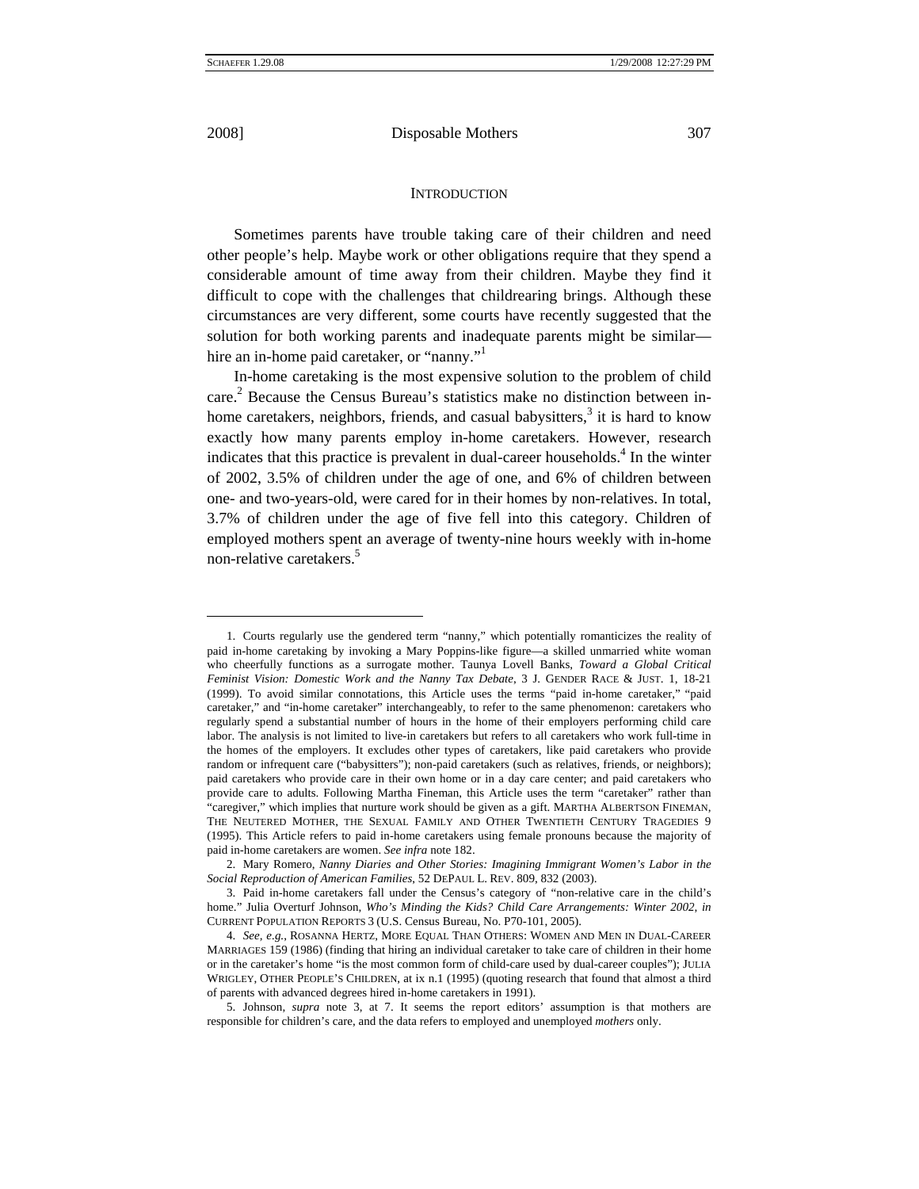## INTRODUCTION

Sometimes parents have trouble taking care of their children and need other people's help. Maybe work or other obligations require that they spend a considerable amount of time away from their children. Maybe they find it difficult to cope with the challenges that childrearing brings. Although these circumstances are very different, some courts have recently suggested that the solution for both working parents and inadequate parents might be similar—hire an in-home paid caretaker, or "nanny."[1]

In-home caretaking is the most expensive solution to the problem of child care.[2] Because the Census Bureau's statistics make no distinction between in-home caretakers, neighbors, friends, and casual babysitters,[3] it is hard to know exactly how many parents employ in-home caretakers. However, research indicates that this practice is prevalent in dual-career households.[4] In the winter of 2002, 3.5% of children under the age of one, and 6% of children between one- and two-years-old, were cared for in their homes by non-relatives. In total, 3.7% of children under the age of five fell into this category. Children of employed mothers spent an average of twenty-nine hours weekly with in-home non-relative caretakers.[5]

---

1. Courts regularly use the gendered term "nanny," which potentially romanticizes the reality of paid in-home caretaking by invoking a Mary Poppins-like figure—a skilled unmarried white woman who cheerfully functions as a surrogate mother. Taunya Lovell Banks, *Toward a Global Critical Feminist Vision: Domestic Work and the Nanny Tax Debate*, 3 J. GENDER RACE & JUST. 1, 18-21 (1999). To avoid similar connotations, this Article uses the terms "paid in-home caretaker," "paid caretaker," and "in-home caretaker" interchangeably, to refer to the same phenomenon: caretakers who regularly spend a substantial number of hours in the home of their employers performing child care labor. The analysis is not limited to live-in caretakers but refers to all caretakers who work full-time in the homes of the employers. It excludes other types of caretakers, like paid caretakers who provide random or infrequent care ("babysitters"); non-paid caretakers (such as relatives, friends, or neighbors); paid caretakers who provide care in their own home or in a day care center; and paid caretakers who provide care to adults. Following Martha Fineman, this Article uses the term "caretaker" rather than "caregiver," which implies that nurture work should be given as a gift. MARTHA ALBERTSON FINEMAN, THE NEUTERED MOTHER, THE SEXUAL FAMILY AND OTHER TWENTIETH CENTURY TRAGEDIES 9 (1995). This Article refers to paid in-home caretakers using female pronouns because the majority of paid in-home caretakers are women. *See infra* note 182.

2. Mary Romero, *Nanny Diaries and Other Stories: Imagining Immigrant Women's Labor in the Social Reproduction of American Families*, 52 DEPAUL L. REV. 809, 832 (2003).

3. Paid in-home caretakers fall under the Census's category of "non-relative care in the child's home." Julia Overturf Johnson, *Who's Minding the Kids? Child Care Arrangements: Winter 2002*, *in* CURRENT POPULATION REPORTS 3 (U.S. Census Bureau, No. P70-101, 2005).

4. *See, e.g.*, ROSANNA HERTZ, MORE EQUAL THAN OTHERS: WOMEN AND MEN IN DUAL-CAREER MARRIAGES 159 (1986) (finding that hiring an individual caretaker to take care of children in their home or in the caretaker's home "is the most common form of child-care used by dual-career couples"); JULIA WRIGLEY, OTHER PEOPLE'S CHILDREN, at ix n.1 (1995) (quoting research that found that almost a third of parents with advanced degrees hired in-home caretakers in 1991).

5. Johnson, *supra* note 3, at 7. It seems the report editors' assumption is that mothers are responsible for children's care, and the data refers to employed and unemployed *mothers* only.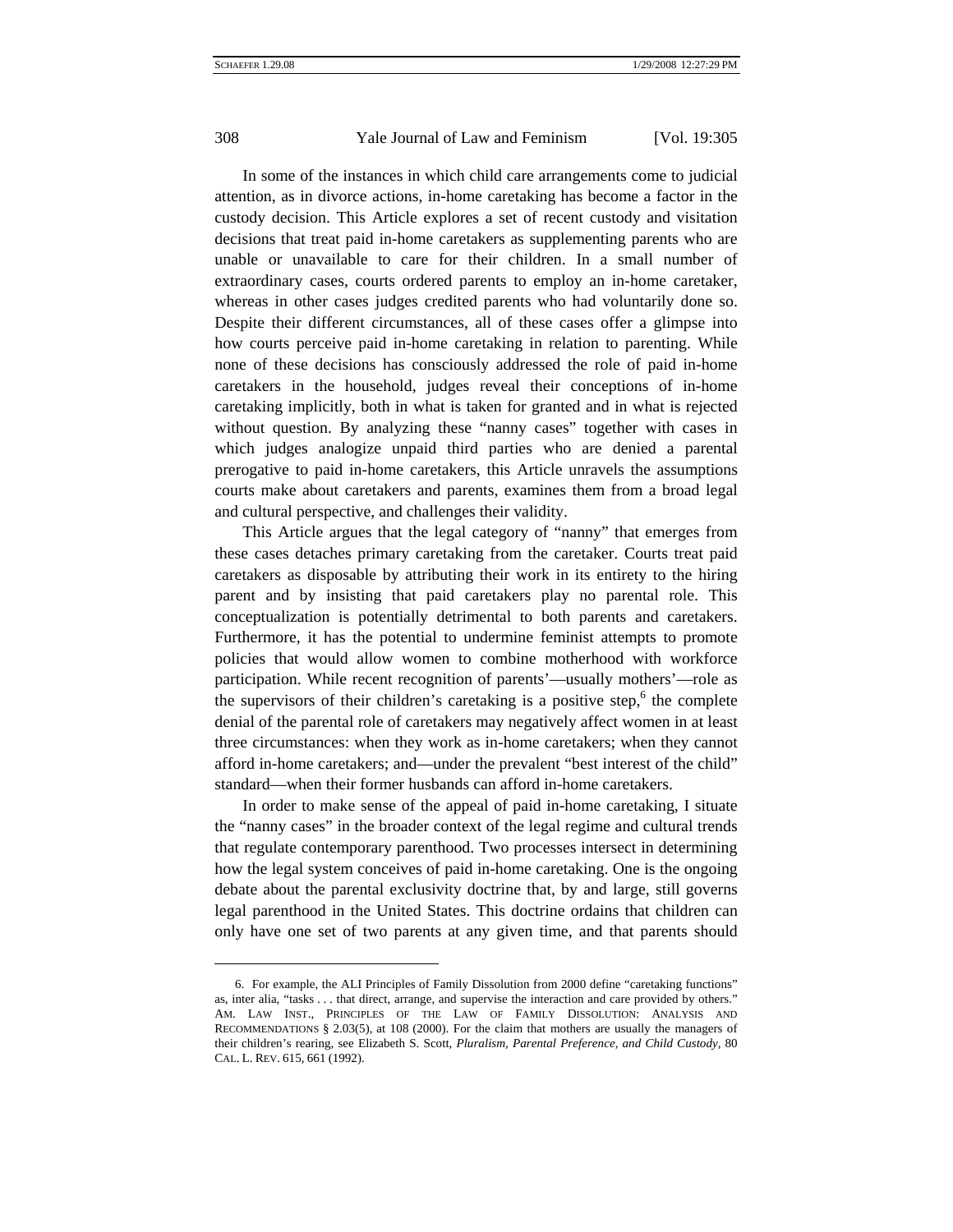In some of the instances in which child care arrangements come to judicial attention, as in divorce actions, in-home caretaking has become a factor in the custody decision. This Article explores a set of recent custody and visitation decisions that treat paid in-home caretakers as supplementing parents who are unable or unavailable to care for their children. In a small number of extraordinary cases, courts ordered parents to employ an in-home caretaker, whereas in other cases judges credited parents who had voluntarily done so. Despite their different circumstances, all of these cases offer a glimpse into how courts perceive paid in-home caretaking in relation to parenting. While none of these decisions has consciously addressed the role of paid in-home caretakers in the household, judges reveal their conceptions of in-home caretaking implicitly, both in what is taken for granted and in what is rejected without question. By analyzing these "nanny cases" together with cases in which judges analogize unpaid third parties who are denied a parental prerogative to paid in-home caretakers, this Article unravels the assumptions courts make about caretakers and parents, examines them from a broad legal and cultural perspective, and challenges their validity.

This Article argues that the legal category of "nanny" that emerges from these cases detaches primary caretaking from the caretaker. Courts treat paid caretakers as disposable by attributing their work in its entirety to the hiring parent and by insisting that paid caretakers play no parental role. This conceptualization is potentially detrimental to both parents and caretakers. Furthermore, it has the potential to undermine feminist attempts to promote policies that would allow women to combine motherhood with workforce participation. While recent recognition of parents'—usually mothers'—role as the supervisors of their children's caretaking is a positive step,[6] the complete denial of the parental role of caretakers may negatively affect women in at least three circumstances: when they work as in-home caretakers; when they cannot afford in-home caretakers; and—under the prevalent "best interest of the child" standard—when their former husbands can afford in-home caretakers.

In order to make sense of the appeal of paid in-home caretaking, I situate the "nanny cases" in the broader context of the legal regime and cultural trends that regulate contemporary parenthood. Two processes intersect in determining how the legal system conceives of paid in-home caretaking. One is the ongoing debate about the parental exclusivity doctrine that, by and large, still governs legal parenthood in the United States. This doctrine ordains that children can only have one set of two parents at any given time, and that parents should

---

6. For example, the ALI Principles of Family Dissolution from 2000 define "caretaking functions" as, inter alia, "tasks . . . that direct, arrange, and supervise the interaction and care provided by others." AM. LAW INST., PRINCIPLES OF THE LAW OF FAMILY DISSOLUTION: ANALYSIS AND RECOMMENDATIONS § 2.03(5), at 108 (2000). For the claim that mothers are usually the managers of their children's rearing, see Elizabeth S. Scott, *Pluralism, Parental Preference, and Child Custody*, 80 CAL. L. REV. 615, 661 (1992).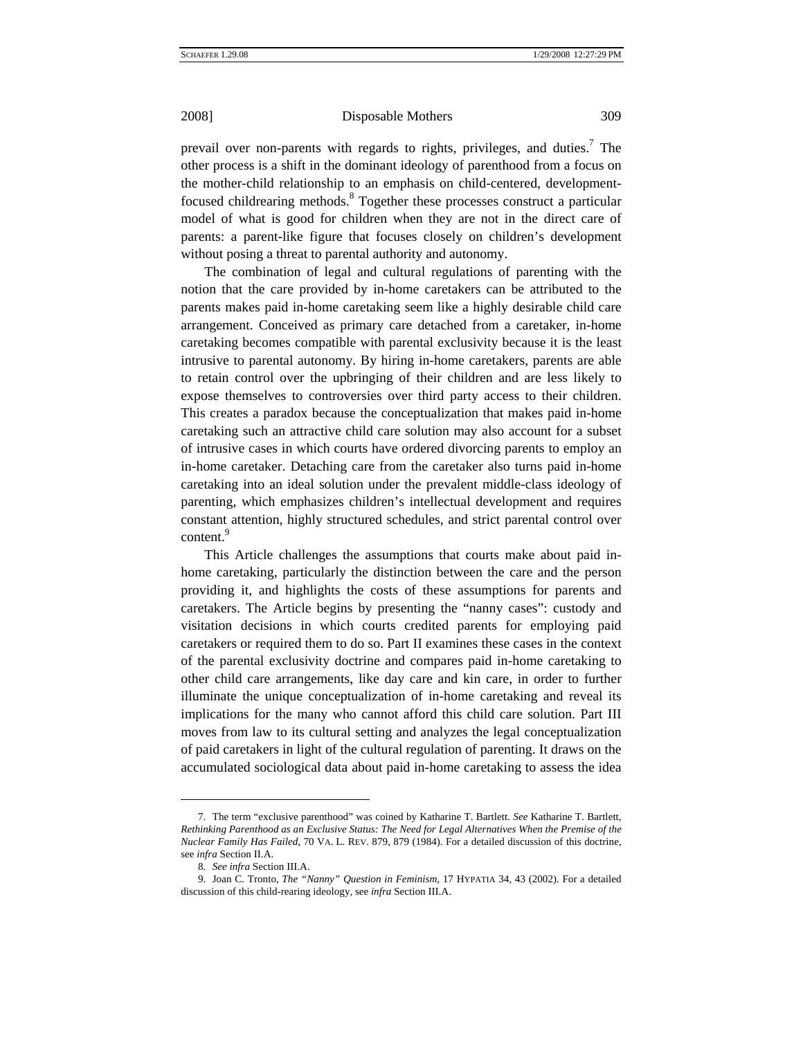prevail over non-parents with regards to rights, privileges, and duties.[7] The other process is a shift in the dominant ideology of parenthood from a focus on the mother-child relationship to an emphasis on child-centered, development-focused childrearing methods.[8] Together these processes construct a particular model of what is good for children when they are not in the direct care of parents: a parent-like figure that focuses closely on children's development without posing a threat to parental authority and autonomy.

The combination of legal and cultural regulations of parenting with the notion that the care provided by in-home caretakers can be attributed to the parents makes paid in-home caretaking seem like a highly desirable child care arrangement. Conceived as primary care detached from a caretaker, in-home caretaking becomes compatible with parental exclusivity because it is the least intrusive to parental autonomy. By hiring in-home caretakers, parents are able to retain control over the upbringing of their children and are less likely to expose themselves to controversies over third party access to their children. This creates a paradox because the conceptualization that makes paid in-home caretaking such an attractive child care solution may also account for a subset of intrusive cases in which courts have ordered divorcing parents to employ an in-home caretaker. Detaching care from the caretaker also turns paid in-home caretaking into an ideal solution under the prevalent middle-class ideology of parenting, which emphasizes children's intellectual development and requires constant attention, highly structured schedules, and strict parental control over content.[9]

This Article challenges the assumptions that courts make about paid in-home caretaking, particularly the distinction between the care and the person providing it, and highlights the costs of these assumptions for parents and caretakers. The Article begins by presenting the "nanny cases": custody and visitation decisions in which courts credited parents for employing paid caretakers or required them to do so. Part II examines these cases in the context of the parental exclusivity doctrine and compares paid in-home caretaking to other child care arrangements, like day care and kin care, in order to further illuminate the unique conceptualization of in-home caretaking and reveal its implications for the many who cannot afford this child care solution. Part III moves from law to its cultural setting and analyzes the legal conceptualization of paid caretakers in light of the cultural regulation of parenting. It draws on the accumulated sociological data about paid in-home caretaking to assess the idea

---

7. The term "exclusive parenthood" was coined by Katharine T. Bartlett. *See* Katharine T. Bartlett, *Rethinking Parenthood as an Exclusive Status: The Need for Legal Alternatives When the Premise of the Nuclear Family Has Failed*, 70 VA. L. REV. 879, 879 (1984). For a detailed discussion of this doctrine, see *infra* Section II.A.

8. *See infra* Section III.A.

9. Joan C. Tronto, *The "Nanny" Question in Feminism*, 17 HYPATIA 34, 43 (2002). For a detailed discussion of this child-rearing ideology, see *infra* Section III.A.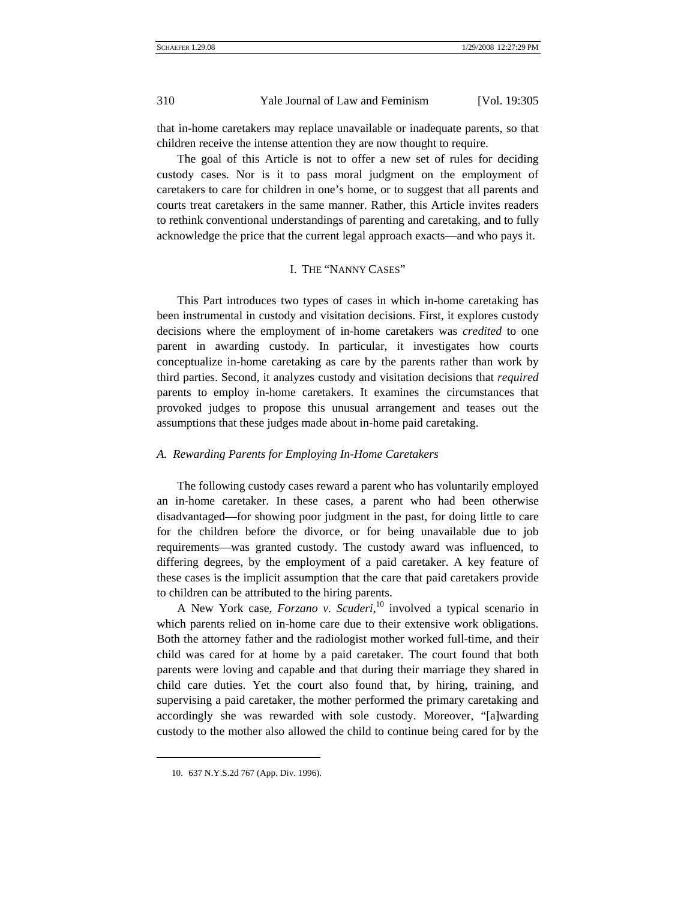that in-home caretakers may replace unavailable or inadequate parents, so that children receive the intense attention they are now thought to require.

The goal of this Article is not to offer a new set of rules for deciding custody cases. Nor is it to pass moral judgment on the employment of caretakers to care for children in one's home, or to suggest that all parents and courts treat caretakers in the same manner. Rather, this Article invites readers to rethink conventional understandings of parenting and caretaking, and to fully acknowledge the price that the current legal approach exacts—and who pays it.

## I. THE "NANNY CASES"

This Part introduces two types of cases in which in-home caretaking has been instrumental in custody and visitation decisions. First, it explores custody decisions where the employment of in-home caretakers was *credited* to one parent in awarding custody. In particular, it investigates how courts conceptualize in-home caretaking as care by the parents rather than work by third parties. Second, it analyzes custody and visitation decisions that *required* parents to employ in-home caretakers. It examines the circumstances that provoked judges to propose this unusual arrangement and teases out the assumptions that these judges made about in-home paid caretaking.

### *A. Rewarding Parents for Employing In-Home Caretakers*

The following custody cases reward a parent who has voluntarily employed an in-home caretaker. In these cases, a parent who had been otherwise disadvantaged—for showing poor judgment in the past, for doing little to care for the children before the divorce, or for being unavailable due to job requirements—was granted custody. The custody award was influenced, to differing degrees, by the employment of a paid caretaker. A key feature of these cases is the implicit assumption that the care that paid caretakers provide to children can be attributed to the hiring parents.

A New York case, *Forzano v. Scuderi*,[10] involved a typical scenario in which parents relied on in-home care due to their extensive work obligations. Both the attorney father and the radiologist mother worked full-time, and their child was cared for at home by a paid caretaker. The court found that both parents were loving and capable and that during their marriage they shared in child care duties. Yet the court also found that, by hiring, training, and supervising a paid caretaker, the mother performed the primary caretaking and accordingly she was rewarded with sole custody. Moreover, "[a]warding custody to the mother also allowed the child to continue being cared for by the

10. 637 N.Y.S.2d 767 (App. Div. 1996).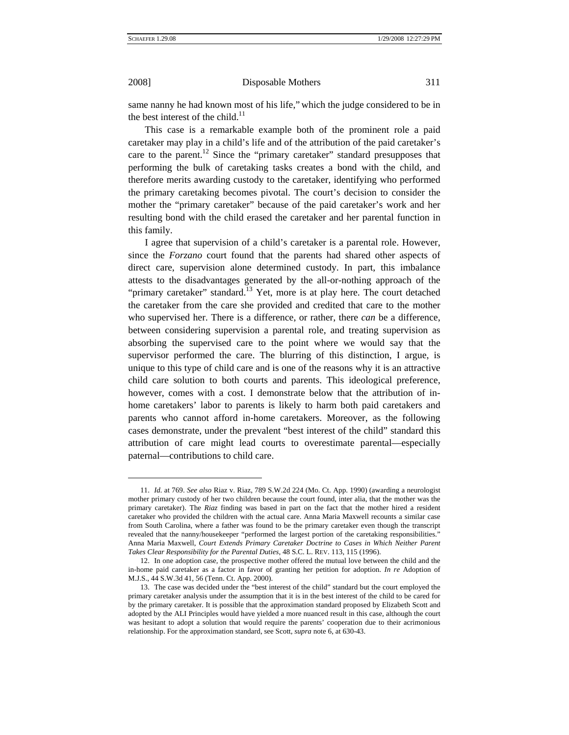same nanny he had known most of his life," which the judge considered to be in the best interest of the child.[11]

This case is a remarkable example both of the prominent role a paid caretaker may play in a child's life and of the attribution of the paid caretaker's care to the parent.[12] Since the "primary caretaker" standard presupposes that performing the bulk of caretaking tasks creates a bond with the child, and therefore merits awarding custody to the caretaker, identifying who performed the primary caretaking becomes pivotal. The court's decision to consider the mother the "primary caretaker" because of the paid caretaker's work and her resulting bond with the child erased the caretaker and her parental function in this family.

I agree that supervision of a child's caretaker is a parental role. However, since the *Forzano* court found that the parents had shared other aspects of direct care, supervision alone determined custody. In part, this imbalance attests to the disadvantages generated by the all-or-nothing approach of the "primary caretaker" standard.[13] Yet, more is at play here. The court detached the caretaker from the care she provided and credited that care to the mother who supervised her. There is a difference, or rather, there *can* be a difference, between considering supervision a parental role, and treating supervision as absorbing the supervised care to the point where we would say that the supervisor performed the care. The blurring of this distinction, I argue, is unique to this type of child care and is one of the reasons why it is an attractive child care solution to both courts and parents. This ideological preference, however, comes with a cost. I demonstrate below that the attribution of in-home caretakers' labor to parents is likely to harm both paid caretakers and parents who cannot afford in-home caretakers. Moreover, as the following cases demonstrate, under the prevalent "best interest of the child" standard this attribution of care might lead courts to overestimate parental—especially paternal—contributions to child care.

---

11. *Id.* at 769. *See also* Riaz v. Riaz, 789 S.W.2d 224 (Mo. Ct. App. 1990) (awarding a neurologist mother primary custody of her two children because the court found, inter alia, that the mother was the primary caretaker). The *Riaz* finding was based in part on the fact that the mother hired a resident caretaker who provided the children with the actual care. Anna Maria Maxwell recounts a similar case from South Carolina, where a father was found to be the primary caretaker even though the transcript revealed that the nanny/housekeeper "performed the largest portion of the caretaking responsibilities." Anna Maria Maxwell, *Court Extends Primary Caretaker Doctrine to Cases in Which Neither Parent Takes Clear Responsibility for the Parental Duties*, 48 S.C. L. REV. 113, 115 (1996).

12. In one adoption case, the prospective mother offered the mutual love between the child and the in-home paid caretaker as a factor in favor of granting her petition for adoption. *In re* Adoption of M.J.S., 44 S.W.3d 41, 56 (Tenn. Ct. App. 2000).

13. The case was decided under the "best interest of the child" standard but the court employed the primary caretaker analysis under the assumption that it is in the best interest of the child to be cared for by the primary caretaker. It is possible that the approximation standard proposed by Elizabeth Scott and adopted by the ALI Principles would have yielded a more nuanced result in this case, although the court was hesitant to adopt a solution that would require the parents' cooperation due to their acrimonious relationship. For the approximation standard, see Scott, *supra* note 6, at 630-43.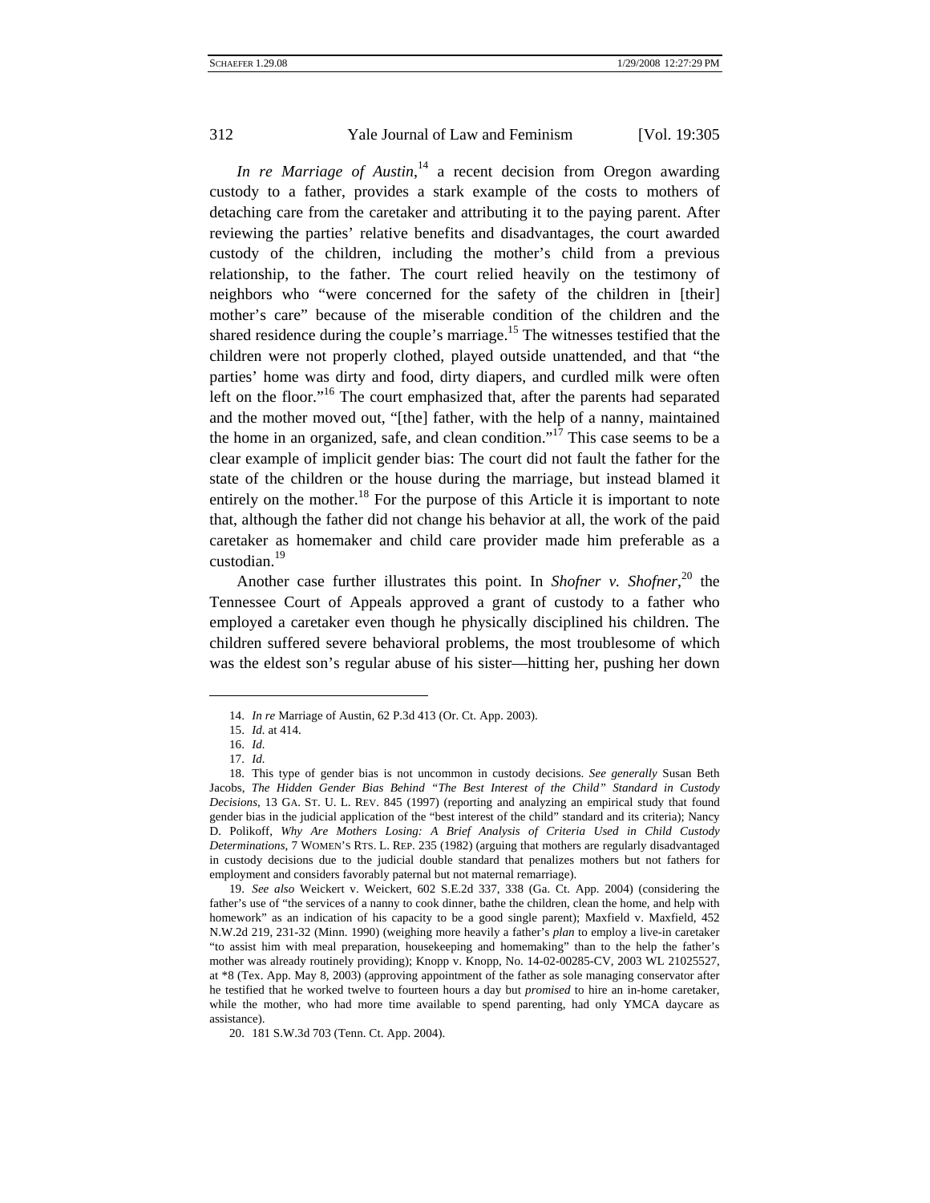*In re Marriage of Austin*,[14] a recent decision from Oregon awarding custody to a father, provides a stark example of the costs to mothers of detaching care from the caretaker and attributing it to the paying parent. After reviewing the parties' relative benefits and disadvantages, the court awarded custody of the children, including the mother's child from a previous relationship, to the father. The court relied heavily on the testimony of neighbors who "were concerned for the safety of the children in [their] mother's care" because of the miserable condition of the children and the shared residence during the couple's marriage.[15] The witnesses testified that the children were not properly clothed, played outside unattended, and that "the parties' home was dirty and food, dirty diapers, and curdled milk were often left on the floor."[16] The court emphasized that, after the parents had separated and the mother moved out, "[the] father, with the help of a nanny, maintained the home in an organized, safe, and clean condition."[17] This case seems to be a clear example of implicit gender bias: The court did not fault the father for the state of the children or the house during the marriage, but instead blamed it entirely on the mother.[18] For the purpose of this Article it is important to note that, although the father did not change his behavior at all, the work of the paid caretaker as homemaker and child care provider made him preferable as a custodian.[19]

Another case further illustrates this point. In *Shofner v. Shofner*,[20] the Tennessee Court of Appeals approved a grant of custody to a father who employed a caretaker even though he physically disciplined his children. The children suffered severe behavioral problems, the most troublesome of which was the eldest son's regular abuse of his sister—hitting her, pushing her down

---

14. *In re* Marriage of Austin, 62 P.3d 413 (Or. Ct. App. 2003).

15. *Id.* at 414.

16. *Id.*

17. *Id.*

18. This type of gender bias is not uncommon in custody decisions. *See generally* Susan Beth Jacobs, *The Hidden Gender Bias Behind "The Best Interest of the Child" Standard in Custody Decisions*, 13 GA. ST. U. L. REV. 845 (1997) (reporting and analyzing an empirical study that found gender bias in the judicial application of the "best interest of the child" standard and its criteria); Nancy D. Polikoff, *Why Are Mothers Losing: A Brief Analysis of Criteria Used in Child Custody Determinations*, 7 WOMEN'S RTS. L. REP. 235 (1982) (arguing that mothers are regularly disadvantaged in custody decisions due to the judicial double standard that penalizes mothers but not fathers for employment and considers favorably paternal but not maternal remarriage).

19. *See also* Weickert v. Weickert, 602 S.E.2d 337, 338 (Ga. Ct. App. 2004) (considering the father's use of "the services of a nanny to cook dinner, bathe the children, clean the home, and help with homework" as an indication of his capacity to be a good single parent); Maxfield v. Maxfield, 452 N.W.2d 219, 231-32 (Minn. 1990) (weighing more heavily a father's *plan* to employ a live-in caretaker "to assist him with meal preparation, housekeeping and homemaking" than to the help the father's mother was already routinely providing); Knopp v. Knopp, No. 14-02-00285-CV, 2003 WL 21025527, at *8 (Tex. App. May 8, 2003) (approving appointment of the father as sole managing conservator after he testified that he worked twelve to fourteen hours a day but *promised* to hire an in-home caretaker, while the mother, who had more time available to spend parenting, had only YMCA daycare as assistance).

20. 181 S.W.3d 703 (Tenn. Ct. App. 2004).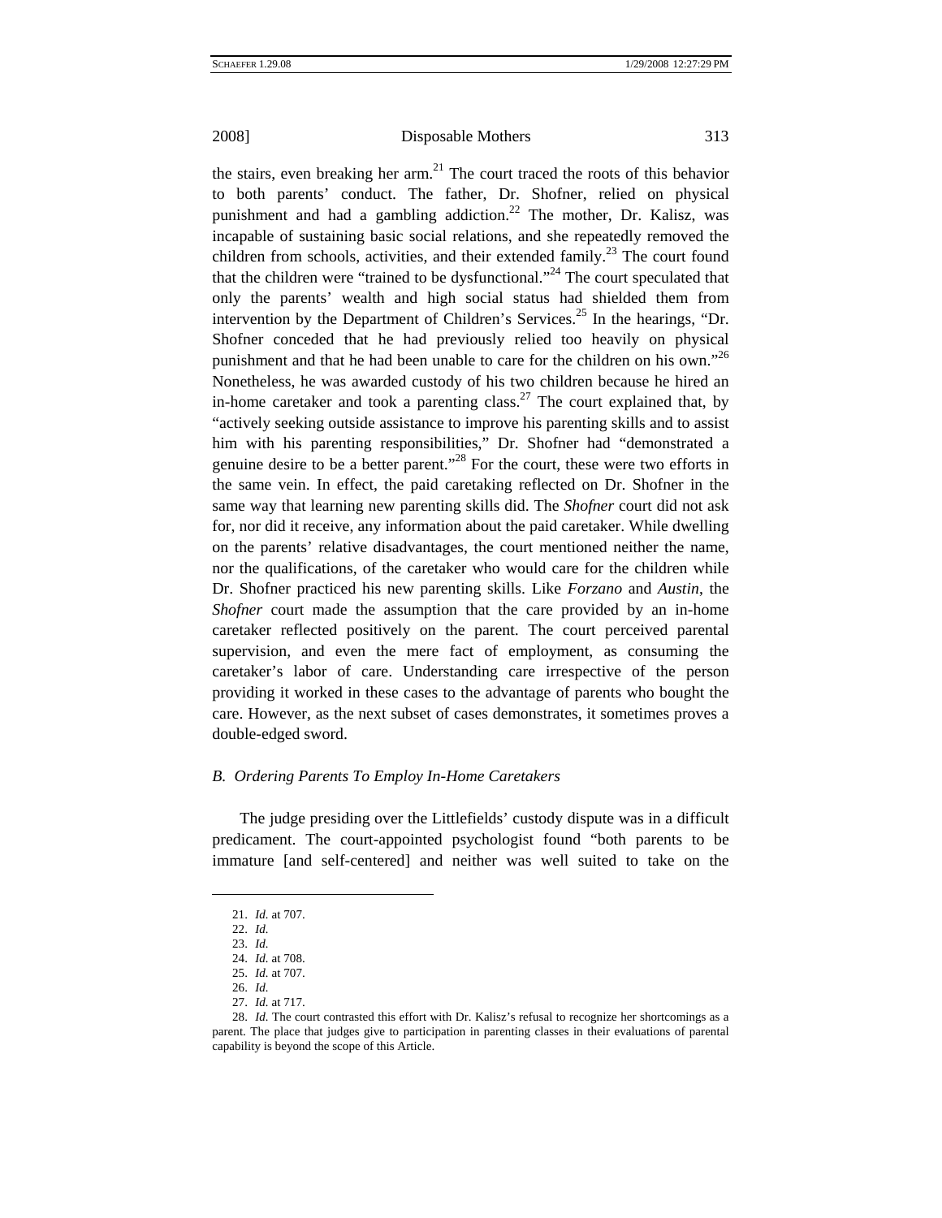the stairs, even breaking her arm.[21] The court traced the roots of this behavior to both parents' conduct. The father, Dr. Shofner, relied on physical punishment and had a gambling addiction.[22] The mother, Dr. Kalisz, was incapable of sustaining basic social relations, and she repeatedly removed the children from schools, activities, and their extended family.[23] The court found that the children were "trained to be dysfunctional."[24] The court speculated that only the parents' wealth and high social status had shielded them from intervention by the Department of Children's Services.[25] In the hearings, "Dr. Shofner conceded that he had previously relied too heavily on physical punishment and that he had been unable to care for the children on his own."[26] Nonetheless, he was awarded custody of his two children because he hired an in-home caretaker and took a parenting class.[27] The court explained that, by "actively seeking outside assistance to improve his parenting skills and to assist him with his parenting responsibilities," Dr. Shofner had "demonstrated a genuine desire to be a better parent."[28] For the court, these were two efforts in the same vein. In effect, the paid caretaking reflected on Dr. Shofner in the same way that learning new parenting skills did. The *Shofner* court did not ask for, nor did it receive, any information about the paid caretaker. While dwelling on the parents' relative disadvantages, the court mentioned neither the name, nor the qualifications, of the caretaker who would care for the children while Dr. Shofner practiced his new parenting skills. Like *Forzano* and *Austin*, the *Shofner* court made the assumption that the care provided by an in-home caretaker reflected positively on the parent. The court perceived parental supervision, and even the mere fact of employment, as consuming the caretaker's labor of care. Understanding care irrespective of the person providing it worked in these cases to the advantage of parents who bought the care. However, as the next subset of cases demonstrates, it sometimes proves a double-edged sword.

### *B. Ordering Parents To Employ In-Home Caretakers*

The judge presiding over the Littlefields' custody dispute was in a difficult predicament. The court-appointed psychologist found "both parents to be immature [and self-centered] and neither was well suited to take on the

---

21. *Id.* at 707.
22. *Id.*
23. *Id.*
24. *Id.* at 708.
25. *Id.* at 707.
26. *Id.*
27. *Id.* at 717.
28. *Id.* The court contrasted this effort with Dr. Kalisz's refusal to recognize her shortcomings as a parent. The place that judges give to participation in parenting classes in their evaluations of parental capability is beyond the scope of this Article.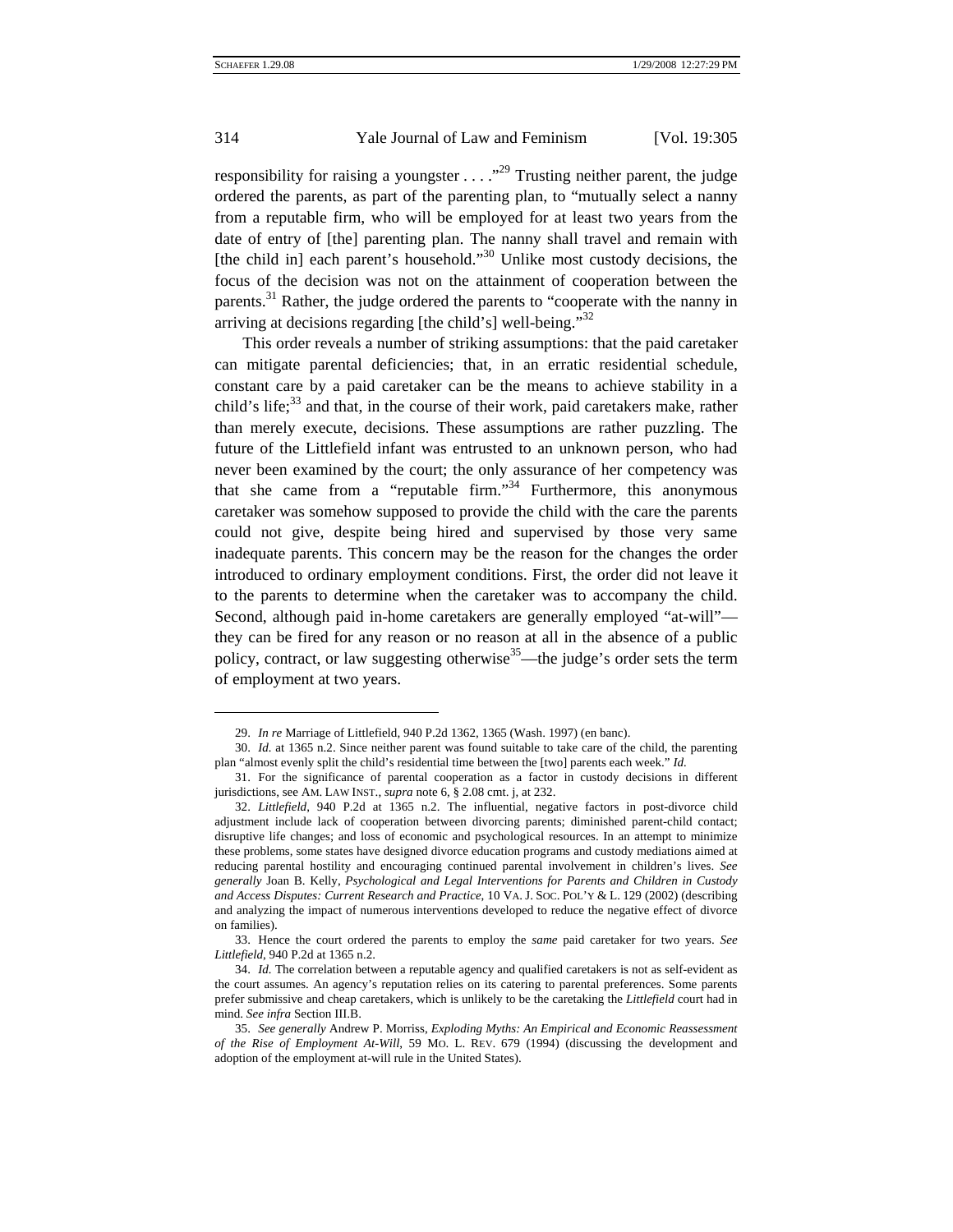responsibility for raising a youngster . . . ."[29] Trusting neither parent, the judge ordered the parents, as part of the parenting plan, to "mutually select a nanny from a reputable firm, who will be employed for at least two years from the date of entry of [the] parenting plan. The nanny shall travel and remain with [the child in] each parent's household."[30] Unlike most custody decisions, the focus of the decision was not on the attainment of cooperation between the parents.[31] Rather, the judge ordered the parents to "cooperate with the nanny in arriving at decisions regarding [the child's] well-being."[32]

This order reveals a number of striking assumptions: that the paid caretaker can mitigate parental deficiencies; that, in an erratic residential schedule, constant care by a paid caretaker can be the means to achieve stability in a child's life;[33] and that, in the course of their work, paid caretakers make, rather than merely execute, decisions. These assumptions are rather puzzling. The future of the Littlefield infant was entrusted to an unknown person, who had never been examined by the court; the only assurance of her competency was that she came from a "reputable firm."[34] Furthermore, this anonymous caretaker was somehow supposed to provide the child with the care the parents could not give, despite being hired and supervised by those very same inadequate parents. This concern may be the reason for the changes the order introduced to ordinary employment conditions. First, the order did not leave it to the parents to determine when the caretaker was to accompany the child. Second, although paid in-home caretakers are generally employed "at-will"—they can be fired for any reason or no reason at all in the absence of a public policy, contract, or law suggesting otherwise[35]—the judge's order sets the term of employment at two years.

---

29. *In re* Marriage of Littlefield, 940 P.2d 1362, 1365 (Wash. 1997) (en banc).

30. *Id.* at 1365 n.2. Since neither parent was found suitable to take care of the child, the parenting plan "almost evenly split the child's residential time between the [two] parents each week." *Id.*

31. For the significance of parental cooperation as a factor in custody decisions in different jurisdictions, see AM. LAW INST., *supra* note 6, § 2.08 cmt. j, at 232.

32. *Littlefield*, 940 P.2d at 1365 n.2. The influential, negative factors in post-divorce child adjustment include lack of cooperation between divorcing parents; diminished parent-child contact; disruptive life changes; and loss of economic and psychological resources. In an attempt to minimize these problems, some states have designed divorce education programs and custody mediations aimed at reducing parental hostility and encouraging continued parental involvement in children's lives. *See generally* Joan B. Kelly, *Psychological and Legal Interventions for Parents and Children in Custody and Access Disputes: Current Research and Practice*, 10 VA. J. SOC. POL'Y & L. 129 (2002) (describing and analyzing the impact of numerous interventions developed to reduce the negative effect of divorce on families).

33. Hence the court ordered the parents to employ the *same* paid caretaker for two years. *See Littlefield*, 940 P.2d at 1365 n.2.

34. *Id.* The correlation between a reputable agency and qualified caretakers is not as self-evident as the court assumes. An agency's reputation relies on its catering to parental preferences. Some parents prefer submissive and cheap caretakers, which is unlikely to be the caretaking the *Littlefield* court had in mind. *See infra* Section III.B.

35. *See generally* Andrew P. Morriss, *Exploding Myths: An Empirical and Economic Reassessment of the Rise of Employment At-Will*, 59 MO. L. REV. 679 (1994) (discussing the development and adoption of the employment at-will rule in the United States).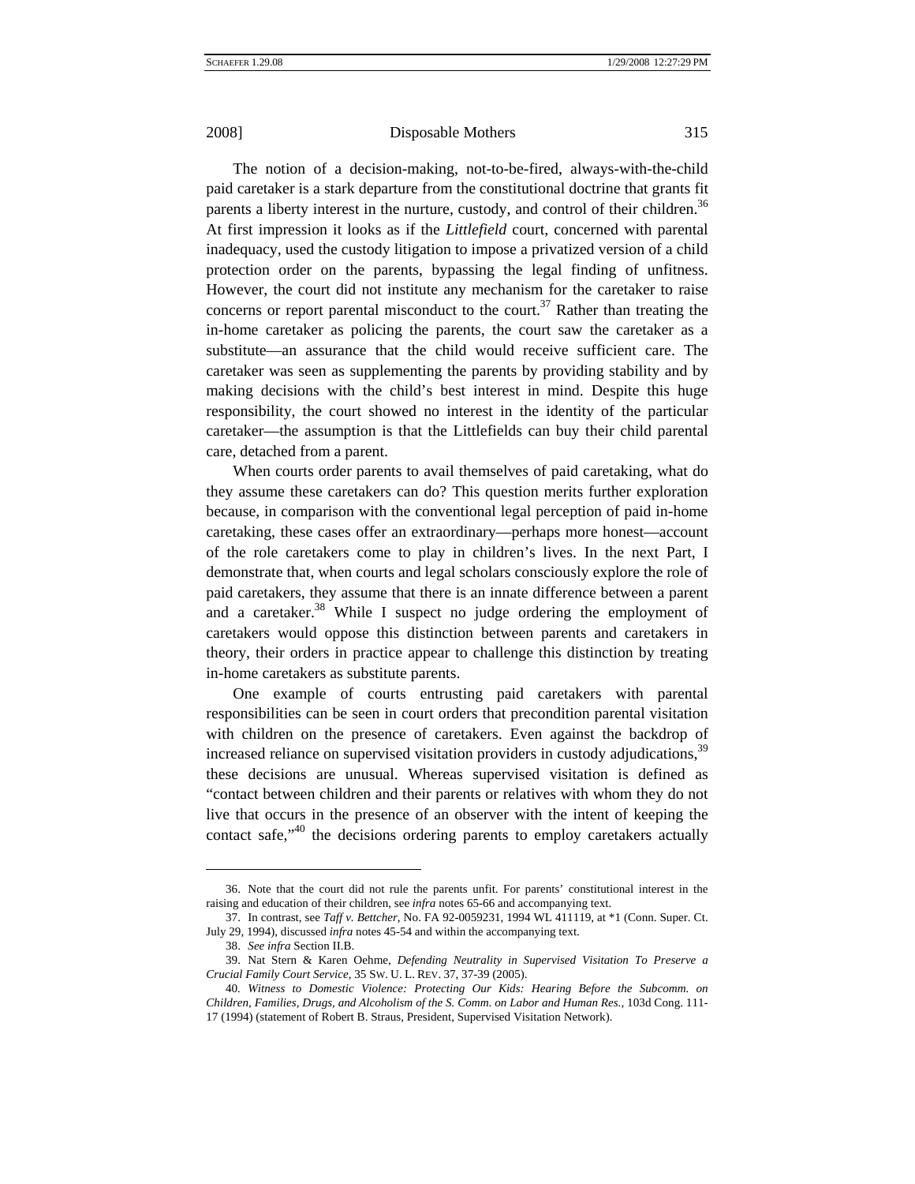The notion of a decision-making, not-to-be-fired, always-with-the-child paid caretaker is a stark departure from the constitutional doctrine that grants fit parents a liberty interest in the nurture, custody, and control of their children.[36] At first impression it looks as if the *Littlefield* court, concerned with parental inadequacy, used the custody litigation to impose a privatized version of a child protection order on the parents, bypassing the legal finding of unfitness. However, the court did not institute any mechanism for the caretaker to raise concerns or report parental misconduct to the court.[37] Rather than treating the in-home caretaker as policing the parents, the court saw the caretaker as a substitute—an assurance that the child would receive sufficient care. The caretaker was seen as supplementing the parents by providing stability and by making decisions with the child's best interest in mind. Despite this huge responsibility, the court showed no interest in the identity of the particular caretaker—the assumption is that the Littlefields can buy their child parental care, detached from a parent.

When courts order parents to avail themselves of paid caretaking, what do they assume these caretakers can do? This question merits further exploration because, in comparison with the conventional legal perception of paid in-home caretaking, these cases offer an extraordinary—perhaps more honest—account of the role caretakers come to play in children's lives. In the next Part, I demonstrate that, when courts and legal scholars consciously explore the role of paid caretakers, they assume that there is an innate difference between a parent and a caretaker.[38] While I suspect no judge ordering the employment of caretakers would oppose this distinction between parents and caretakers in theory, their orders in practice appear to challenge this distinction by treating in-home caretakers as substitute parents.

One example of courts entrusting paid caretakers with parental responsibilities can be seen in court orders that precondition parental visitation with children on the presence of caretakers. Even against the backdrop of increased reliance on supervised visitation providers in custody adjudications,[39] these decisions are unusual. Whereas supervised visitation is defined as "contact between children and their parents or relatives with whom they do not live that occurs in the presence of an observer with the intent of keeping the contact safe,"[40] the decisions ordering parents to employ caretakers actually

---

36. Note that the court did not rule the parents unfit. For parents' constitutional interest in the raising and education of their children, see *infra* notes 65-66 and accompanying text.

37. In contrast, see *Taff v. Bettcher*, No. FA 92-0059231, 1994 WL 411119, at *1 (Conn. Super. Ct. July 29, 1994), discussed *infra* notes 45-54 and within the accompanying text.

38. *See infra* Section II.B.

39. Nat Stern & Karen Oehme, *Defending Neutrality in Supervised Visitation To Preserve a Crucial Family Court Service*, 35 SW. U. L. REV. 37, 37-39 (2005).

40. *Witness to Domestic Violence: Protecting Our Kids: Hearing Before the Subcomm. on Children, Families, Drugs, and Alcoholism of the S. Comm. on Labor and Human Res.*, 103d Cong. 111-17 (1994) (statement of Robert B. Straus, President, Supervised Visitation Network).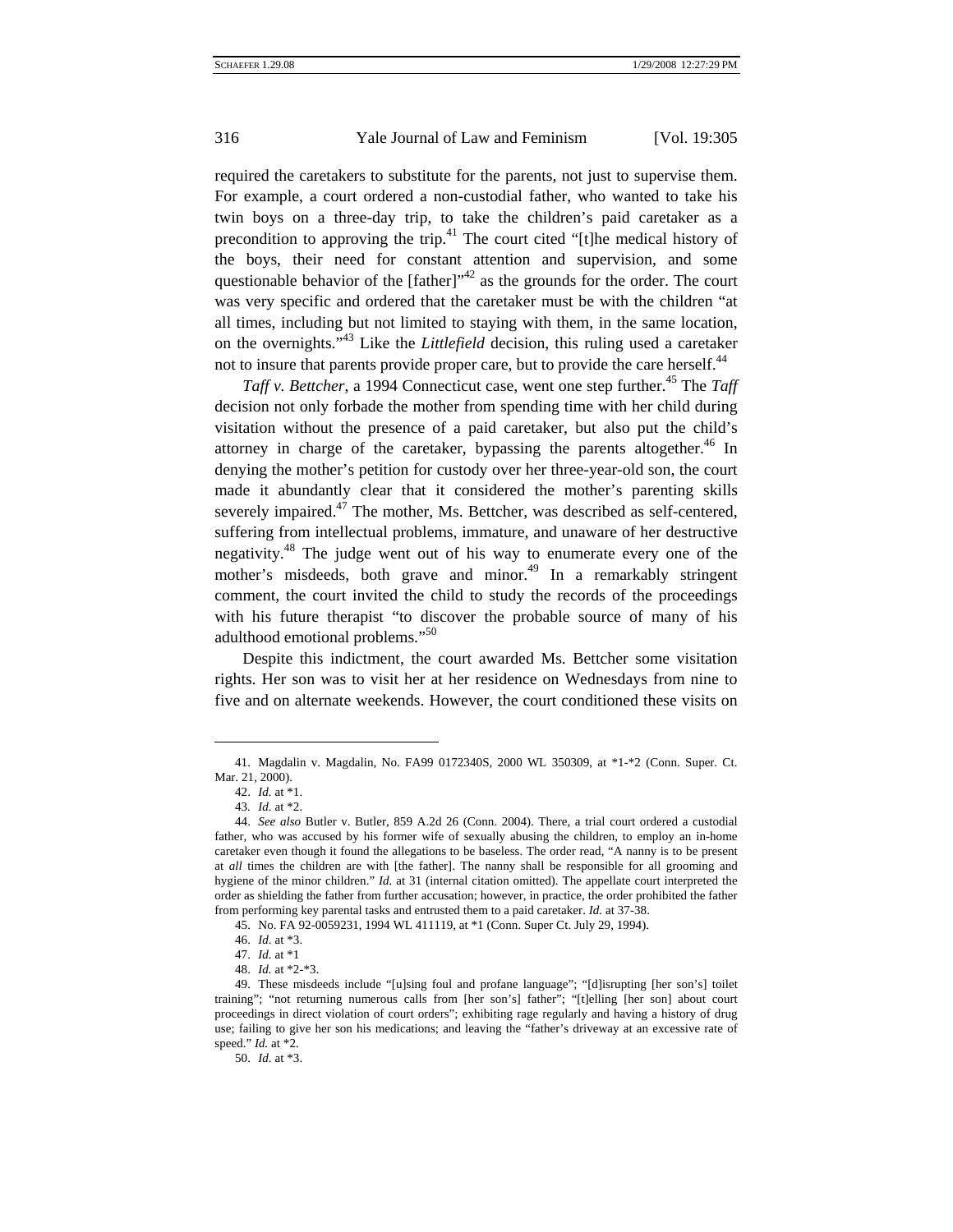required the caretakers to substitute for the parents, not just to supervise them. For example, a court ordered a non-custodial father, who wanted to take his twin boys on a three-day trip, to take the children's paid caretaker as a precondition to approving the trip.[41] The court cited "[t]he medical history of the boys, their need for constant attention and supervision, and some questionable behavior of the [father]"[42] as the grounds for the order. The court was very specific and ordered that the caretaker must be with the children "at all times, including but not limited to staying with them, in the same location, on the overnights."[43] Like the *Littlefield* decision, this ruling used a caretaker not to insure that parents provide proper care, but to provide the care herself.[44]

*Taff v. Bettcher*, a 1994 Connecticut case, went one step further.[45] The *Taff* decision not only forbade the mother from spending time with her child during visitation without the presence of a paid caretaker, but also put the child's attorney in charge of the caretaker, bypassing the parents altogether.[46] In denying the mother's petition for custody over her three-year-old son, the court made it abundantly clear that it considered the mother's parenting skills severely impaired.[47] The mother, Ms. Bettcher, was described as self-centered, suffering from intellectual problems, immature, and unaware of her destructive negativity.[48] The judge went out of his way to enumerate every one of the mother's misdeeds, both grave and minor.[49] In a remarkably stringent comment, the court invited the child to study the records of the proceedings with his future therapist "to discover the probable source of many of his adulthood emotional problems."[50]

Despite this indictment, the court awarded Ms. Bettcher some visitation rights. Her son was to visit her at her residence on Wednesdays from nine to five and on alternate weekends. However, the court conditioned these visits on

---

41. Magdalin v. Magdalin, No. FA99 0172340S, 2000 WL 350309, at *1-*2 (Conn. Super. Ct. Mar. 21, 2000).

42. *Id.* at *1.

43. *Id.* at *2.

44. *See also* Butler v. Butler, 859 A.2d 26 (Conn. 2004). There, a trial court ordered a custodial father, who was accused by his former wife of sexually abusing the children, to employ an in-home caretaker even though it found the allegations to be baseless. The order read, "A nanny is to be present at *all* times the children are with [the father]. The nanny shall be responsible for all grooming and hygiene of the minor children." *Id.* at 31 (internal citation omitted). The appellate court interpreted the order as shielding the father from further accusation; however, in practice, the order prohibited the father from performing key parental tasks and entrusted them to a paid caretaker. *Id.* at 37-38.

45. No. FA 92-0059231, 1994 WL 411119, at *1 (Conn. Super Ct. July 29, 1994).

46. *Id.* at *3.

47. *Id.* at *1

48. *Id.* at *2-*3.

49. These misdeeds include "[u]sing foul and profane language"; "[d]isrupting [her son's] toilet training"; "not returning numerous calls from [her son's] father"; "[t]elling [her son] about court proceedings in direct violation of court orders"; exhibiting rage regularly and having a history of drug use; failing to give her son his medications; and leaving the "father's driveway at an excessive rate of speed." *Id.* at *2.

50. *Id.* at *3.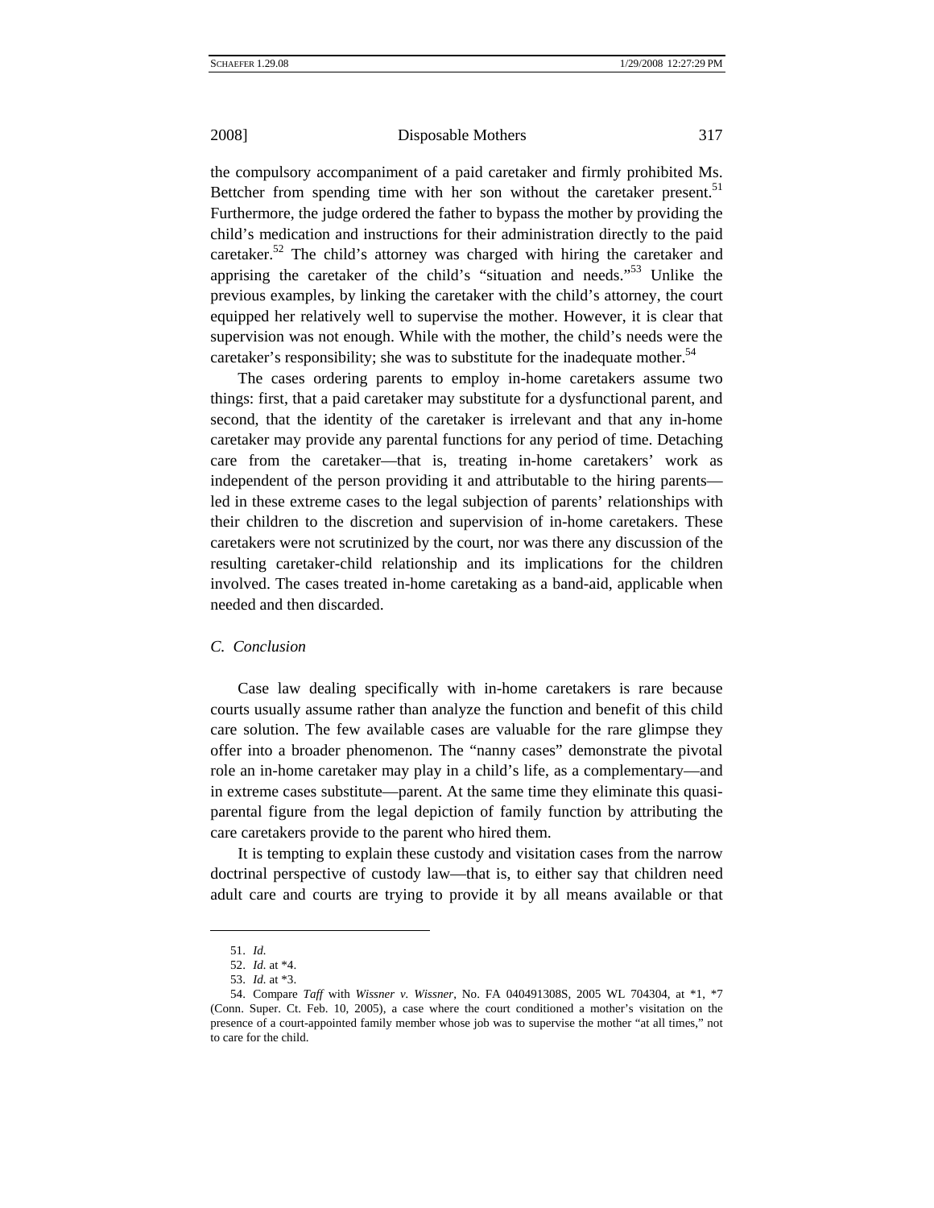the compulsory accompaniment of a paid caretaker and firmly prohibited Ms. Bettcher from spending time with her son without the caretaker present.[51] Furthermore, the judge ordered the father to bypass the mother by providing the child's medication and instructions for their administration directly to the paid caretaker.[52] The child's attorney was charged with hiring the caretaker and apprising the caretaker of the child's "situation and needs."[53] Unlike the previous examples, by linking the caretaker with the child's attorney, the court equipped her relatively well to supervise the mother. However, it is clear that supervision was not enough. While with the mother, the child's needs were the caretaker's responsibility; she was to substitute for the inadequate mother.[54]

The cases ordering parents to employ in-home caretakers assume two things: first, that a paid caretaker may substitute for a dysfunctional parent, and second, that the identity of the caretaker is irrelevant and that any in-home caretaker may provide any parental functions for any period of time. Detaching care from the caretaker—that is, treating in-home caretakers' work as independent of the person providing it and attributable to the hiring parents—led in these extreme cases to the legal subjection of parents' relationships with their children to the discretion and supervision of in-home caretakers. These caretakers were not scrutinized by the court, nor was there any discussion of the resulting caretaker-child relationship and its implications for the children involved. The cases treated in-home caretaking as a band-aid, applicable when needed and then discarded.

### *C. Conclusion*

Case law dealing specifically with in-home caretakers is rare because courts usually assume rather than analyze the function and benefit of this child care solution. The few available cases are valuable for the rare glimpse they offer into a broader phenomenon. The "nanny cases" demonstrate the pivotal role an in-home caretaker may play in a child's life, as a complementary—and in extreme cases substitute—parent. At the same time they eliminate this quasi-parental figure from the legal depiction of family function by attributing the care caretakers provide to the parent who hired them.

It is tempting to explain these custody and visitation cases from the narrow doctrinal perspective of custody law—that is, to either say that children need adult care and courts are trying to provide it by all means available or that

---

51. *Id.*

52. *Id.* at *4.

53. *Id.* at *3.

54. Compare *Taff* with *Wissner v. Wissner*, No. FA 040491308S, 2005 WL 704304, at *1, *7 (Conn. Super. Ct. Feb. 10, 2005), a case where the court conditioned a mother's visitation on the presence of a court-appointed family member whose job was to supervise the mother "at all times," not to care for the child.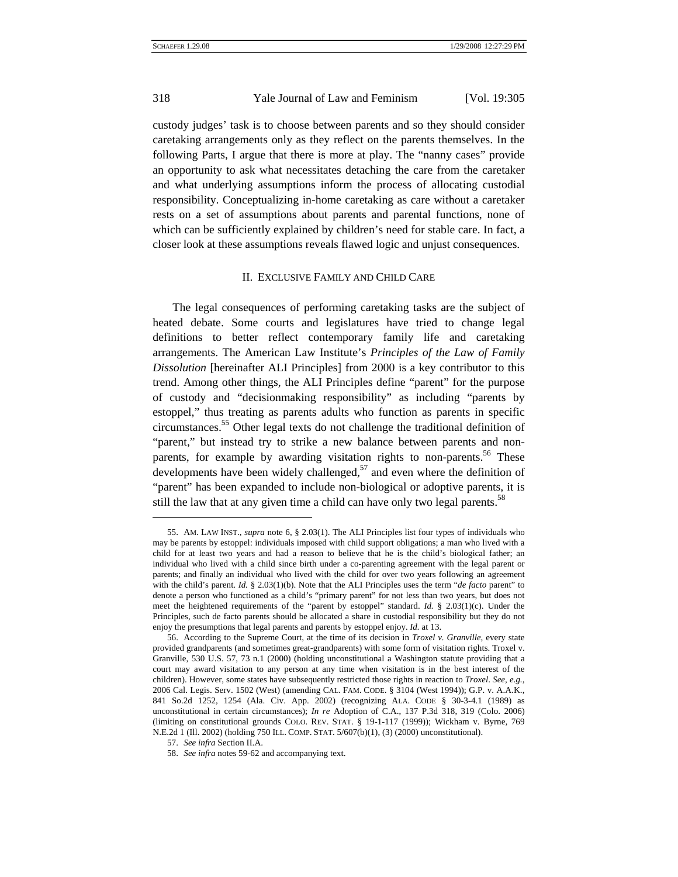custody judges' task is to choose between parents and so they should consider caretaking arrangements only as they reflect on the parents themselves. In the following Parts, I argue that there is more at play. The "nanny cases" provide an opportunity to ask what necessitates detaching the care from the caretaker and what underlying assumptions inform the process of allocating custodial responsibility. Conceptualizing in-home caretaking as care without a caretaker rests on a set of assumptions about parents and parental functions, none of which can be sufficiently explained by children's need for stable care. In fact, a closer look at these assumptions reveals flawed logic and unjust consequences.

## II. EXCLUSIVE FAMILY AND CHILD CARE

The legal consequences of performing caretaking tasks are the subject of heated debate. Some courts and legislatures have tried to change legal definitions to better reflect contemporary family life and caretaking arrangements. The American Law Institute's *Principles of the Law of Family Dissolution* [hereinafter ALI Principles] from 2000 is a key contributor to this trend. Among other things, the ALI Principles define "parent" for the purpose of custody and "decisionmaking responsibility" as including "parents by estoppel," thus treating as parents adults who function as parents in specific circumstances.[55] Other legal texts do not challenge the traditional definition of "parent," but instead try to strike a new balance between parents and non-parents, for example by awarding visitation rights to non-parents.[56] These developments have been widely challenged,[57] and even where the definition of "parent" has been expanded to include non-biological or adoptive parents, it is still the law that at any given time a child can have only two legal parents.[58]

---

55. AM. LAW INST., *supra* note 6, § 2.03(1). The ALI Principles list four types of individuals who may be parents by estoppel: individuals imposed with child support obligations; a man who lived with a child for at least two years and had a reason to believe that he is the child's biological father; an individual who lived with a child since birth under a co-parenting agreement with the legal parent or parents; and finally an individual who lived with the child for over two years following an agreement with the child's parent. *Id.* § 2.03(1)(b). Note that the ALI Principles uses the term "*de facto* parent" to denote a person who functioned as a child's "primary parent" for not less than two years, but does not meet the heightened requirements of the "parent by estoppel" standard. *Id.* § 2.03(1)(c). Under the Principles, such de facto parents should be allocated a share in custodial responsibility but they do not enjoy the presumptions that legal parents and parents by estoppel enjoy. *Id.* at 13.

56. According to the Supreme Court, at the time of its decision in *Troxel v. Granville*, every state provided grandparents (and sometimes great-grandparents) with some form of visitation rights. Troxel v. Granville, 530 U.S. 57, 73 n.1 (2000) (holding unconstitutional a Washington statute providing that a court may award visitation to any person at any time when visitation is in the best interest of the children). However, some states have subsequently restricted those rights in reaction to *Troxel*. *See, e.g.*, 2006 Cal. Legis. Serv. 1502 (West) (amending CAL. FAM. CODE. § 3104 (West 1994)); G.P. v. A.A.K., 841 So.2d 1252, 1254 (Ala. Civ. App. 2002) (recognizing ALA. CODE § 30-3-4.1 (1989) as unconstitutional in certain circumstances); *In re* Adoption of C.A., 137 P.3d 318, 319 (Colo. 2006) (limiting on constitutional grounds COLO. REV. STAT. § 19-1-117 (1999)); Wickham v. Byrne, 769 N.E.2d 1 (Ill. 2002) (holding 750 ILL. COMP. STAT. 5/607(b)(1), (3) (2000) unconstitutional).

57. *See infra* Section II.A.

58. *See infra* notes 59-62 and accompanying text.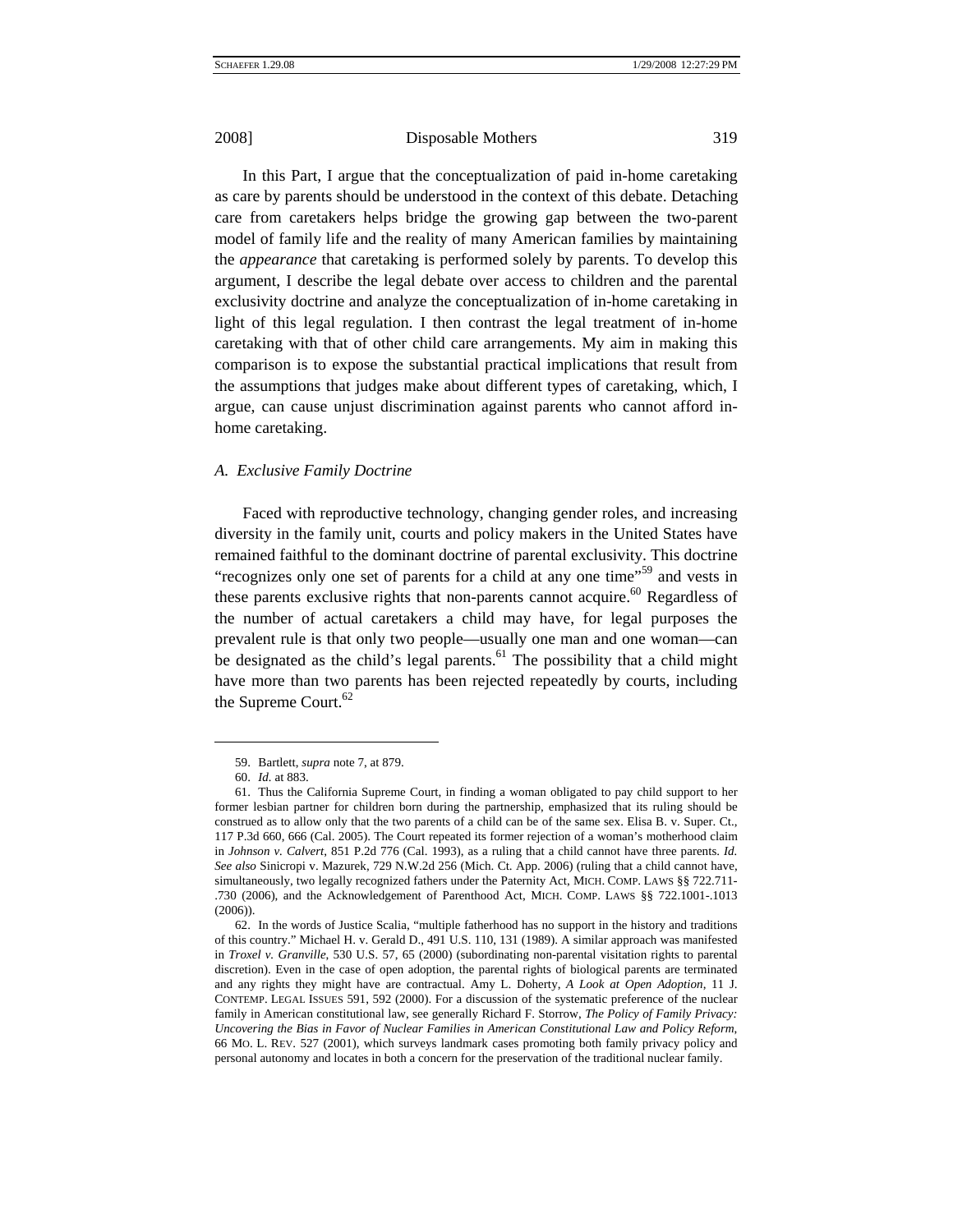In this Part, I argue that the conceptualization of paid in-home caretaking as care by parents should be understood in the context of this debate. Detaching care from caretakers helps bridge the growing gap between the two-parent model of family life and the reality of many American families by maintaining the *appearance* that caretaking is performed solely by parents. To develop this argument, I describe the legal debate over access to children and the parental exclusivity doctrine and analyze the conceptualization of in-home caretaking in light of this legal regulation. I then contrast the legal treatment of in-home caretaking with that of other child care arrangements. My aim in making this comparison is to expose the substantial practical implications that result from the assumptions that judges make about different types of caretaking, which, I argue, can cause unjust discrimination against parents who cannot afford in-home caretaking.

### A. *Exclusive Family Doctrine*

Faced with reproductive technology, changing gender roles, and increasing diversity in the family unit, courts and policy makers in the United States have remained faithful to the dominant doctrine of parental exclusivity. This doctrine "recognizes only one set of parents for a child at any one time"[59] and vests in these parents exclusive rights that non-parents cannot acquire.[60] Regardless of the number of actual caretakers a child may have, for legal purposes the prevalent rule is that only two people—usually one man and one woman—can be designated as the child's legal parents.[61] The possibility that a child might have more than two parents has been rejected repeatedly by courts, including the Supreme Court.[62]

---

59. Bartlett, *supra* note 7, at 879.

60. *Id.* at 883.

61. Thus the California Supreme Court, in finding a woman obligated to pay child support to her former lesbian partner for children born during the partnership, emphasized that its ruling should be construed as to allow only that the two parents of a child can be of the same sex. Elisa B. v. Super. Ct., 117 P.3d 660, 666 (Cal. 2005). The Court repeated its former rejection of a woman's motherhood claim in *Johnson v. Calvert*, 851 P.2d 776 (Cal. 1993), as a ruling that a child cannot have three parents. *Id. See also* Sinicropi v. Mazurek, 729 N.W.2d 256 (Mich. Ct. App. 2006) (ruling that a child cannot have, simultaneously, two legally recognized fathers under the Paternity Act, MICH. COMP. LAWS §§ 722.711-.730 (2006), and the Acknowledgement of Parenthood Act, MICH. COMP. LAWS §§ 722.1001-.1013 (2006)).

62. In the words of Justice Scalia, "multiple fatherhood has no support in the history and traditions of this country." Michael H. v. Gerald D., 491 U.S. 110, 131 (1989). A similar approach was manifested in *Troxel v. Granville*, 530 U.S. 57, 65 (2000) (subordinating non-parental visitation rights to parental discretion). Even in the case of open adoption, the parental rights of biological parents are terminated and any rights they might have are contractual. Amy L. Doherty, *A Look at Open Adoption*, 11 J. CONTEMP. LEGAL ISSUES 591, 592 (2000). For a discussion of the systematic preference of the nuclear family in American constitutional law, see generally Richard F. Storrow, *The Policy of Family Privacy: Uncovering the Bias in Favor of Nuclear Families in American Constitutional Law and Policy Reform*, 66 MO. L. REV. 527 (2001), which surveys landmark cases promoting both family privacy policy and personal autonomy and locates in both a concern for the preservation of the traditional nuclear family.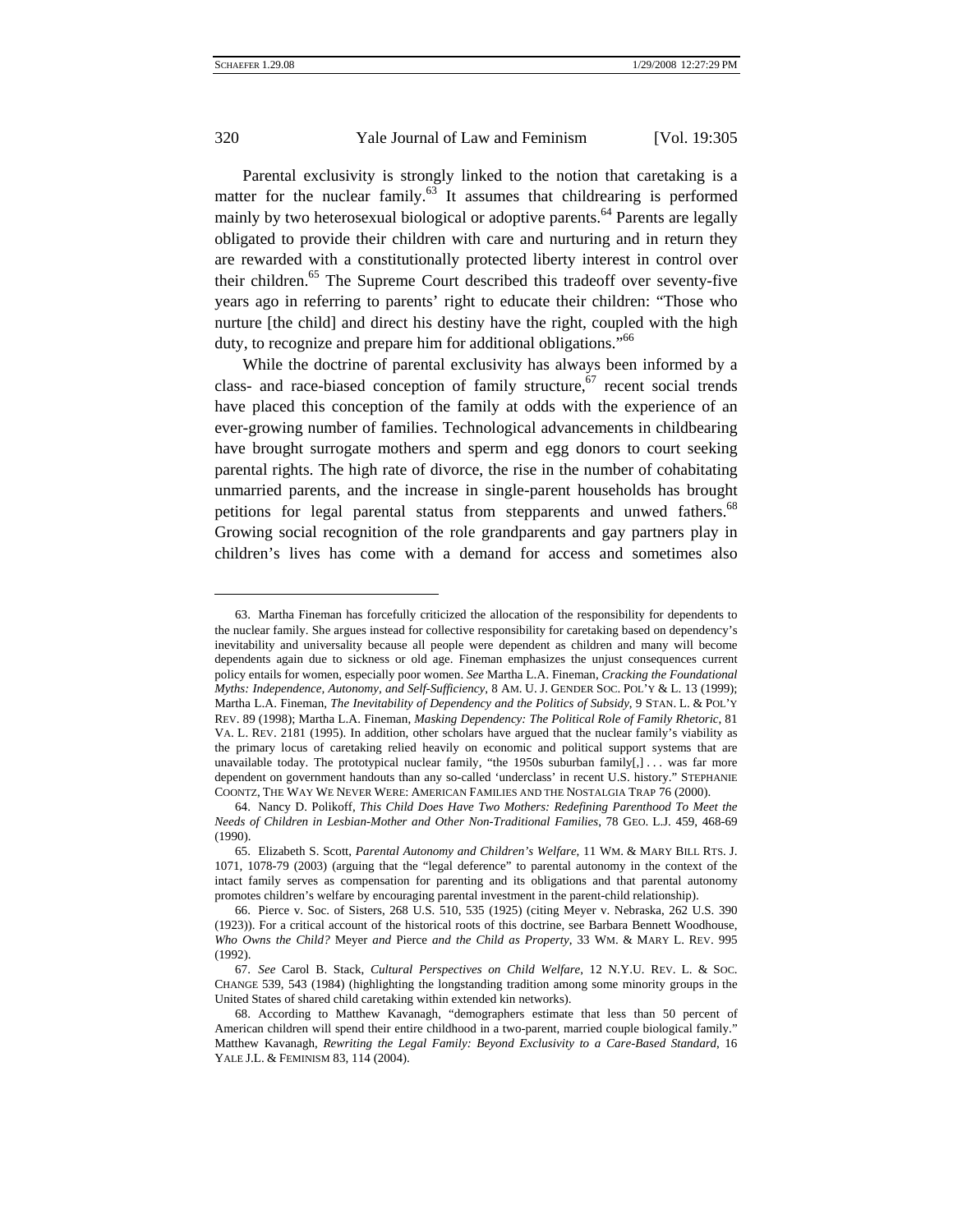Parental exclusivity is strongly linked to the notion that caretaking is a matter for the nuclear family.[63] It assumes that childrearing is performed mainly by two heterosexual biological or adoptive parents.[64] Parents are legally obligated to provide their children with care and nurturing and in return they are rewarded with a constitutionally protected liberty interest in control over their children.[65] The Supreme Court described this tradeoff over seventy-five years ago in referring to parents' right to educate their children: "Those who nurture [the child] and direct his destiny have the right, coupled with the high duty, to recognize and prepare him for additional obligations."[66]

While the doctrine of parental exclusivity has always been informed by a class- and race-biased conception of family structure,[67] recent social trends have placed this conception of the family at odds with the experience of an ever-growing number of families. Technological advancements in childbearing have brought surrogate mothers and sperm and egg donors to court seeking parental rights. The high rate of divorce, the rise in the number of cohabitating unmarried parents, and the increase in single-parent households has brought petitions for legal parental status from stepparents and unwed fathers.[68] Growing social recognition of the role grandparents and gay partners play in children's lives has come with a demand for access and sometimes also

---

63. Martha Fineman has forcefully criticized the allocation of the responsibility for dependents to the nuclear family. She argues instead for collective responsibility for caretaking based on dependency's inevitability and universality because all people were dependent as children and many will become dependents again due to sickness or old age. Fineman emphasizes the unjust consequences current policy entails for women, especially poor women. *See* Martha L.A. Fineman, *Cracking the Foundational Myths: Independence, Autonomy, and Self-Sufficiency*, 8 AM. U. J. GENDER SOC. POL'Y & L. 13 (1999); Martha L.A. Fineman, *The Inevitability of Dependency and the Politics of Subsidy*, 9 STAN. L. & POL'Y REV. 89 (1998); Martha L.A. Fineman, *Masking Dependency: The Political Role of Family Rhetoric*, 81 VA. L. REV. 2181 (1995). In addition, other scholars have argued that the nuclear family's viability as the primary locus of caretaking relied heavily on economic and political support systems that are unavailable today. The prototypical nuclear family, "the 1950s suburban family[,] . . . was far more dependent on government handouts than any so-called 'underclass' in recent U.S. history." STEPHANIE COONTZ, THE WAY WE NEVER WERE: AMERICAN FAMILIES AND THE NOSTALGIA TRAP 76 (2000).

64. Nancy D. Polikoff, *This Child Does Have Two Mothers: Redefining Parenthood To Meet the Needs of Children in Lesbian-Mother and Other Non-Traditional Families*, 78 GEO. L.J. 459, 468-69 (1990).

65. Elizabeth S. Scott, *Parental Autonomy and Children's Welfare*, 11 WM. & MARY BILL RTS. J. 1071, 1078-79 (2003) (arguing that the "legal deference" to parental autonomy in the context of the intact family serves as compensation for parenting and its obligations and that parental autonomy promotes children's welfare by encouraging parental investment in the parent-child relationship).

66. Pierce v. Soc. of Sisters, 268 U.S. 510, 535 (1925) (citing Meyer v. Nebraska, 262 U.S. 390 (1923)). For a critical account of the historical roots of this doctrine, see Barbara Bennett Woodhouse, *Who Owns the Child?* Meyer *and* Pierce *and the Child as Property*, 33 WM. & MARY L. REV. 995 (1992).

67. *See* Carol B. Stack, *Cultural Perspectives on Child Welfare*, 12 N.Y.U. REV. L. & SOC. CHANGE 539, 543 (1984) (highlighting the longstanding tradition among some minority groups in the United States of shared child caretaking within extended kin networks).

68. According to Matthew Kavanagh, "demographers estimate that less than 50 percent of American children will spend their entire childhood in a two-parent, married couple biological family." Matthew Kavanagh, *Rewriting the Legal Family: Beyond Exclusivity to a Care-Based Standard*, 16 YALE J.L. & FEMINISM 83, 114 (2004).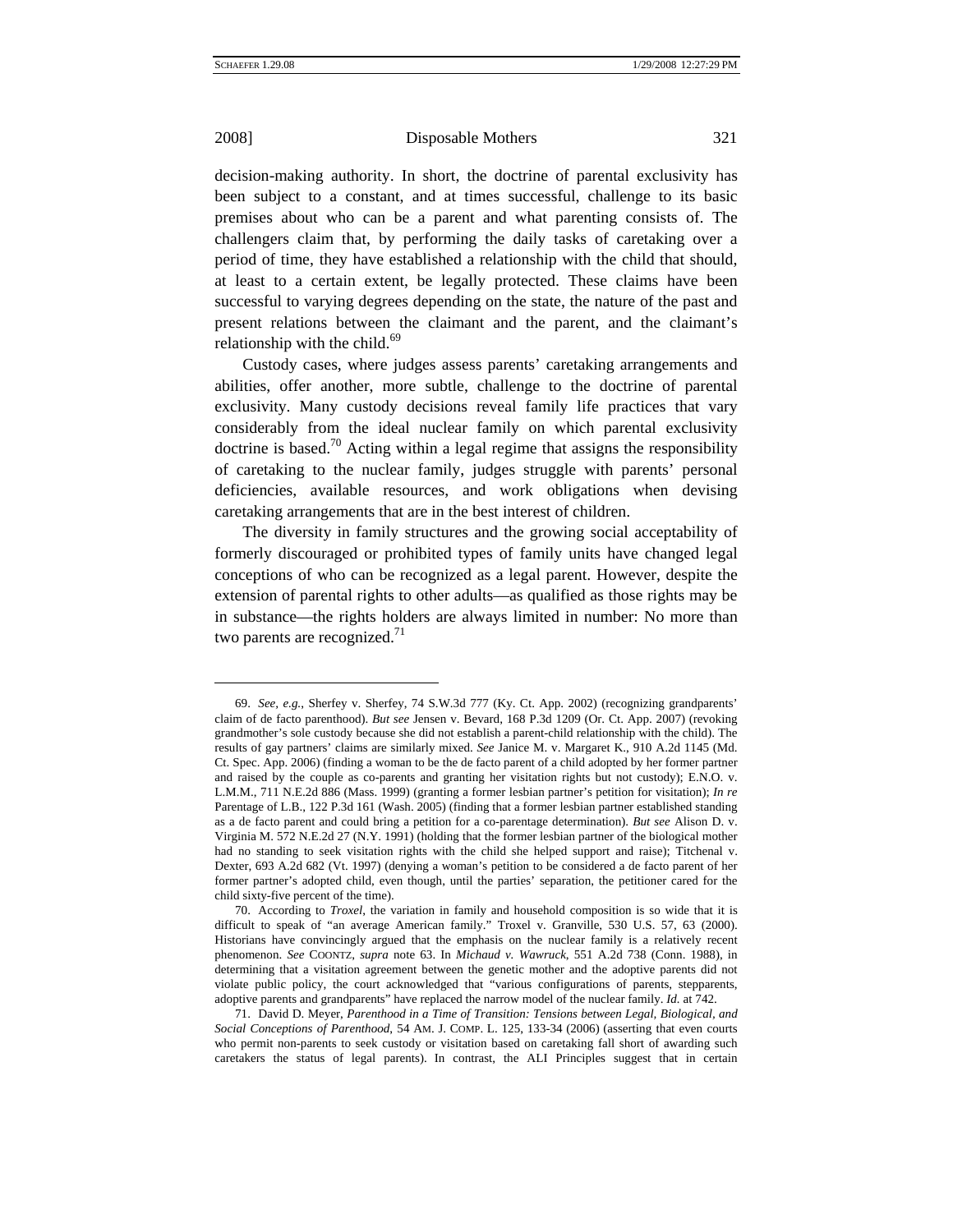decision-making authority. In short, the doctrine of parental exclusivity has been subject to a constant, and at times successful, challenge to its basic premises about who can be a parent and what parenting consists of. The challengers claim that, by performing the daily tasks of caretaking over a period of time, they have established a relationship with the child that should, at least to a certain extent, be legally protected. These claims have been successful to varying degrees depending on the state, the nature of the past and present relations between the claimant and the parent, and the claimant's relationship with the child.[69]

Custody cases, where judges assess parents' caretaking arrangements and abilities, offer another, more subtle, challenge to the doctrine of parental exclusivity. Many custody decisions reveal family life practices that vary considerably from the ideal nuclear family on which parental exclusivity doctrine is based.[70] Acting within a legal regime that assigns the responsibility of caretaking to the nuclear family, judges struggle with parents' personal deficiencies, available resources, and work obligations when devising caretaking arrangements that are in the best interest of children.

The diversity in family structures and the growing social acceptability of formerly discouraged or prohibited types of family units have changed legal conceptions of who can be recognized as a legal parent. However, despite the extension of parental rights to other adults—as qualified as those rights may be in substance—the rights holders are always limited in number: No more than two parents are recognized.[71]

---

69. *See, e.g.*, Sherfey v. Sherfey, 74 S.W.3d 777 (Ky. Ct. App. 2002) (recognizing grandparents' claim of de facto parenthood). *But see* Jensen v. Bevard, 168 P.3d 1209 (Or. Ct. App. 2007) (revoking grandmother's sole custody because she did not establish a parent-child relationship with the child). The results of gay partners' claims are similarly mixed. *See* Janice M. v. Margaret K., 910 A.2d 1145 (Md. Ct. Spec. App. 2006) (finding a woman to be the de facto parent of a child adopted by her former partner and raised by the couple as co-parents and granting her visitation rights but not custody); E.N.O. v. L.M.M., 711 N.E.2d 886 (Mass. 1999) (granting a former lesbian partner's petition for visitation); *In re* Parentage of L.B., 122 P.3d 161 (Wash. 2005) (finding that a former lesbian partner established standing as a de facto parent and could bring a petition for a co-parentage determination). *But see* Alison D. v. Virginia M. 572 N.E.2d 27 (N.Y. 1991) (holding that the former lesbian partner of the biological mother had no standing to seek visitation rights with the child she helped support and raise); Titchenal v. Dexter, 693 A.2d 682 (Vt. 1997) (denying a woman's petition to be considered a de facto parent of her former partner's adopted child, even though, until the parties' separation, the petitioner cared for the child sixty-five percent of the time).

70. According to *Troxel*, the variation in family and household composition is so wide that it is difficult to speak of "an average American family." Troxel v. Granville, 530 U.S. 57, 63 (2000). Historians have convincingly argued that the emphasis on the nuclear family is a relatively recent phenomenon. *See* COONTZ, *supra* note 63. In *Michaud v. Wawruck*, 551 A.2d 738 (Conn. 1988), in determining that a visitation agreement between the genetic mother and the adoptive parents did not violate public policy, the court acknowledged that "various configurations of parents, stepparents, adoptive parents and grandparents" have replaced the narrow model of the nuclear family. *Id.* at 742.

71. David D. Meyer, *Parenthood in a Time of Transition: Tensions between Legal, Biological, and Social Conceptions of Parenthood*, 54 AM. J. COMP. L. 125, 133-34 (2006) (asserting that even courts who permit non-parents to seek custody or visitation based on caretaking fall short of awarding such caretakers the status of legal parents). In contrast, the ALI Principles suggest that in certain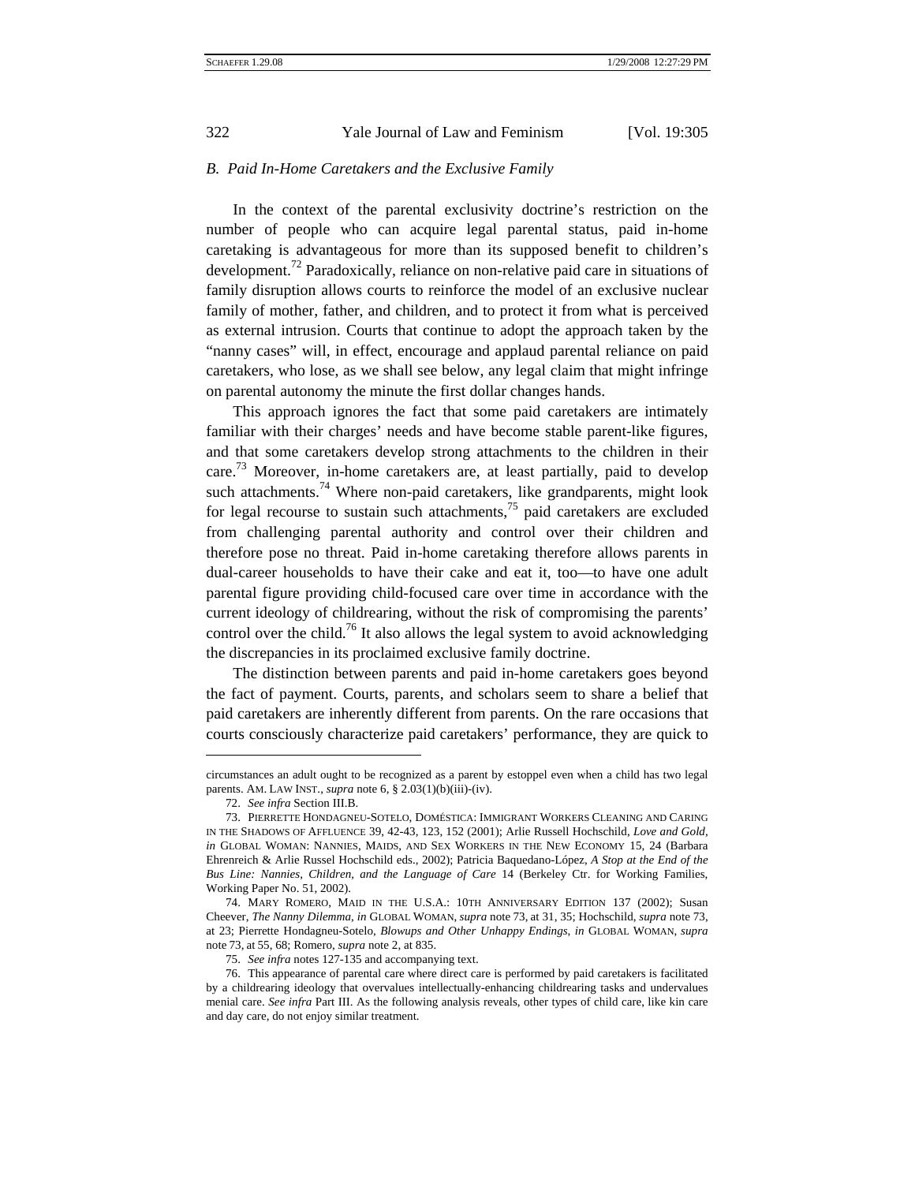### *B. Paid In-Home Caretakers and the Exclusive Family*

In the context of the parental exclusivity doctrine's restriction on the number of people who can acquire legal parental status, paid in-home caretaking is advantageous for more than its supposed benefit to children's development.[72] Paradoxically, reliance on non-relative paid care in situations of family disruption allows courts to reinforce the model of an exclusive nuclear family of mother, father, and children, and to protect it from what is perceived as external intrusion. Courts that continue to adopt the approach taken by the "nanny cases" will, in effect, encourage and applaud parental reliance on paid caretakers, who lose, as we shall see below, any legal claim that might infringe on parental autonomy the minute the first dollar changes hands.

This approach ignores the fact that some paid caretakers are intimately familiar with their charges' needs and have become stable parent-like figures, and that some caretakers develop strong attachments to the children in their care.[73] Moreover, in-home caretakers are, at least partially, paid to develop such attachments.[74] Where non-paid caretakers, like grandparents, might look for legal recourse to sustain such attachments,[75] paid caretakers are excluded from challenging parental authority and control over their children and therefore pose no threat. Paid in-home caretaking therefore allows parents in dual-career households to have their cake and eat it, too—to have one adult parental figure providing child-focused care over time in accordance with the current ideology of childrearing, without the risk of compromising the parents' control over the child.[76] It also allows the legal system to avoid acknowledging the discrepancies in its proclaimed exclusive family doctrine.

The distinction between parents and paid in-home caretakers goes beyond the fact of payment. Courts, parents, and scholars seem to share a belief that paid caretakers are inherently different from parents. On the rare occasions that courts consciously characterize paid caretakers' performance, they are quick to

---

circumstances an adult ought to be recognized as a parent by estoppel even when a child has two legal parents. AM. LAW INST., *supra* note 6, § 2.03(1)(b)(iii)-(iv).

72. *See infra* Section III.B.

73. PIERRETTE HONDAGNEU-SOTELO, DOMÉSTICA: IMMIGRANT WORKERS CLEANING AND CARING IN THE SHADOWS OF AFFLUENCE 39, 42-43, 123, 152 (2001); Arlie Russell Hochschild, *Love and Gold*, *in* GLOBAL WOMAN: NANNIES, MAIDS, AND SEX WORKERS IN THE NEW ECONOMY 15, 24 (Barbara Ehrenreich & Arlie Russel Hochschild eds., 2002); Patricia Baquedano-López, *A Stop at the End of the Bus Line: Nannies, Children, and the Language of Care* 14 (Berkeley Ctr. for Working Families, Working Paper No. 51, 2002).

74. MARY ROMERO, MAID IN THE U.S.A.: 10TH ANNIVERSARY EDITION 137 (2002); Susan Cheever, *The Nanny Dilemma*, *in* GLOBAL WOMAN, *supra* note 73, at 31, 35; Hochschild, *supra* note 73, at 23; Pierrette Hondagneu-Sotelo, *Blowups and Other Unhappy Endings*, *in* GLOBAL WOMAN, *supra* note 73, at 55, 68; Romero, *supra* note 2, at 835.

75. *See infra* notes 127-135 and accompanying text.

76. This appearance of parental care where direct care is performed by paid caretakers is facilitated by a childrearing ideology that overvalues intellectually-enhancing childrearing tasks and undervalues menial care. *See infra* Part III. As the following analysis reveals, other types of child care, like kin care and day care, do not enjoy similar treatment.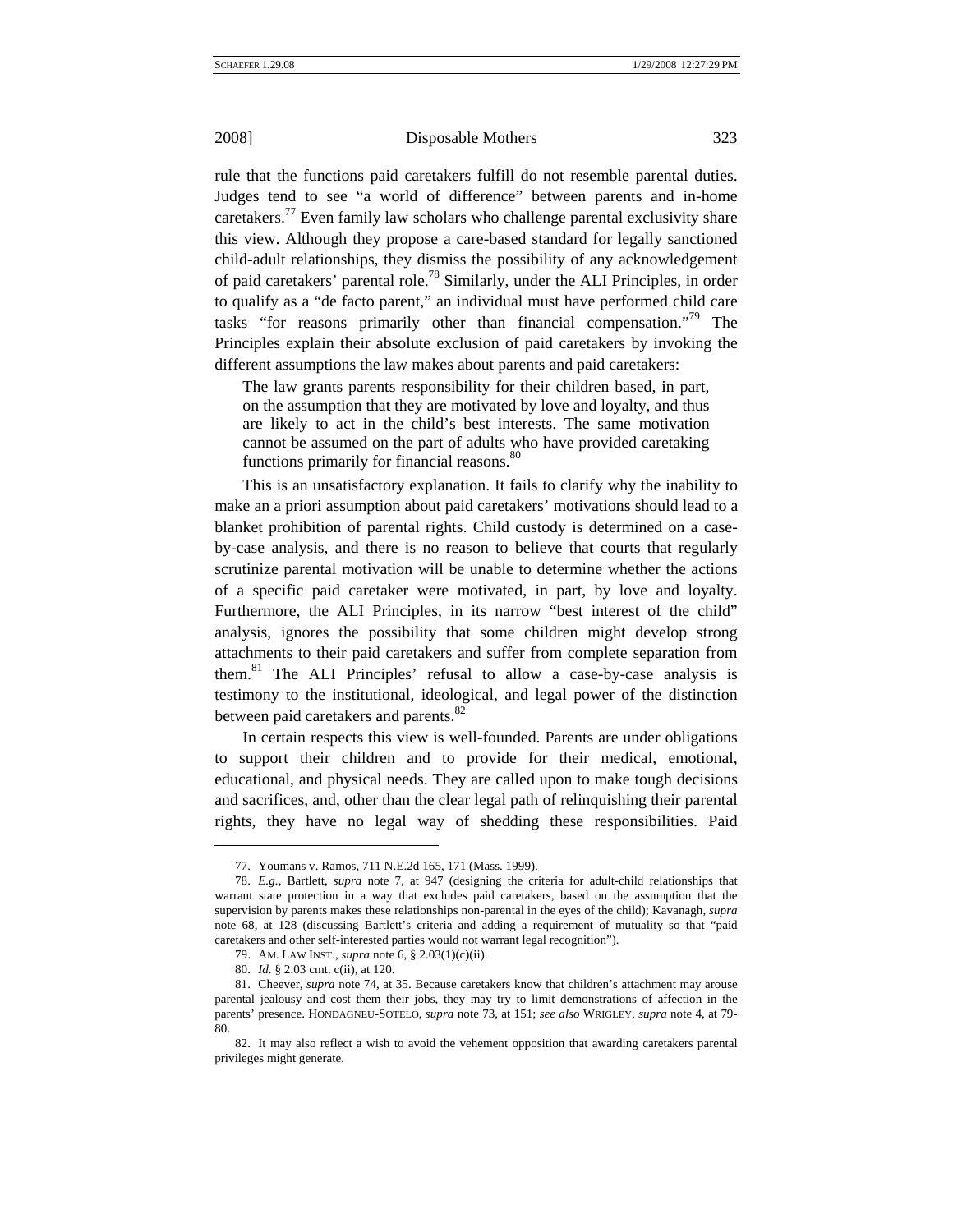rule that the functions paid caretakers fulfill do not resemble parental duties. Judges tend to see "a world of difference" between parents and in-home caretakers.[77] Even family law scholars who challenge parental exclusivity share this view. Although they propose a care-based standard for legally sanctioned child-adult relationships, they dismiss the possibility of any acknowledgement of paid caretakers' parental role.[78] Similarly, under the ALI Principles, in order to qualify as a "de facto parent," an individual must have performed child care tasks "for reasons primarily other than financial compensation."[79] The Principles explain their absolute exclusion of paid caretakers by invoking the different assumptions the law makes about parents and paid caretakers:

> The law grants parents responsibility for their children based, in part, on the assumption that they are motivated by love and loyalty, and thus are likely to act in the child's best interests. The same motivation cannot be assumed on the part of adults who have provided caretaking functions primarily for financial reasons.[80]

This is an unsatisfactory explanation. It fails to clarify why the inability to make an a priori assumption about paid caretakers' motivations should lead to a blanket prohibition of parental rights. Child custody is determined on a case-by-case analysis, and there is no reason to believe that courts that regularly scrutinize parental motivation will be unable to determine whether the actions of a specific paid caretaker were motivated, in part, by love and loyalty. Furthermore, the ALI Principles, in its narrow "best interest of the child" analysis, ignores the possibility that some children might develop strong attachments to their paid caretakers and suffer from complete separation from them.[81] The ALI Principles' refusal to allow a case-by-case analysis is testimony to the institutional, ideological, and legal power of the distinction between paid caretakers and parents.[82]

In certain respects this view is well-founded. Parents are under obligations to support their children and to provide for their medical, emotional, educational, and physical needs. They are called upon to make tough decisions and sacrifices, and, other than the clear legal path of relinquishing their parental rights, they have no legal way of shedding these responsibilities. Paid

---

77. Youmans v. Ramos, 711 N.E.2d 165, 171 (Mass. 1999).

78. *E.g.*, Bartlett, *supra* note 7, at 947 (designing the criteria for adult-child relationships that warrant state protection in a way that excludes paid caretakers, based on the assumption that the supervision by parents makes these relationships non-parental in the eyes of the child); Kavanagh, *supra* note 68, at 128 (discussing Bartlett's criteria and adding a requirement of mutuality so that "paid caretakers and other self-interested parties would not warrant legal recognition").

79. AM. LAW INST., *supra* note 6, § 2.03(1)(c)(ii).

80. *Id.* § 2.03 cmt. c(ii), at 120.

81. Cheever, *supra* note 74, at 35. Because caretakers know that children's attachment may arouse parental jealousy and cost them their jobs, they may try to limit demonstrations of affection in the parents' presence. HONDAGNEU-SOTELO, *supra* note 73, at 151; *see also* WRIGLEY, *supra* note 4, at 79-80.

82. It may also reflect a wish to avoid the vehement opposition that awarding caretakers parental privileges might generate.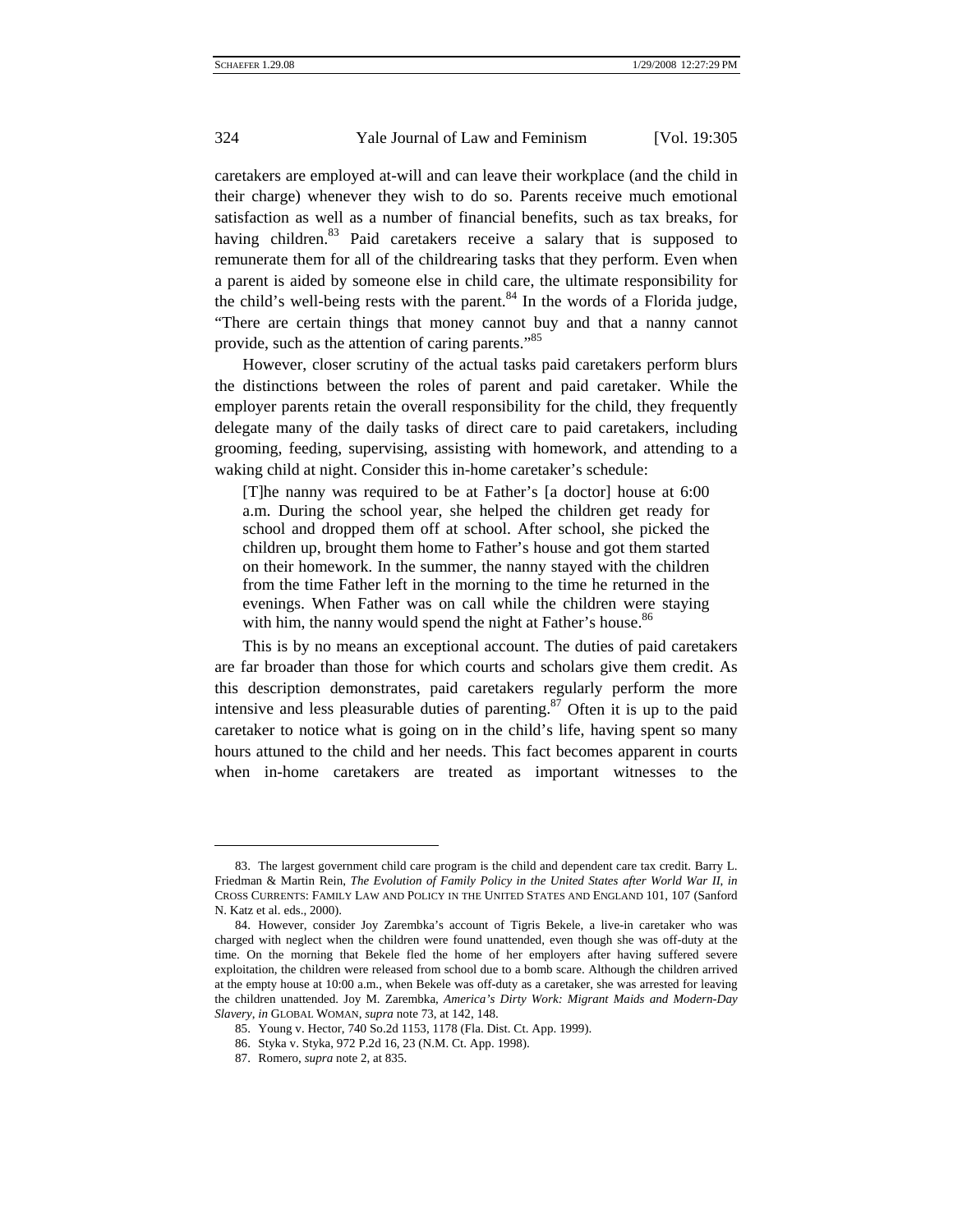caretakers are employed at-will and can leave their workplace (and the child in their charge) whenever they wish to do so. Parents receive much emotional satisfaction as well as a number of financial benefits, such as tax breaks, for having children.[83] Paid caretakers receive a salary that is supposed to remunerate them for all of the childrearing tasks that they perform. Even when a parent is aided by someone else in child care, the ultimate responsibility for the child's well-being rests with the parent.[84] In the words of a Florida judge, "There are certain things that money cannot buy and that a nanny cannot provide, such as the attention of caring parents."[85]

However, closer scrutiny of the actual tasks paid caretakers perform blurs the distinctions between the roles of parent and paid caretaker. While the employer parents retain the overall responsibility for the child, they frequently delegate many of the daily tasks of direct care to paid caretakers, including grooming, feeding, supervising, assisting with homework, and attending to a waking child at night. Consider this in-home caretaker's schedule:

> [T]he nanny was required to be at Father's [a doctor] house at 6:00 a.m. During the school year, she helped the children get ready for school and dropped them off at school. After school, she picked the children up, brought them home to Father's house and got them started on their homework. In the summer, the nanny stayed with the children from the time Father left in the morning to the time he returned in the evenings. When Father was on call while the children were staying with him, the nanny would spend the night at Father's house.[86]

This is by no means an exceptional account. The duties of paid caretakers are far broader than those for which courts and scholars give them credit. As this description demonstrates, paid caretakers regularly perform the more intensive and less pleasurable duties of parenting.[87] Often it is up to the paid caretaker to notice what is going on in the child's life, having spent so many hours attuned to the child and her needs. This fact becomes apparent in courts when in-home caretakers are treated as important witnesses to the

---

83. The largest government child care program is the child and dependent care tax credit. Barry L. Friedman & Martin Rein, *The Evolution of Family Policy in the United States after World War II*, *in* CROSS CURRENTS: FAMILY LAW AND POLICY IN THE UNITED STATES AND ENGLAND 101, 107 (Sanford N. Katz et al. eds., 2000).

84. However, consider Joy Zarembka's account of Tigris Bekele, a live-in caretaker who was charged with neglect when the children were found unattended, even though she was off-duty at the time. On the morning that Bekele fled the home of her employers after having suffered severe exploitation, the children were released from school due to a bomb scare. Although the children arrived at the empty house at 10:00 a.m., when Bekele was off-duty as a caretaker, she was arrested for leaving the children unattended. Joy M. Zarembka, *America's Dirty Work: Migrant Maids and Modern-Day Slavery*, *in* GLOBAL WOMAN, *supra* note 73, at 142, 148.

85. Young v. Hector, 740 So.2d 1153, 1178 (Fla. Dist. Ct. App. 1999).

86. Styka v. Styka, 972 P.2d 16, 23 (N.M. Ct. App. 1998).

87. Romero, *supra* note 2, at 835.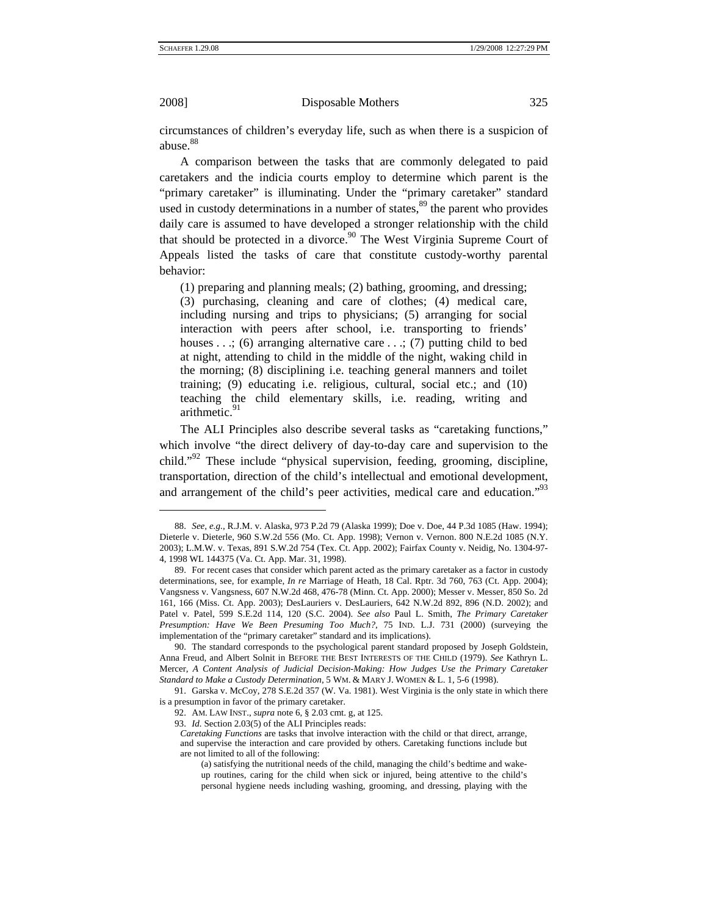circumstances of children's everyday life, such as when there is a suspicion of abuse.[88]

A comparison between the tasks that are commonly delegated to paid caretakers and the indicia courts employ to determine which parent is the "primary caretaker" is illuminating. Under the "primary caretaker" standard used in custody determinations in a number of states,[89] the parent who provides daily care is assumed to have developed a stronger relationship with the child that should be protected in a divorce.[90] The West Virginia Supreme Court of Appeals listed the tasks of care that constitute custody-worthy parental behavior:

> (1) preparing and planning meals; (2) bathing, grooming, and dressing; (3) purchasing, cleaning and care of clothes; (4) medical care, including nursing and trips to physicians; (5) arranging for social interaction with peers after school, i.e. transporting to friends' houses . . .; (6) arranging alternative care . . .; (7) putting child to bed at night, attending to child in the middle of the night, waking child in the morning; (8) disciplining i.e. teaching general manners and toilet training; (9) educating i.e. religious, cultural, social etc.; and (10) teaching the child elementary skills, i.e. reading, writing and arithmetic.[91]

The ALI Principles also describe several tasks as "caretaking functions," which involve "the direct delivery of day-to-day care and supervision to the child."[92] These include "physical supervision, feeding, grooming, discipline, transportation, direction of the child's intellectual and emotional development, and arrangement of the child's peer activities, medical care and education."[93]

---

88. *See, e.g.*, R.J.M. v. Alaska, 973 P.2d 79 (Alaska 1999); Doe v. Doe, 44 P.3d 1085 (Haw. 1994); Dieterle v. Dieterle, 960 S.W.2d 556 (Mo. Ct. App. 1998); Vernon v. Vernon. 800 N.E.2d 1085 (N.Y. 2003); L.M.W. v. Texas, 891 S.W.2d 754 (Tex. Ct. App. 2002); Fairfax County v. Neidig, No. 1304-97-4, 1998 WL 144375 (Va. Ct. App. Mar. 31, 1998).

89. For recent cases that consider which parent acted as the primary caretaker as a factor in custody determinations, see, for example, *In re* Marriage of Heath, 18 Cal. Rptr. 3d 760, 763 (Ct. App. 2004); Vangsness v. Vangsness, 607 N.W.2d 468, 476-78 (Minn. Ct. App. 2000); Messer v. Messer, 850 So. 2d 161, 166 (Miss. Ct. App. 2003); DesLauriers v. DesLauriers, 642 N.W.2d 892, 896 (N.D. 2002); and Patel v. Patel, 599 S.E.2d 114, 120 (S.C. 2004). *See also* Paul L. Smith, *The Primary Caretaker Presumption: Have We Been Presuming Too Much?*, 75 IND. L.J. 731 (2000) (surveying the implementation of the "primary caretaker" standard and its implications).

90. The standard corresponds to the psychological parent standard proposed by Joseph Goldstein, Anna Freud, and Albert Solnit in BEFORE THE BEST INTERESTS OF THE CHILD (1979). *See* Kathryn L. Mercer, *A Content Analysis of Judicial Decision-Making: How Judges Use the Primary Caretaker Standard to Make a Custody Determination*, 5 WM. & MARY J. WOMEN & L. 1, 5-6 (1998).

91. Garska v. McCoy, 278 S.E.2d 357 (W. Va. 1981). West Virginia is the only state in which there is a presumption in favor of the primary caretaker.

92. AM. LAW INST., *supra* note 6, § 2.03 cmt. g, at 125.

93. *Id.* Section 2.03(5) of the ALI Principles reads:

> *Caretaking Functions* are tasks that involve interaction with the child or that direct, arrange, and supervise the interaction and care provided by others. Caretaking functions include but are not limited to all of the following:
>
> > (a) satisfying the nutritional needs of the child, managing the child's bedtime and wake-up routines, caring for the child when sick or injured, being attentive to the child's personal hygiene needs including washing, grooming, and dressing, playing with the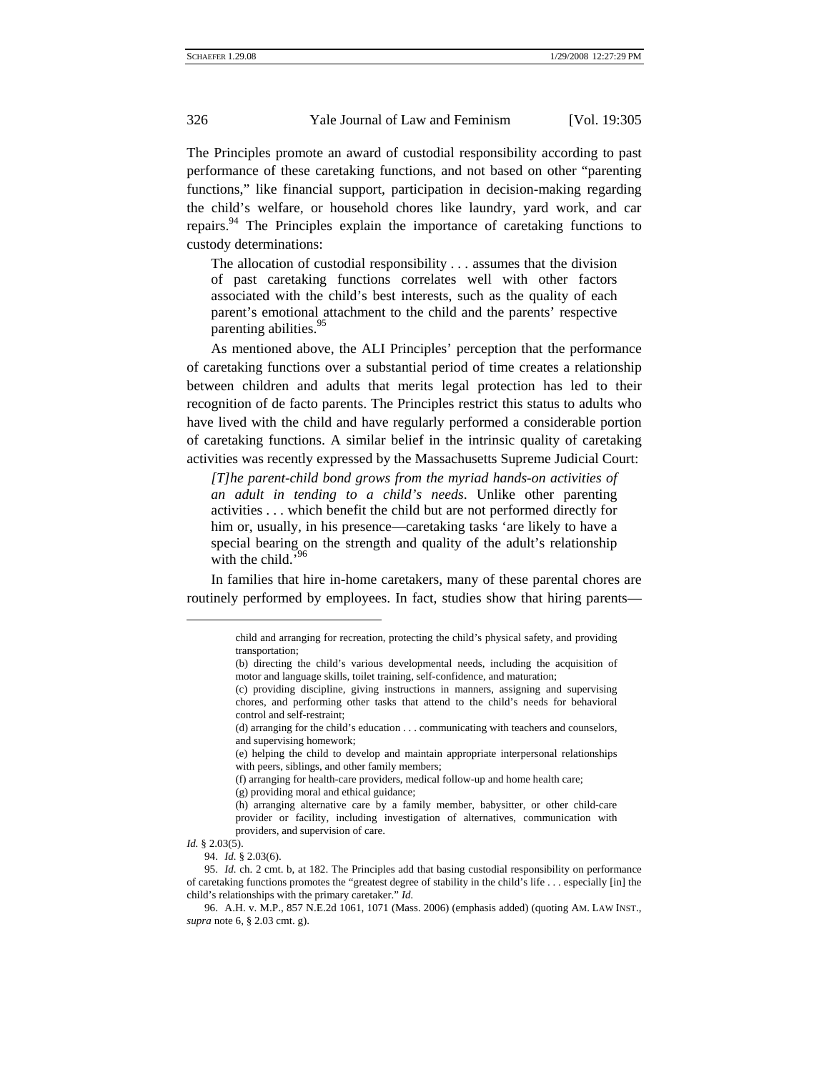The Principles promote an award of custodial responsibility according to past performance of these caretaking functions, and not based on other "parenting functions," like financial support, participation in decision-making regarding the child's welfare, or household chores like laundry, yard work, and car repairs.[94] The Principles explain the importance of caretaking functions to custody determinations:

> The allocation of custodial responsibility . . . assumes that the division of past caretaking functions correlates well with other factors associated with the child's best interests, such as the quality of each parent's emotional attachment to the child and the parents' respective parenting abilities.[95]

As mentioned above, the ALI Principles' perception that the performance of caretaking functions over a substantial period of time creates a relationship between children and adults that merits legal protection has led to their recognition of de facto parents. The Principles restrict this status to adults who have lived with the child and have regularly performed a considerable portion of caretaking functions. A similar belief in the intrinsic quality of caretaking activities was recently expressed by the Massachusetts Supreme Judicial Court:

> *[T]he parent-child bond grows from the myriad hands-on activities of an adult in tending to a child's needs*. Unlike other parenting activities . . . which benefit the child but are not performed directly for him or, usually, in his presence—caretaking tasks 'are likely to have a special bearing on the strength and quality of the adult's relationship with the child.'[96]

In families that hire in-home caretakers, many of these parental chores are routinely performed by employees. In fact, studies show that hiring parents—

---

> child and arranging for recreation, protecting the child's physical safety, and providing transportation;
>
> (b) directing the child's various developmental needs, including the acquisition of motor and language skills, toilet training, self-confidence, and maturation;
>
> (c) providing discipline, giving instructions in manners, assigning and supervising chores, and performing other tasks that attend to the child's needs for behavioral control and self-restraint;
>
> (d) arranging for the child's education . . . communicating with teachers and counselors, and supervising homework;
>
> (e) helping the child to develop and maintain appropriate interpersonal relationships with peers, siblings, and other family members;
>
> (f) arranging for health-care providers, medical follow-up and home health care;
>
> (g) providing moral and ethical guidance;
>
> (h) arranging alternative care by a family member, babysitter, or other child-care provider or facility, including investigation of alternatives, communication with providers, and supervision of care.

*Id.* § 2.03(5).

94. *Id.* § 2.03(6).

95. *Id.* ch. 2 cmt. b, at 182. The Principles add that basing custodial responsibility on performance of caretaking functions promotes the "greatest degree of stability in the child's life . . . especially [in] the child's relationships with the primary caretaker." *Id.*

96. A.H. v. M.P., 857 N.E.2d 1061, 1071 (Mass. 2006) (emphasis added) (quoting AM. LAW INST., *supra* note 6, § 2.03 cmt. g).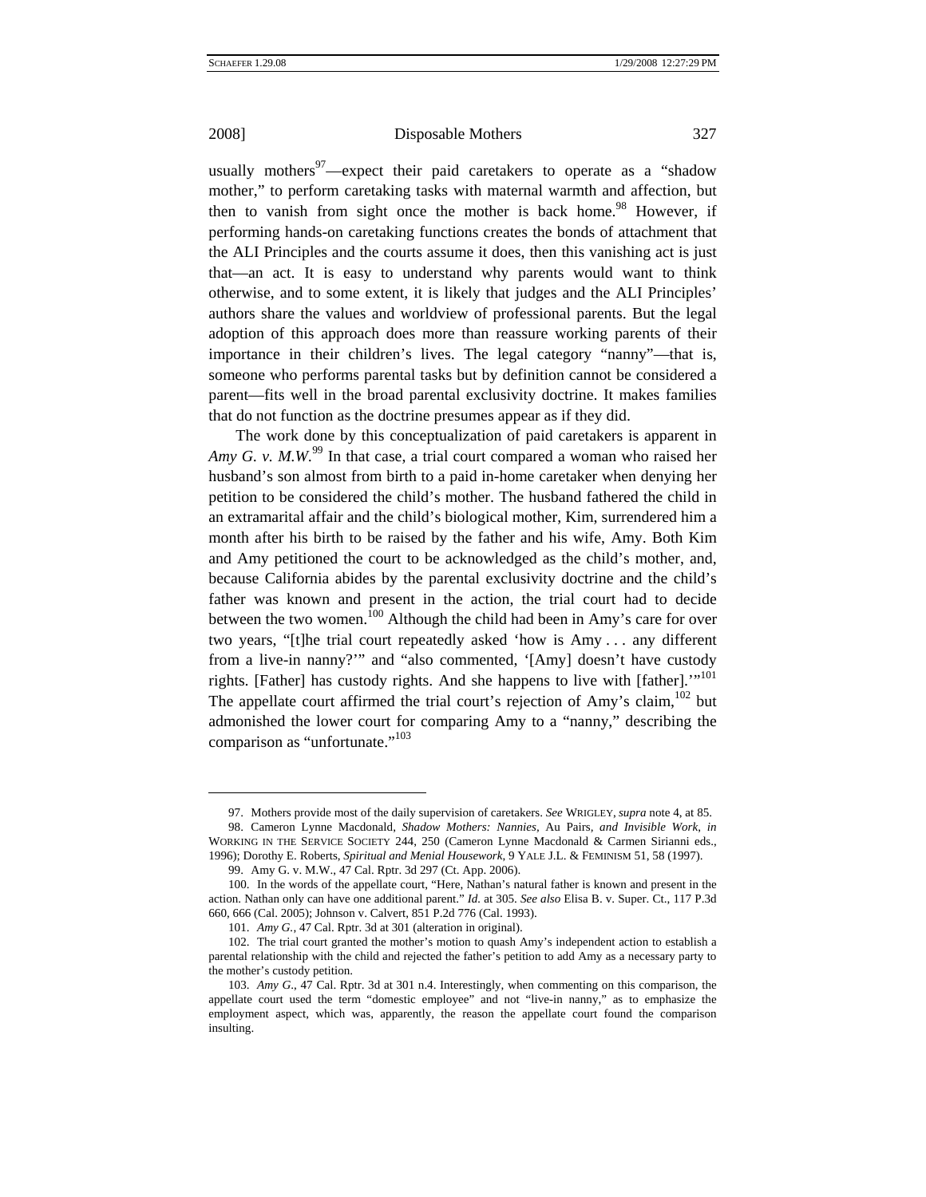usually mothers[97]—expect their paid caretakers to operate as a "shadow mother," to perform caretaking tasks with maternal warmth and affection, but then to vanish from sight once the mother is back home.[98] However, if performing hands-on caretaking functions creates the bonds of attachment that the ALI Principles and the courts assume it does, then this vanishing act is just that—an act. It is easy to understand why parents would want to think otherwise, and to some extent, it is likely that judges and the ALI Principles' authors share the values and worldview of professional parents. But the legal adoption of this approach does more than reassure working parents of their importance in their children's lives. The legal category "nanny"—that is, someone who performs parental tasks but by definition cannot be considered a parent—fits well in the broad parental exclusivity doctrine. It makes families that do not function as the doctrine presumes appear as if they did.

The work done by this conceptualization of paid caretakers is apparent in *Amy G. v. M.W.*[99] In that case, a trial court compared a woman who raised her husband's son almost from birth to a paid in-home caretaker when denying her petition to be considered the child's mother. The husband fathered the child in an extramarital affair and the child's biological mother, Kim, surrendered him a month after his birth to be raised by the father and his wife, Amy. Both Kim and Amy petitioned the court to be acknowledged as the child's mother, and, because California abides by the parental exclusivity doctrine and the child's father was known and present in the action, the trial court had to decide between the two women.[100] Although the child had been in Amy's care for over two years, "[t]he trial court repeatedly asked 'how is Amy . . . any different from a live-in nanny?'" and "also commented, '[Amy] doesn't have custody rights. [Father] has custody rights. And she happens to live with [father].'"[101] The appellate court affirmed the trial court's rejection of Amy's claim,[102] but admonished the lower court for comparing Amy to a "nanny," describing the comparison as "unfortunate."[103]

---

97. Mothers provide most of the daily supervision of caretakers. *See* WRIGLEY, *supra* note 4, at 85.

98. Cameron Lynne Macdonald, *Shadow Mothers: Nannies,* Au Pairs, *and Invisible Work*, *in* WORKING IN THE SERVICE SOCIETY 244, 250 (Cameron Lynne Macdonald & Carmen Sirianni eds., 1996); Dorothy E. Roberts, *Spiritual and Menial Housework*, 9 YALE J.L. & FEMINISM 51, 58 (1997).

99. Amy G. v. M.W., 47 Cal. Rptr. 3d 297 (Ct. App. 2006).

100. In the words of the appellate court, "Here, Nathan's natural father is known and present in the action. Nathan only can have one additional parent." *Id.* at 305. *See also* Elisa B. v. Super. Ct., 117 P.3d 660, 666 (Cal. 2005); Johnson v. Calvert, 851 P.2d 776 (Cal. 1993).

101. *Amy G.*, 47 Cal. Rptr. 3d at 301 (alteration in original).

102. The trial court granted the mother's motion to quash Amy's independent action to establish a parental relationship with the child and rejected the father's petition to add Amy as a necessary party to the mother's custody petition.

103. *Amy G*., 47 Cal. Rptr. 3d at 301 n.4. Interestingly, when commenting on this comparison, the appellate court used the term "domestic employee" and not "live-in nanny," as to emphasize the employment aspect, which was, apparently, the reason the appellate court found the comparison insulting.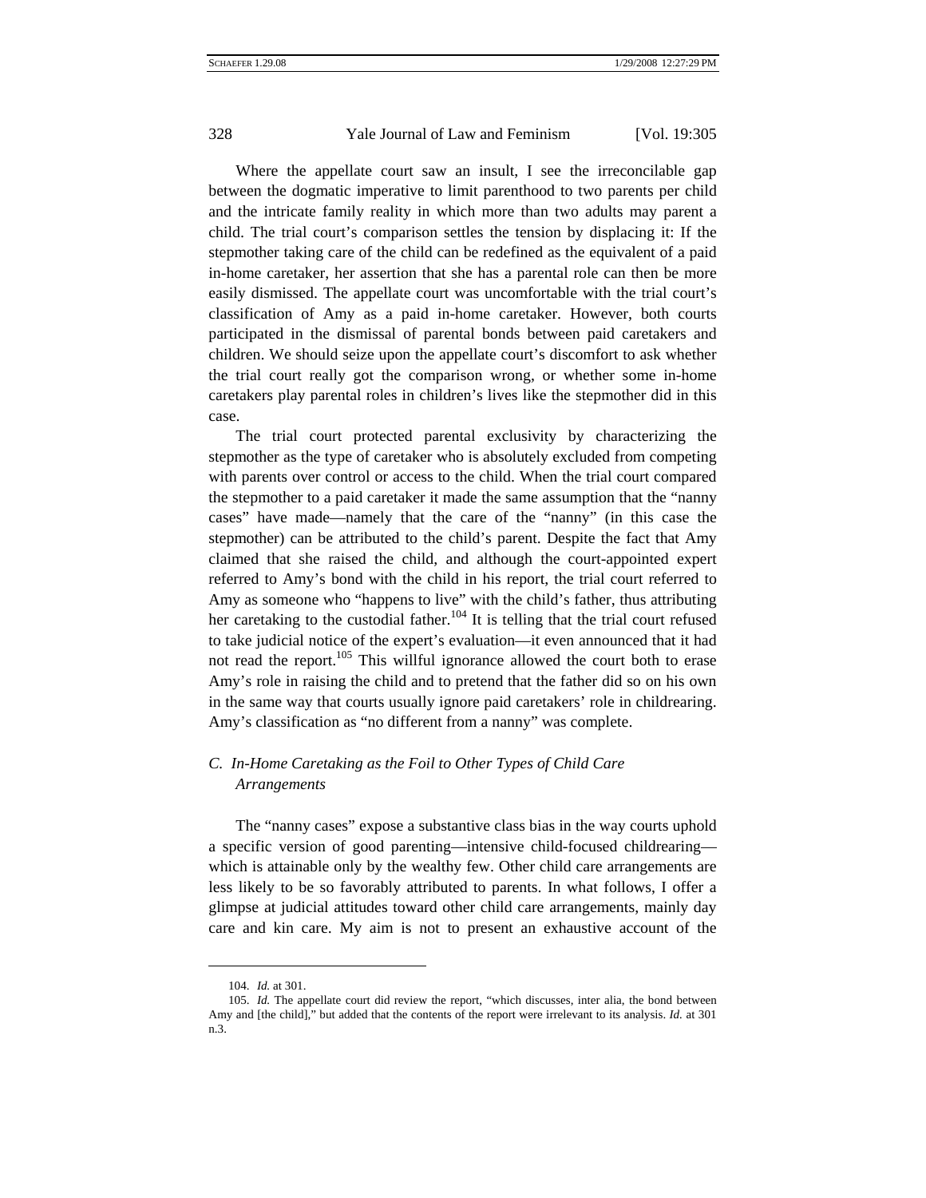Where the appellate court saw an insult, I see the irreconcilable gap between the dogmatic imperative to limit parenthood to two parents per child and the intricate family reality in which more than two adults may parent a child. The trial court's comparison settles the tension by displacing it: If the stepmother taking care of the child can be redefined as the equivalent of a paid in-home caretaker, her assertion that she has a parental role can then be more easily dismissed. The appellate court was uncomfortable with the trial court's classification of Amy as a paid in-home caretaker. However, both courts participated in the dismissal of parental bonds between paid caretakers and children. We should seize upon the appellate court's discomfort to ask whether the trial court really got the comparison wrong, or whether some in-home caretakers play parental roles in children's lives like the stepmother did in this case.

The trial court protected parental exclusivity by characterizing the stepmother as the type of caretaker who is absolutely excluded from competing with parents over control or access to the child. When the trial court compared the stepmother to a paid caretaker it made the same assumption that the "nanny cases" have made—namely that the care of the "nanny" (in this case the stepmother) can be attributed to the child's parent. Despite the fact that Amy claimed that she raised the child, and although the court-appointed expert referred to Amy's bond with the child in his report, the trial court referred to Amy as someone who "happens to live" with the child's father, thus attributing her caretaking to the custodial father.[104] It is telling that the trial court refused to take judicial notice of the expert's evaluation—it even announced that it had not read the report.[105] This willful ignorance allowed the court both to erase Amy's role in raising the child and to pretend that the father did so on his own in the same way that courts usually ignore paid caretakers' role in childrearing. Amy's classification as "no different from a nanny" was complete.

### C. *In-Home Caretaking as the Foil to Other Types of Child Care Arrangements*

The "nanny cases" expose a substantive class bias in the way courts uphold a specific version of good parenting—intensive child-focused childrearing—which is attainable only by the wealthy few. Other child care arrangements are less likely to be so favorably attributed to parents. In what follows, I offer a glimpse at judicial attitudes toward other child care arrangements, mainly day care and kin care. My aim is not to present an exhaustive account of the

---

104. *Id.* at 301.

105. *Id.* The appellate court did review the report, "which discusses, inter alia, the bond between Amy and [the child]," but added that the contents of the report were irrelevant to its analysis. *Id.* at 301 n.3.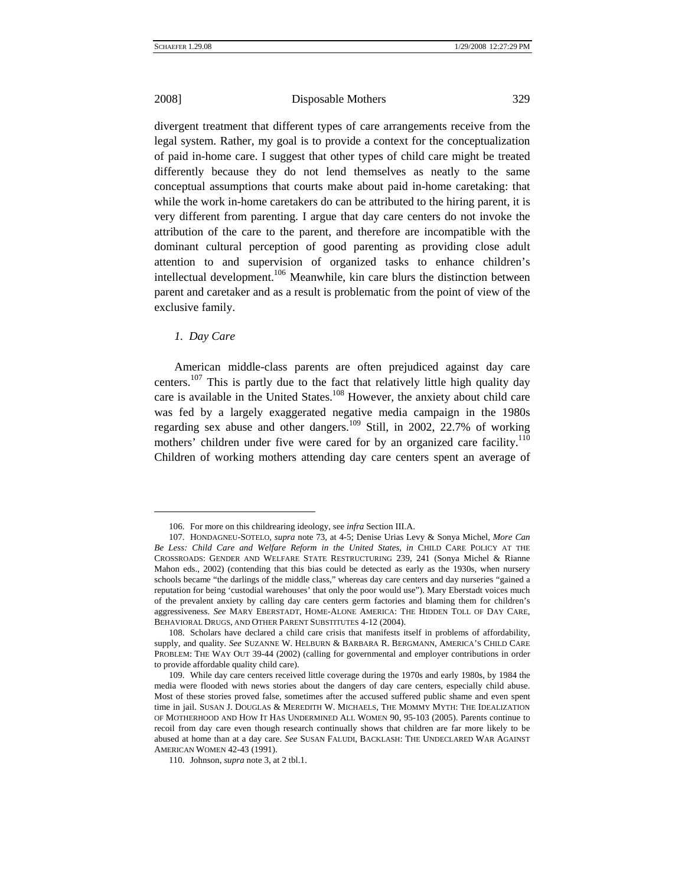divergent treatment that different types of care arrangements receive from the legal system. Rather, my goal is to provide a context for the conceptualization of paid in-home care. I suggest that other types of child care might be treated differently because they do not lend themselves as neatly to the same conceptual assumptions that courts make about paid in-home caretaking: that while the work in-home caretakers do can be attributed to the hiring parent, it is very different from parenting. I argue that day care centers do not invoke the attribution of the care to the parent, and therefore are incompatible with the dominant cultural perception of good parenting as providing close adult attention to and supervision of organized tasks to enhance children's intellectual development.[106] Meanwhile, kin care blurs the distinction between parent and caretaker and as a result is problematic from the point of view of the exclusive family.

### *1. Day Care*

American middle-class parents are often prejudiced against day care centers.[107] This is partly due to the fact that relatively little high quality day care is available in the United States.[108] However, the anxiety about child care was fed by a largely exaggerated negative media campaign in the 1980s regarding sex abuse and other dangers.[109] Still, in 2002, 22.7% of working mothers' children under five were cared for by an organized care facility.[110] Children of working mothers attending day care centers spent an average of

---

106. For more on this childrearing ideology, see *infra* Section III.A.

107. HONDAGNEU-SOTELO, *supra* note 73, at 4-5; Denise Urias Levy & Sonya Michel, *More Can Be Less: Child Care and Welfare Reform in the United States*, *in* CHILD CARE POLICY AT THE CROSSROADS: GENDER AND WELFARE STATE RESTRUCTURING 239, 241 (Sonya Michel & Rianne Mahon eds., 2002) (contending that this bias could be detected as early as the 1930s, when nursery schools became "the darlings of the middle class," whereas day care centers and day nurseries "gained a reputation for being 'custodial warehouses' that only the poor would use"). Mary Eberstadt voices much of the prevalent anxiety by calling day care centers germ factories and blaming them for children's aggressiveness. *See* MARY EBERSTADT, HOME-ALONE AMERICA: THE HIDDEN TOLL OF DAY CARE, BEHAVIORAL DRUGS, AND OTHER PARENT SUBSTITUTES 4-12 (2004).

108. Scholars have declared a child care crisis that manifests itself in problems of affordability, supply, and quality. *See* SUZANNE W. HELBURN & BARBARA R. BERGMANN, AMERICA'S CHILD CARE PROBLEM: THE WAY OUT 39-44 (2002) (calling for governmental and employer contributions in order to provide affordable quality child care).

109. While day care centers received little coverage during the 1970s and early 1980s, by 1984 the media were flooded with news stories about the dangers of day care centers, especially child abuse. Most of these stories proved false, sometimes after the accused suffered public shame and even spent time in jail. SUSAN J. DOUGLAS & MEREDITH W. MICHAELS, THE MOMMY MYTH: THE IDEALIZATION OF MOTHERHOOD AND HOW IT HAS UNDERMINED ALL WOMEN 90, 95-103 (2005). Parents continue to recoil from day care even though research continually shows that children are far more likely to be abused at home than at a day care. *See* SUSAN FALUDI, BACKLASH: THE UNDECLARED WAR AGAINST AMERICAN WOMEN 42-43 (1991).

110. Johnson, *supra* note 3, at 2 tbl.1.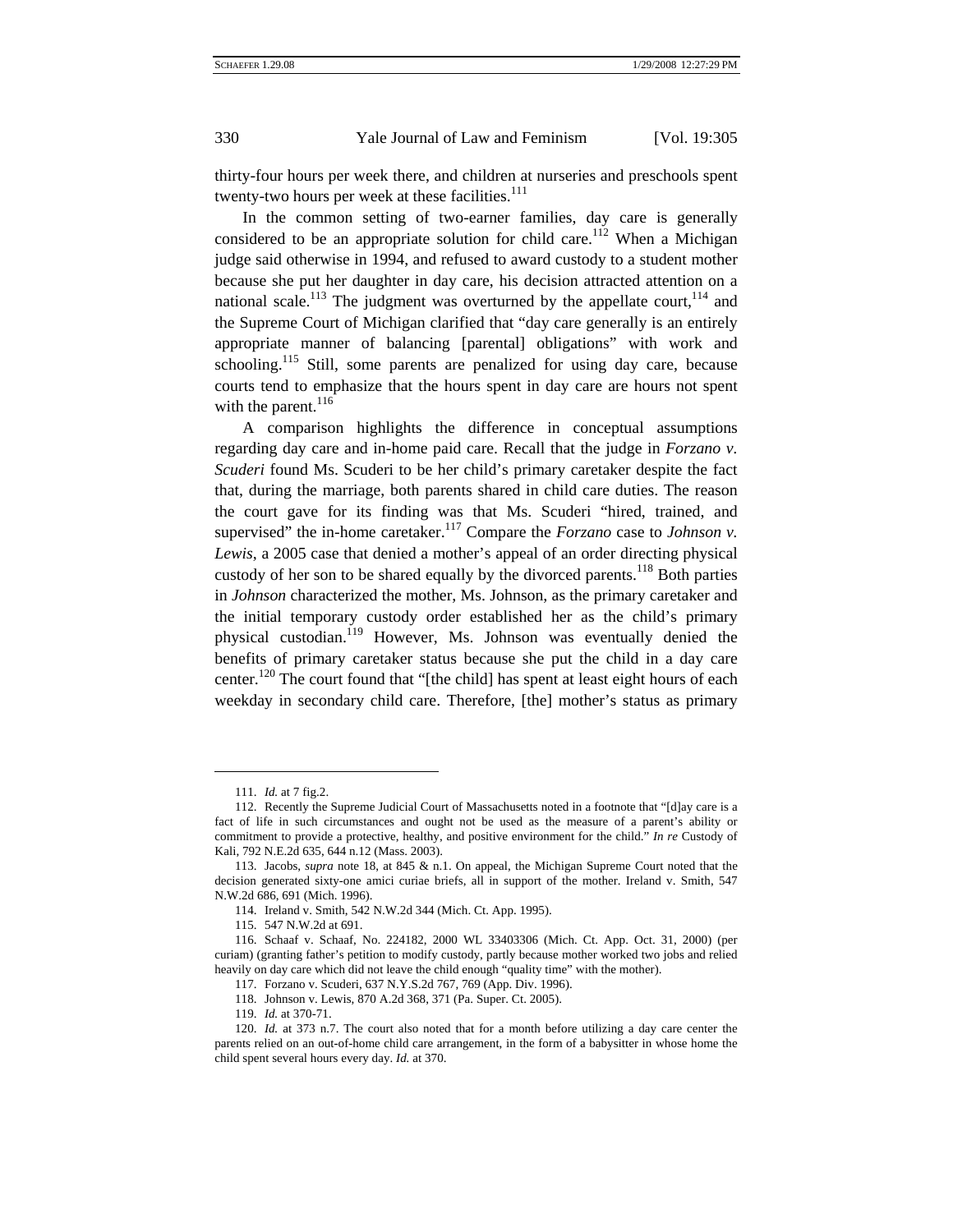thirty-four hours per week there, and children at nurseries and preschools spent twenty-two hours per week at these facilities.[111]

In the common setting of two-earner families, day care is generally considered to be an appropriate solution for child care.[112] When a Michigan judge said otherwise in 1994, and refused to award custody to a student mother because she put her daughter in day care, his decision attracted attention on a national scale.[113] The judgment was overturned by the appellate court,[114] and the Supreme Court of Michigan clarified that "day care generally is an entirely appropriate manner of balancing [parental] obligations" with work and schooling.[115] Still, some parents are penalized for using day care, because courts tend to emphasize that the hours spent in day care are hours not spent with the parent.[116]

A comparison highlights the difference in conceptual assumptions regarding day care and in-home paid care. Recall that the judge in *Forzano v. Scuderi* found Ms. Scuderi to be her child's primary caretaker despite the fact that, during the marriage, both parents shared in child care duties. The reason the court gave for its finding was that Ms. Scuderi "hired, trained, and supervised" the in-home caretaker.[117] Compare the *Forzano* case to *Johnson v. Lewis*, a 2005 case that denied a mother's appeal of an order directing physical custody of her son to be shared equally by the divorced parents.[118] Both parties in *Johnson* characterized the mother, Ms. Johnson, as the primary caretaker and the initial temporary custody order established her as the child's primary physical custodian.[119] However, Ms. Johnson was eventually denied the benefits of primary caretaker status because she put the child in a day care center.[120] The court found that "[the child] has spent at least eight hours of each weekday in secondary child care. Therefore, [the] mother's status as primary

---

111. *Id.* at 7 fig.2.

112. Recently the Supreme Judicial Court of Massachusetts noted in a footnote that "[d]ay care is a fact of life in such circumstances and ought not be used as the measure of a parent's ability or commitment to provide a protective, healthy, and positive environment for the child." *In re* Custody of Kali, 792 N.E.2d 635, 644 n.12 (Mass. 2003).

113. Jacobs, *supra* note 18, at 845 & n.1. On appeal, the Michigan Supreme Court noted that the decision generated sixty-one amici curiae briefs, all in support of the mother. Ireland v. Smith, 547 N.W.2d 686, 691 (Mich. 1996).

114. Ireland v. Smith, 542 N.W.2d 344 (Mich. Ct. App. 1995).

115. 547 N.W.2d at 691.

116. Schaaf v. Schaaf, No. 224182, 2000 WL 33403306 (Mich. Ct. App. Oct. 31, 2000) (per curiam) (granting father's petition to modify custody, partly because mother worked two jobs and relied heavily on day care which did not leave the child enough "quality time" with the mother).

117. Forzano v. Scuderi, 637 N.Y.S.2d 767, 769 (App. Div. 1996).

118. Johnson v. Lewis, 870 A.2d 368, 371 (Pa. Super. Ct. 2005).

119. *Id.* at 370-71.

120. *Id.* at 373 n.7. The court also noted that for a month before utilizing a day care center the parents relied on an out-of-home child care arrangement, in the form of a babysitter in whose home the child spent several hours every day. *Id.* at 370.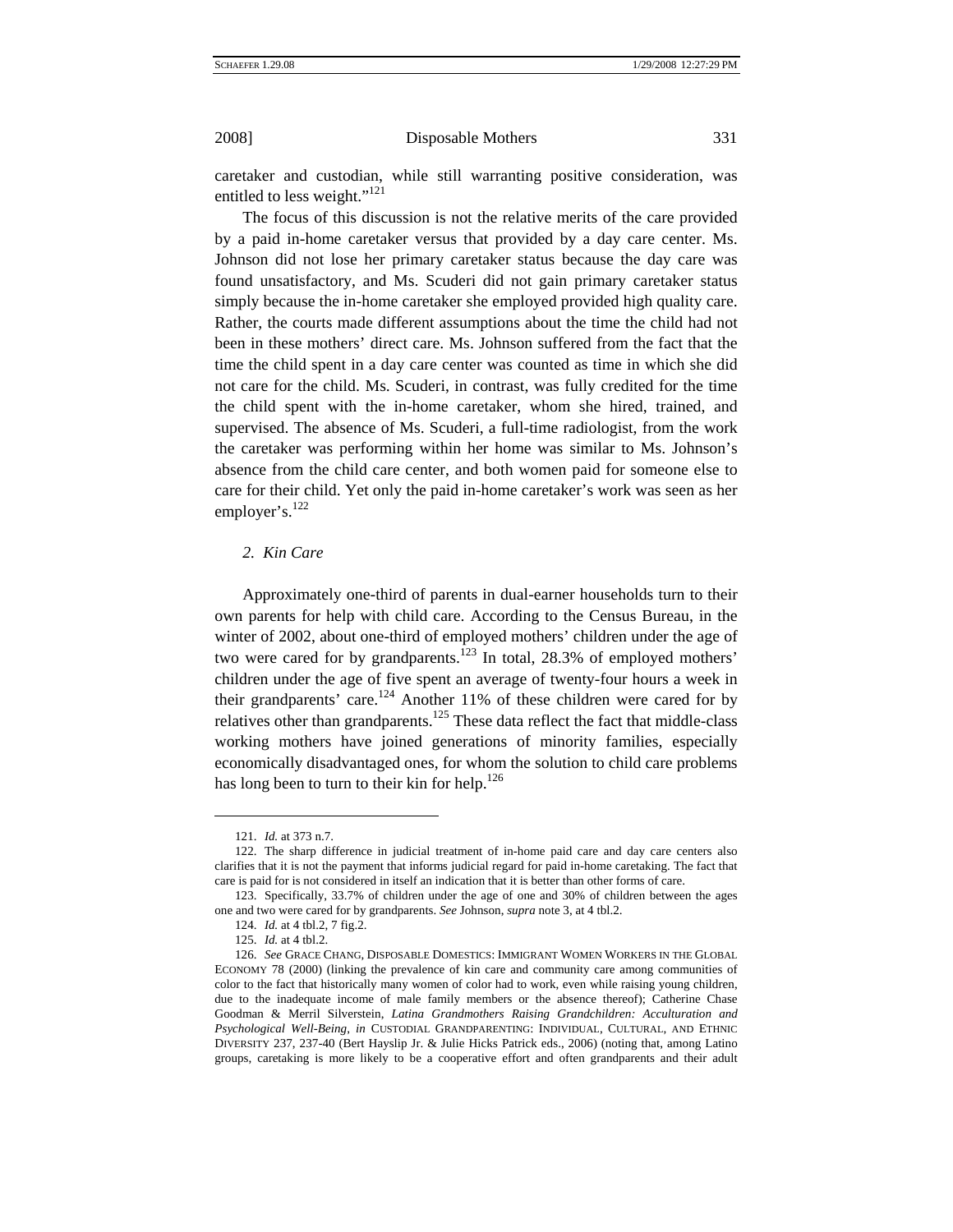caretaker and custodian, while still warranting positive consideration, was entitled to less weight."[121]

The focus of this discussion is not the relative merits of the care provided by a paid in-home caretaker versus that provided by a day care center. Ms. Johnson did not lose her primary caretaker status because the day care was found unsatisfactory, and Ms. Scuderi did not gain primary caretaker status simply because the in-home caretaker she employed provided high quality care. Rather, the courts made different assumptions about the time the child had not been in these mothers' direct care. Ms. Johnson suffered from the fact that the time the child spent in a day care center was counted as time in which she did not care for the child. Ms. Scuderi, in contrast, was fully credited for the time the child spent with the in-home caretaker, whom she hired, trained, and supervised. The absence of Ms. Scuderi, a full-time radiologist, from the work the caretaker was performing within her home was similar to Ms. Johnson's absence from the child care center, and both women paid for someone else to care for their child. Yet only the paid in-home caretaker's work was seen as her employer's.[122]

### 2. *Kin Care*

Approximately one-third of parents in dual-earner households turn to their own parents for help with child care. According to the Census Bureau, in the winter of 2002, about one-third of employed mothers' children under the age of two were cared for by grandparents.[123] In total, 28.3% of employed mothers' children under the age of five spent an average of twenty-four hours a week in their grandparents' care.[124] Another 11% of these children were cared for by relatives other than grandparents.[125] These data reflect the fact that middle-class working mothers have joined generations of minority families, especially economically disadvantaged ones, for whom the solution to child care problems has long been to turn to their kin for help.[126]

---

121. *Id.* at 373 n.7.

122. The sharp difference in judicial treatment of in-home paid care and day care centers also clarifies that it is not the payment that informs judicial regard for paid in-home caretaking. The fact that care is paid for is not considered in itself an indication that it is better than other forms of care.

123. Specifically, 33.7% of children under the age of one and 30% of children between the ages one and two were cared for by grandparents. *See* Johnson, *supra* note 3, at 4 tbl.2.

124. *Id.* at 4 tbl.2, 7 fig.2.

125. *Id.* at 4 tbl.2.

126. *See* GRACE CHANG, DISPOSABLE DOMESTICS: IMMIGRANT WOMEN WORKERS IN THE GLOBAL ECONOMY 78 (2000) (linking the prevalence of kin care and community care among communities of color to the fact that historically many women of color had to work, even while raising young children, due to the inadequate income of male family members or the absence thereof); Catherine Chase Goodman & Merril Silverstein, *Latina Grandmothers Raising Grandchildren: Acculturation and Psychological Well-Being*, *in* CUSTODIAL GRANDPARENTING: INDIVIDUAL, CULTURAL, AND ETHNIC DIVERSITY 237, 237-40 (Bert Hayslip Jr. & Julie Hicks Patrick eds., 2006) (noting that, among Latino groups, caretaking is more likely to be a cooperative effort and often grandparents and their adult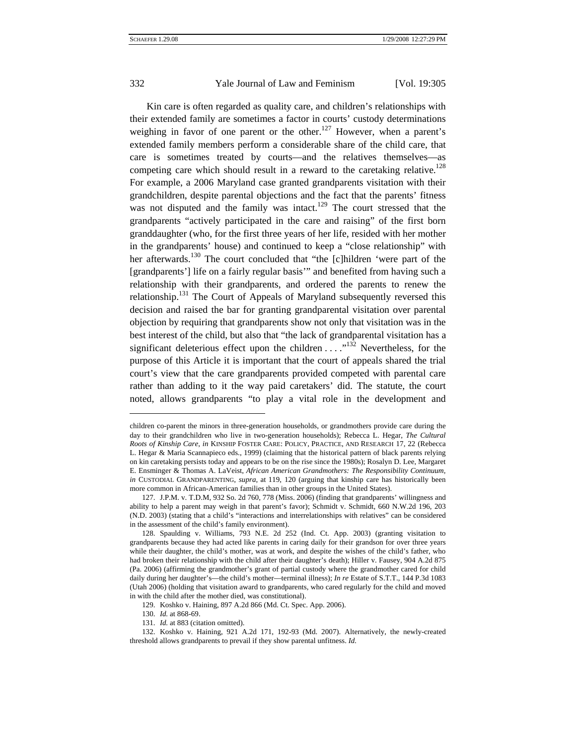Kin care is often regarded as quality care, and children's relationships with their extended family are sometimes a factor in courts' custody determinations weighing in favor of one parent or the other.[127] However, when a parent's extended family members perform a considerable share of the child care, that care is sometimes treated by courts—and the relatives themselves—as competing care which should result in a reward to the caretaking relative.[128] For example, a 2006 Maryland case granted grandparents visitation with their grandchildren, despite parental objections and the fact that the parents' fitness was not disputed and the family was intact.[129] The court stressed that the grandparents "actively participated in the care and raising" of the first born granddaughter (who, for the first three years of her life, resided with her mother in the grandparents' house) and continued to keep a "close relationship" with her afterwards.[130] The court concluded that "the [c]hildren 'were part of the [grandparents'] life on a fairly regular basis'" and benefited from having such a relationship with their grandparents, and ordered the parents to renew the relationship.[131] The Court of Appeals of Maryland subsequently reversed this decision and raised the bar for granting grandparental visitation over parental objection by requiring that grandparents show not only that visitation was in the best interest of the child, but also that "the lack of grandparental visitation has a significant deleterious effect upon the children . . . ."[132] Nevertheless, for the purpose of this Article it is important that the court of appeals shared the trial court's view that the care grandparents provided competed with parental care rather than adding to it the way paid caretakers' did. The statute, the court noted, allows grandparents "to play a vital role in the development and

---

children co-parent the minors in three-generation households, or grandmothers provide care during the day to their grandchildren who live in two-generation households); Rebecca L. Hegar, *The Cultural Roots of Kinship Care*, *in* KINSHIP FOSTER CARE: POLICY, PRACTICE, AND RESEARCH 17, 22 (Rebecca L. Hegar & Maria Scannapieco eds., 1999) (claiming that the historical pattern of black parents relying on kin caretaking persists today and appears to be on the rise since the 1980s); Rosalyn D. Lee, Margaret E. Ensminger & Thomas A. LaVeist, *African American Grandmothers: The Responsibility Continuum*, *in* CUSTODIAL GRANDPARENTING, *supra*, at 119, 120 (arguing that kinship care has historically been more common in African-American families than in other groups in the United States).

127. J.P.M. v. T.D.M, 932 So. 2d 760, 778 (Miss. 2006) (finding that grandparents' willingness and ability to help a parent may weigh in that parent's favor); Schmidt v. Schmidt, 660 N.W.2d 196, 203 (N.D. 2003) (stating that a child's "interactions and interrelationships with relatives" can be considered in the assessment of the child's family environment).

128. Spaulding v. Williams, 793 N.E. 2d 252 (Ind. Ct. App. 2003) (granting visitation to grandparents because they had acted like parents in caring daily for their grandson for over three years while their daughter, the child's mother, was at work, and despite the wishes of the child's father, who had broken their relationship with the child after their daughter's death); Hiller v. Fausey, 904 A.2d 875 (Pa. 2006) (affirming the grandmother's grant of partial custody where the grandmother cared for child daily during her daughter's—the child's mother—terminal illness); *In re* Estate of S.T.T., 144 P.3d 1083 (Utah 2006) (holding that visitation award to grandparents, who cared regularly for the child and moved in with the child after the mother died, was constitutional).

129. Koshko v. Haining, 897 A.2d 866 (Md. Ct. Spec. App. 2006).

130. *Id.* at 868-69.

131. *Id.* at 883 (citation omitted).

132. Koshko v. Haining, 921 A.2d 171, 192-93 (Md. 2007). Alternatively, the newly-created threshold allows grandparents to prevail if they show parental unfitness. *Id.*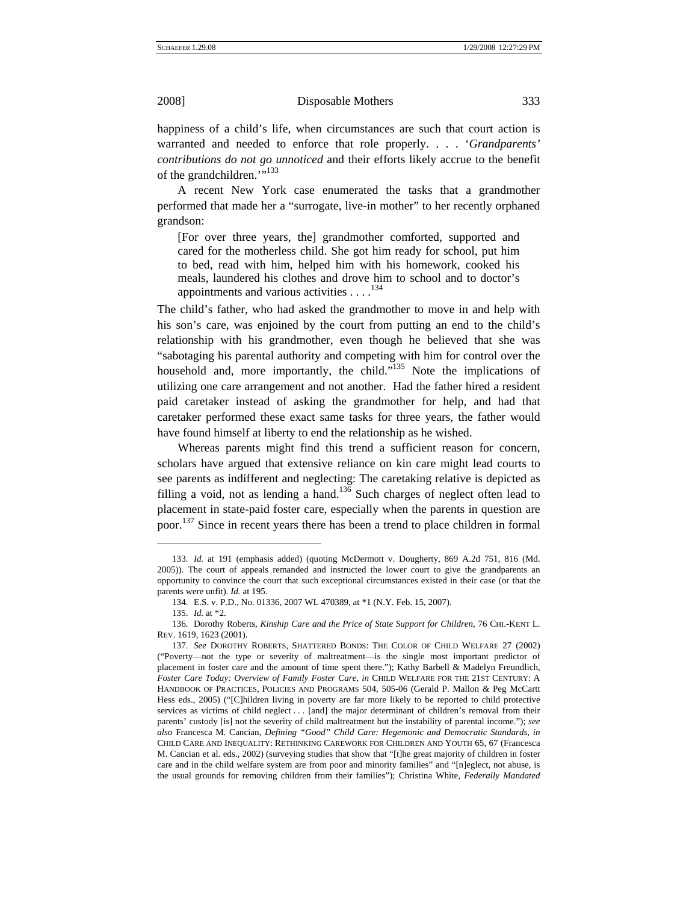happiness of a child's life, when circumstances are such that court action is warranted and needed to enforce that role properly. . . . '*Grandparents' contributions do not go unnoticed* and their efforts likely accrue to the benefit of the grandchildren.'"[133]

A recent New York case enumerated the tasks that a grandmother performed that made her a "surrogate, live-in mother" to her recently orphaned grandson:

> [For over three years, the] grandmother comforted, supported and cared for the motherless child. She got him ready for school, put him to bed, read with him, helped him with his homework, cooked his meals, laundered his clothes and drove him to school and to doctor's appointments and various activities . . . .[134]

The child's father, who had asked the grandmother to move in and help with his son's care, was enjoined by the court from putting an end to the child's relationship with his grandmother, even though he believed that she was "sabotaging his parental authority and competing with him for control over the household and, more importantly, the child."[135] Note the implications of utilizing one care arrangement and not another. Had the father hired a resident paid caretaker instead of asking the grandmother for help, and had that caretaker performed these exact same tasks for three years, the father would have found himself at liberty to end the relationship as he wished.

Whereas parents might find this trend a sufficient reason for concern, scholars have argued that extensive reliance on kin care might lead courts to see parents as indifferent and neglecting: The caretaking relative is depicted as filling a void, not as lending a hand.[136] Such charges of neglect often lead to placement in state-paid foster care, especially when the parents in question are poor.[137] Since in recent years there has been a trend to place children in formal

---

133. *Id.* at 191 (emphasis added) (quoting McDermott v. Dougherty, 869 A.2d 751, 816 (Md. 2005)). The court of appeals remanded and instructed the lower court to give the grandparents an opportunity to convince the court that such exceptional circumstances existed in their case (or that the parents were unfit). *Id.* at 195.

134. E.S. v. P.D., No. 01336, 2007 WL 470389, at *1 (N.Y. Feb. 15, 2007).

135. *Id.* at *2.

136. Dorothy Roberts, *Kinship Care and the Price of State Support for Children*, 76 CHI.-KENT L. REV. 1619, 1623 (2001).

137. *See* DOROTHY ROBERTS, SHATTERED BONDS: THE COLOR OF CHILD WELFARE 27 (2002) ("Poverty—not the type or severity of maltreatment—is the single most important predictor of placement in foster care and the amount of time spent there."); Kathy Barbell & Madelyn Freundlich, *Foster Care Today: Overview of Family Foster Care*, *in* CHILD WELFARE FOR THE 21ST CENTURY: A HANDBOOK OF PRACTICES, POLICIES AND PROGRAMS 504, 505-06 (Gerald P. Mallon & Peg McCartt Hess eds., 2005) ("[C]hildren living in poverty are far more likely to be reported to child protective services as victims of child neglect . . . [and] the major determinant of children's removal from their parents' custody [is] not the severity of child maltreatment but the instability of parental income."); *see also* Francesca M. Cancian, *Defining "Good" Child Care: Hegemonic and Democratic Standards*, *in* CHILD CARE AND INEQUALITY: RETHINKING CAREWORK FOR CHILDREN AND YOUTH 65, 67 (Francesca M. Cancian et al. eds., 2002) (surveying studies that show that "[t]he great majority of children in foster care and in the child welfare system are from poor and minority families" and "[n]eglect, not abuse, is the usual grounds for removing children from their families"); Christina White, *Federally Mandated*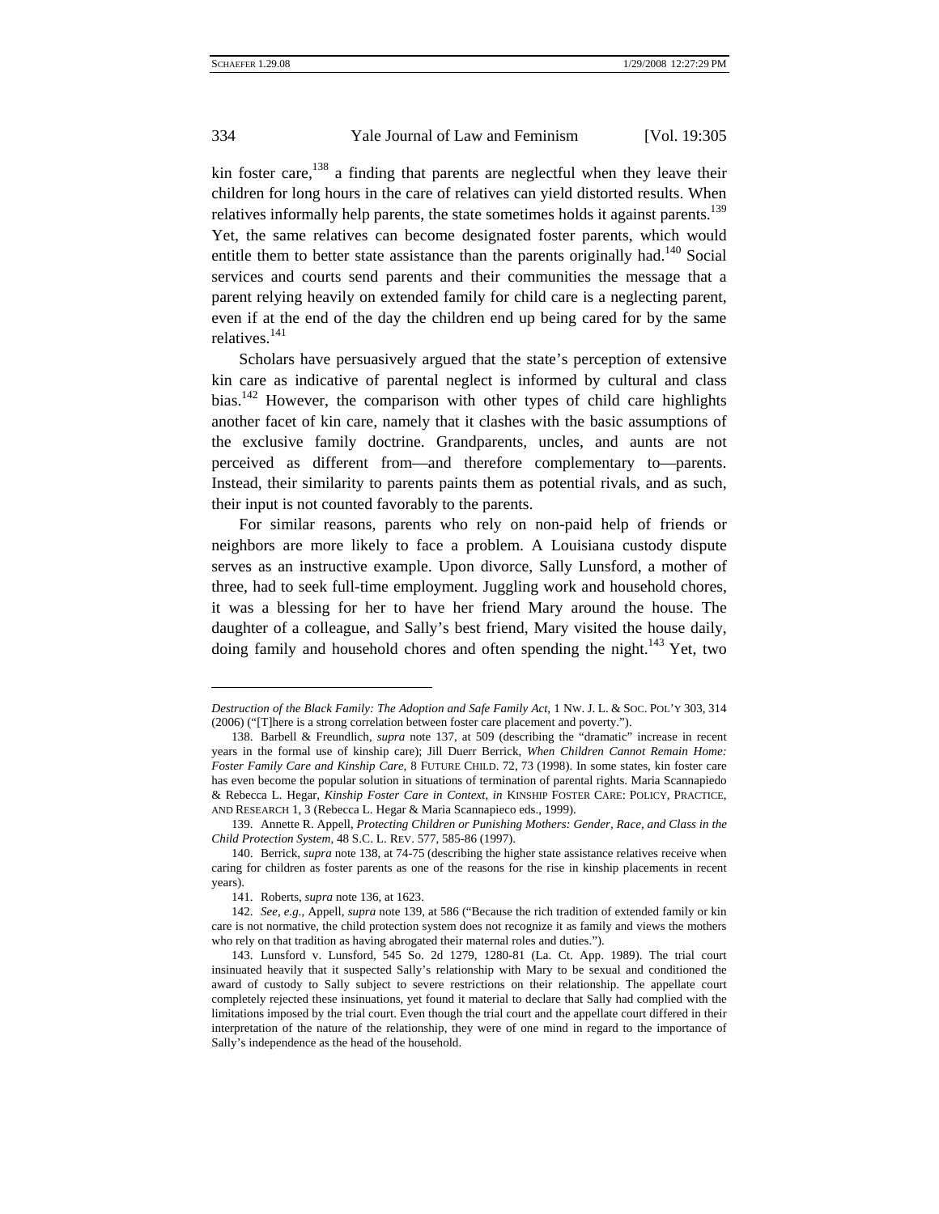kin foster care,[138] a finding that parents are neglectful when they leave their children for long hours in the care of relatives can yield distorted results. When relatives informally help parents, the state sometimes holds it against parents.[139] Yet, the same relatives can become designated foster parents, which would entitle them to better state assistance than the parents originally had.[140] Social services and courts send parents and their communities the message that a parent relying heavily on extended family for child care is a neglecting parent, even if at the end of the day the children end up being cared for by the same relatives.[141]

Scholars have persuasively argued that the state's perception of extensive kin care as indicative of parental neglect is informed by cultural and class bias.[142] However, the comparison with other types of child care highlights another facet of kin care, namely that it clashes with the basic assumptions of the exclusive family doctrine. Grandparents, uncles, and aunts are not perceived as different from—and therefore complementary to—parents. Instead, their similarity to parents paints them as potential rivals, and as such, their input is not counted favorably to the parents.

For similar reasons, parents who rely on non-paid help of friends or neighbors are more likely to face a problem. A Louisiana custody dispute serves as an instructive example. Upon divorce, Sally Lunsford, a mother of three, had to seek full-time employment. Juggling work and household chores, it was a blessing for her to have her friend Mary around the house. The daughter of a colleague, and Sally's best friend, Mary visited the house daily, doing family and household chores and often spending the night.[143] Yet, two

---

*Destruction of the Black Family: The Adoption and Safe Family Act*, 1 NW. J. L. & SOC. POL'Y 303, 314 (2006) ("[T]here is a strong correlation between foster care placement and poverty.").

138. Barbell & Freundlich, *supra* note 137, at 509 (describing the "dramatic" increase in recent years in the formal use of kinship care); Jill Duerr Berrick, *When Children Cannot Remain Home: Foster Family Care and Kinship Care*, 8 FUTURE CHILD. 72, 73 (1998). In some states, kin foster care has even become the popular solution in situations of termination of parental rights. Maria Scannapiedo & Rebecca L. Hegar, *Kinship Foster Care in Context*, *in* KINSHIP FOSTER CARE: POLICY, PRACTICE, AND RESEARCH 1, 3 (Rebecca L. Hegar & Maria Scannapieco eds., 1999).

139. Annette R. Appell, *Protecting Children or Punishing Mothers: Gender, Race, and Class in the Child Protection System*, 48 S.C. L. REV. 577, 585-86 (1997).

140. Berrick, *supra* note 138, at 74-75 (describing the higher state assistance relatives receive when caring for children as foster parents as one of the reasons for the rise in kinship placements in recent years).

141. Roberts, *supra* note 136, at 1623.

142. *See, e.g.*, Appell, *supra* note 139, at 586 ("Because the rich tradition of extended family or kin care is not normative, the child protection system does not recognize it as family and views the mothers who rely on that tradition as having abrogated their maternal roles and duties.").

143. Lunsford v. Lunsford, 545 So. 2d 1279, 1280-81 (La. Ct. App. 1989). The trial court insinuated heavily that it suspected Sally's relationship with Mary to be sexual and conditioned the award of custody to Sally subject to severe restrictions on their relationship. The appellate court completely rejected these insinuations, yet found it material to declare that Sally had complied with the limitations imposed by the trial court. Even though the trial court and the appellate court differed in their interpretation of the nature of the relationship, they were of one mind in regard to the importance of Sally's independence as the head of the household.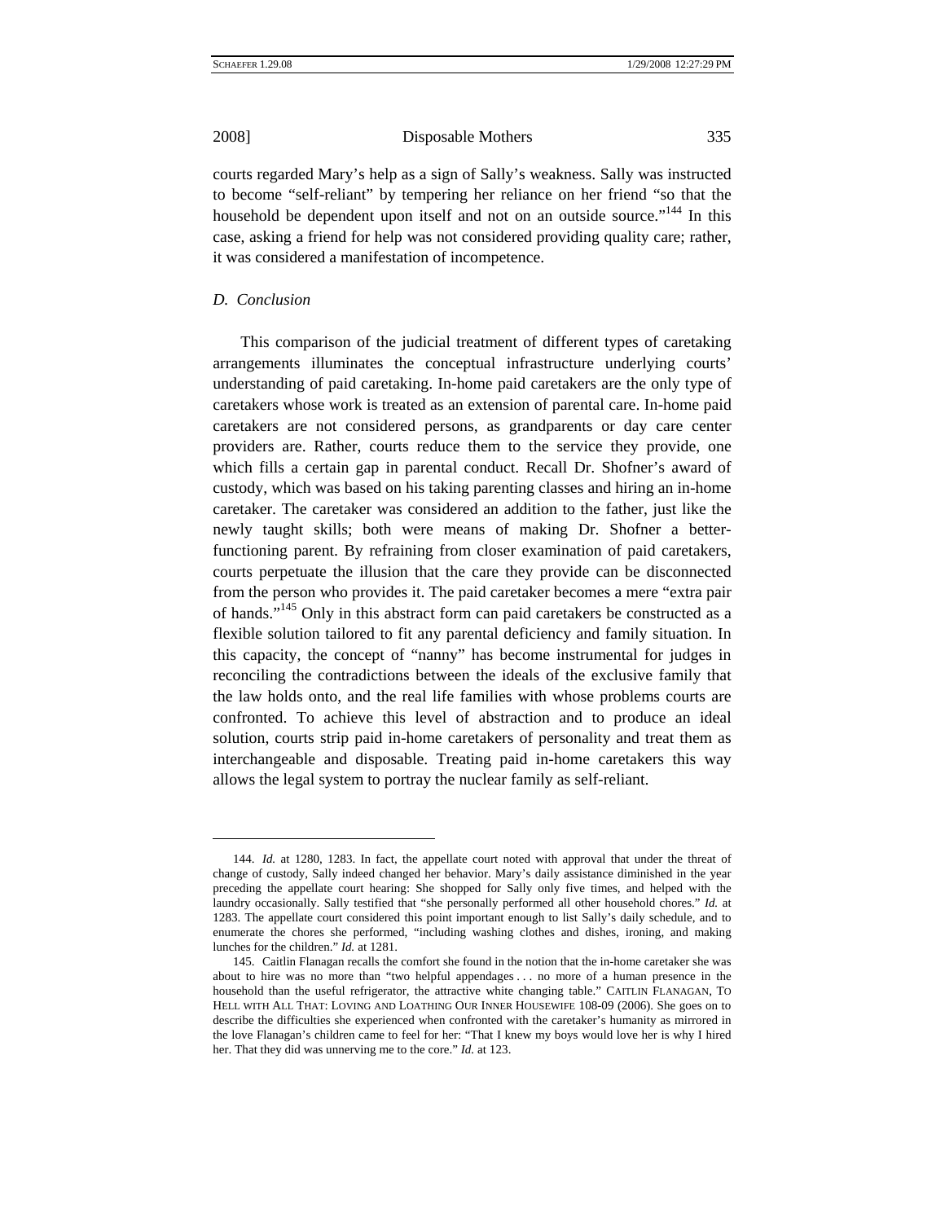courts regarded Mary's help as a sign of Sally's weakness. Sally was instructed to become "self-reliant" by tempering her reliance on her friend "so that the household be dependent upon itself and not on an outside source."[144] In this case, asking a friend for help was not considered providing quality care; rather, it was considered a manifestation of incompetence.

### *D. Conclusion*

This comparison of the judicial treatment of different types of caretaking arrangements illuminates the conceptual infrastructure underlying courts' understanding of paid caretaking. In-home paid caretakers are the only type of caretakers whose work is treated as an extension of parental care. In-home paid caretakers are not considered persons, as grandparents or day care center providers are. Rather, courts reduce them to the service they provide, one which fills a certain gap in parental conduct. Recall Dr. Shofner's award of custody, which was based on his taking parenting classes and hiring an in-home caretaker. The caretaker was considered an addition to the father, just like the newly taught skills; both were means of making Dr. Shofner a better-functioning parent. By refraining from closer examination of paid caretakers, courts perpetuate the illusion that the care they provide can be disconnected from the person who provides it. The paid caretaker becomes a mere "extra pair of hands."[145] Only in this abstract form can paid caretakers be constructed as a flexible solution tailored to fit any parental deficiency and family situation. In this capacity, the concept of "nanny" has become instrumental for judges in reconciling the contradictions between the ideals of the exclusive family that the law holds onto, and the real life families with whose problems courts are confronted. To achieve this level of abstraction and to produce an ideal solution, courts strip paid in-home caretakers of personality and treat them as interchangeable and disposable. Treating paid in-home caretakers this way allows the legal system to portray the nuclear family as self-reliant.

---

144. *Id.* at 1280, 1283. In fact, the appellate court noted with approval that under the threat of change of custody, Sally indeed changed her behavior. Mary's daily assistance diminished in the year preceding the appellate court hearing: She shopped for Sally only five times, and helped with the laundry occasionally. Sally testified that "she personally performed all other household chores." *Id.* at 1283. The appellate court considered this point important enough to list Sally's daily schedule, and to enumerate the chores she performed, "including washing clothes and dishes, ironing, and making lunches for the children." *Id.* at 1281.

145. Caitlin Flanagan recalls the comfort she found in the notion that the in-home caretaker she was about to hire was no more than "two helpful appendages . . . no more of a human presence in the household than the useful refrigerator, the attractive white changing table." CAITLIN FLANAGAN, TO HELL WITH ALL THAT: LOVING AND LOATHING OUR INNER HOUSEWIFE 108-09 (2006). She goes on to describe the difficulties she experienced when confronted with the caretaker's humanity as mirrored in the love Flanagan's children came to feel for her: "That I knew my boys would love her is why I hired her. That they did was unnerving me to the core." *Id.* at 123.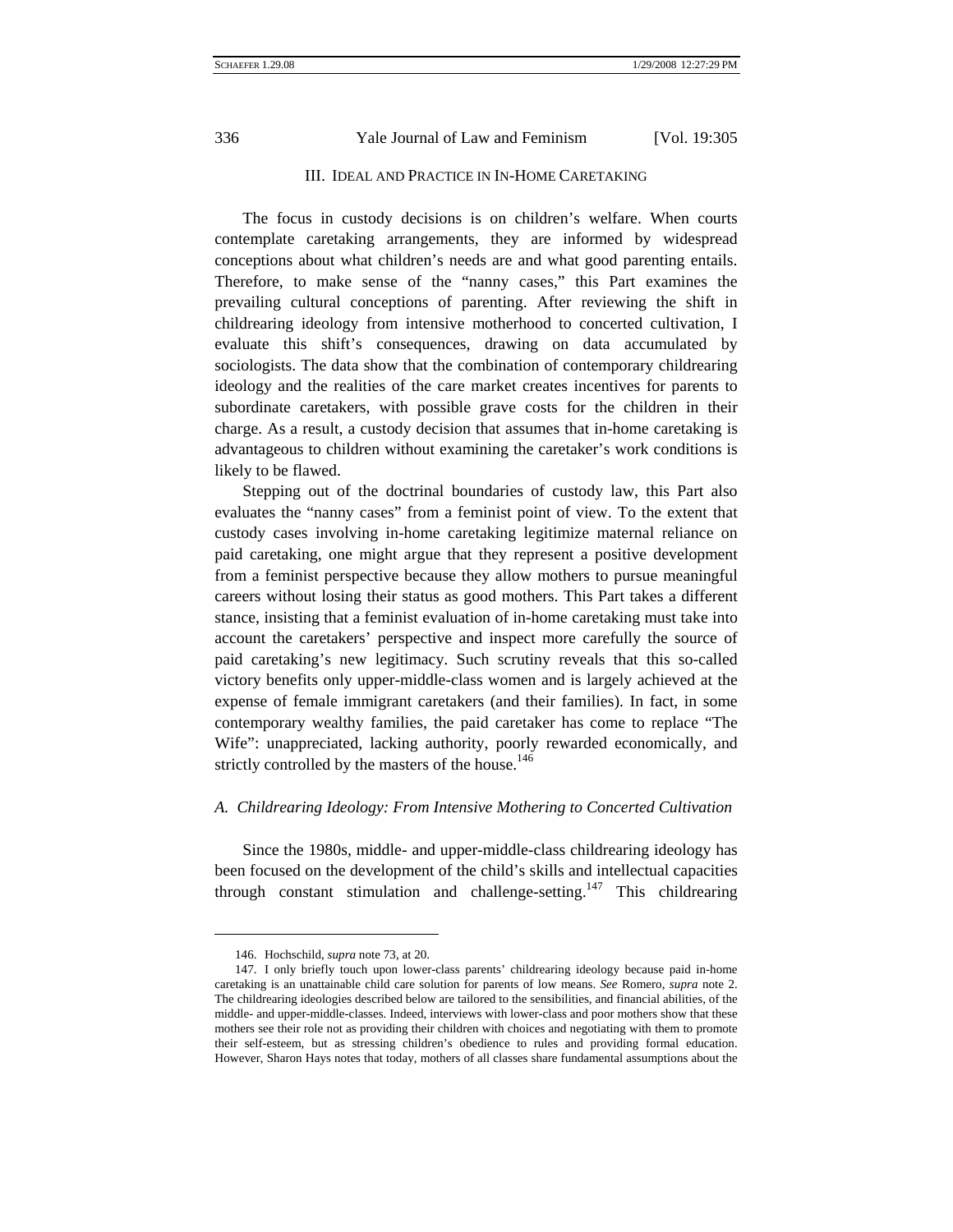## III. IDEAL AND PRACTICE IN IN-HOME CARETAKING

The focus in custody decisions is on children's welfare. When courts contemplate caretaking arrangements, they are informed by widespread conceptions about what children's needs are and what good parenting entails. Therefore, to make sense of the "nanny cases," this Part examines the prevailing cultural conceptions of parenting. After reviewing the shift in childrearing ideology from intensive motherhood to concerted cultivation, I evaluate this shift's consequences, drawing on data accumulated by sociologists. The data show that the combination of contemporary childrearing ideology and the realities of the care market creates incentives for parents to subordinate caretakers, with possible grave costs for the children in their charge. As a result, a custody decision that assumes that in-home caretaking is advantageous to children without examining the caretaker's work conditions is likely to be flawed.

Stepping out of the doctrinal boundaries of custody law, this Part also evaluates the "nanny cases" from a feminist point of view. To the extent that custody cases involving in-home caretaking legitimize maternal reliance on paid caretaking, one might argue that they represent a positive development from a feminist perspective because they allow mothers to pursue meaningful careers without losing their status as good mothers. This Part takes a different stance, insisting that a feminist evaluation of in-home caretaking must take into account the caretakers' perspective and inspect more carefully the source of paid caretaking's new legitimacy. Such scrutiny reveals that this so-called victory benefits only upper-middle-class women and is largely achieved at the expense of female immigrant caretakers (and their families). In fact, in some contemporary wealthy families, the paid caretaker has come to replace "The Wife": unappreciated, lacking authority, poorly rewarded economically, and strictly controlled by the masters of the house.[146]

### A. Childrearing Ideology: From Intensive Mothering to Concerted Cultivation

Since the 1980s, middle- and upper-middle-class childrearing ideology has been focused on the development of the child's skills and intellectual capacities through constant stimulation and challenge-setting.[147] This childrearing

---

146. Hochschild, *supra* note 73, at 20.

147. I only briefly touch upon lower-class parents' childrearing ideology because paid in-home caretaking is an unattainable child care solution for parents of low means. *See* Romero, *supra* note 2. The childrearing ideologies described below are tailored to the sensibilities, and financial abilities, of the middle- and upper-middle-classes. Indeed, interviews with lower-class and poor mothers show that these mothers see their role not as providing their children with choices and negotiating with them to promote their self-esteem, but as stressing children's obedience to rules and providing formal education. However, Sharon Hays notes that today, mothers of all classes share fundamental assumptions about the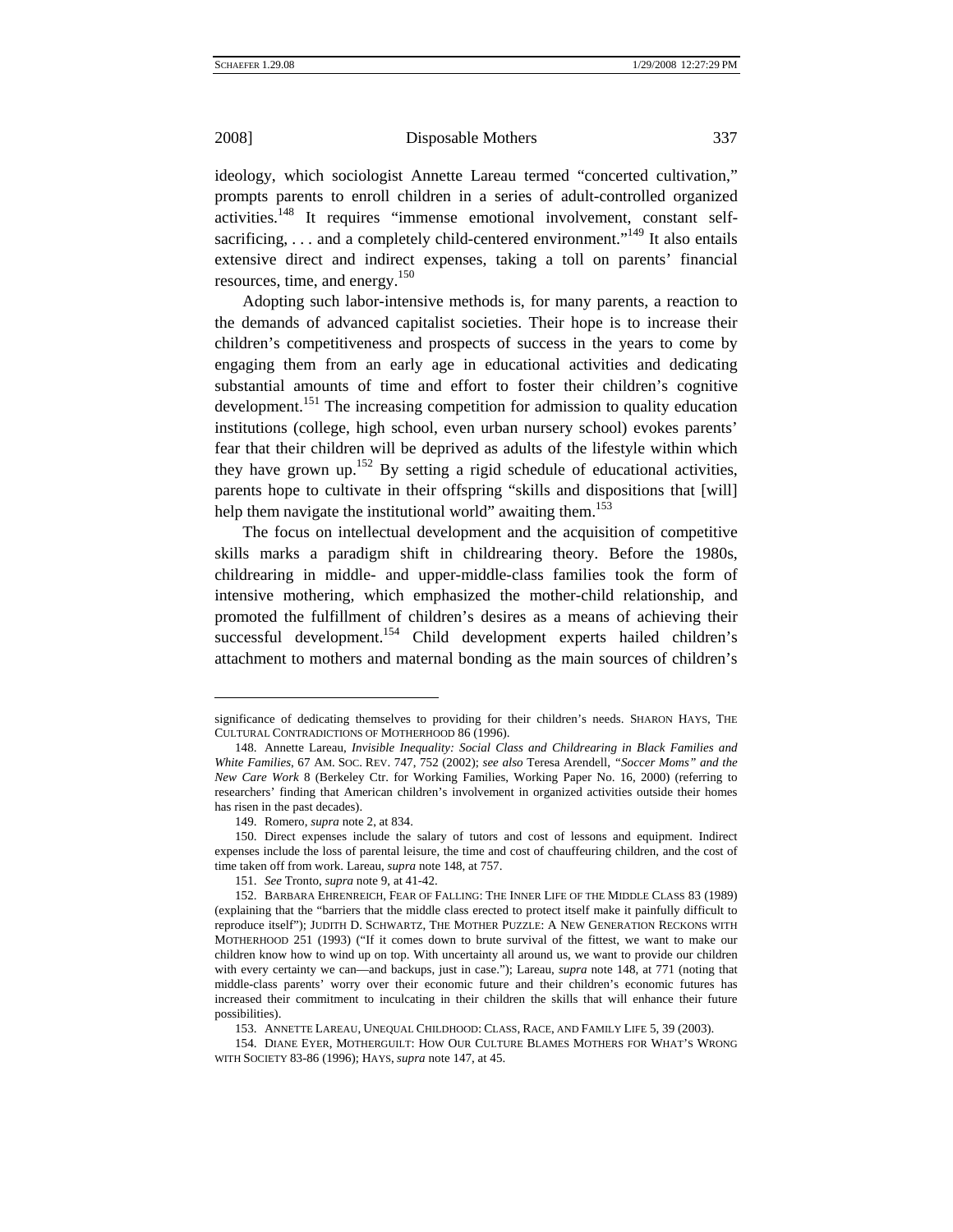ideology, which sociologist Annette Lareau termed "concerted cultivation," prompts parents to enroll children in a series of adult-controlled organized activities.[148] It requires "immense emotional involvement, constant self-sacrificing, . . . and a completely child-centered environment."[149] It also entails extensive direct and indirect expenses, taking a toll on parents' financial resources, time, and energy.[150]

Adopting such labor-intensive methods is, for many parents, a reaction to the demands of advanced capitalist societies. Their hope is to increase their children's competitiveness and prospects of success in the years to come by engaging them from an early age in educational activities and dedicating substantial amounts of time and effort to foster their children's cognitive development.[151] The increasing competition for admission to quality education institutions (college, high school, even urban nursery school) evokes parents' fear that their children will be deprived as adults of the lifestyle within which they have grown up.[152] By setting a rigid schedule of educational activities, parents hope to cultivate in their offspring "skills and dispositions that [will] help them navigate the institutional world" awaiting them.[153]

The focus on intellectual development and the acquisition of competitive skills marks a paradigm shift in childrearing theory. Before the 1980s, childrearing in middle- and upper-middle-class families took the form of intensive mothering, which emphasized the mother-child relationship, and promoted the fulfillment of children's desires as a means of achieving their successful development.[154] Child development experts hailed children's attachment to mothers and maternal bonding as the main sources of children's

---

significance of dedicating themselves to providing for their children's needs. SHARON HAYS, THE CULTURAL CONTRADICTIONS OF MOTHERHOOD 86 (1996).

148. Annette Lareau, *Invisible Inequality: Social Class and Childrearing in Black Families and White Families*, 67 AM. SOC. REV. 747, 752 (2002); *see also* Teresa Arendell, *"Soccer Moms" and the New Care Work* 8 (Berkeley Ctr. for Working Families, Working Paper No. 16, 2000) (referring to researchers' finding that American children's involvement in organized activities outside their homes has risen in the past decades).

149. Romero, *supra* note 2, at 834.

150. Direct expenses include the salary of tutors and cost of lessons and equipment. Indirect expenses include the loss of parental leisure, the time and cost of chauffeuring children, and the cost of time taken off from work. Lareau, *supra* note 148, at 757.

151. *See* Tronto, *supra* note 9, at 41-42.

152. BARBARA EHRENREICH, FEAR OF FALLING: THE INNER LIFE OF THE MIDDLE CLASS 83 (1989) (explaining that the "barriers that the middle class erected to protect itself make it painfully difficult to reproduce itself"); JUDITH D. SCHWARTZ, THE MOTHER PUZZLE: A NEW GENERATION RECKONS WITH MOTHERHOOD 251 (1993) ("If it comes down to brute survival of the fittest, we want to make our children know how to wind up on top. With uncertainty all around us, we want to provide our children with every certainty we can—and backups, just in case."); Lareau, *supra* note 148, at 771 (noting that middle-class parents' worry over their economic future and their children's economic futures has increased their commitment to inculcating in their children the skills that will enhance their future possibilities).

153. ANNETTE LAREAU, UNEQUAL CHILDHOOD: CLASS, RACE, AND FAMILY LIFE 5, 39 (2003).

154. DIANE EYER, MOTHERGUILT: HOW OUR CULTURE BLAMES MOTHERS FOR WHAT'S WRONG WITH SOCIETY 83-86 (1996); HAYS, *supra* note 147, at 45.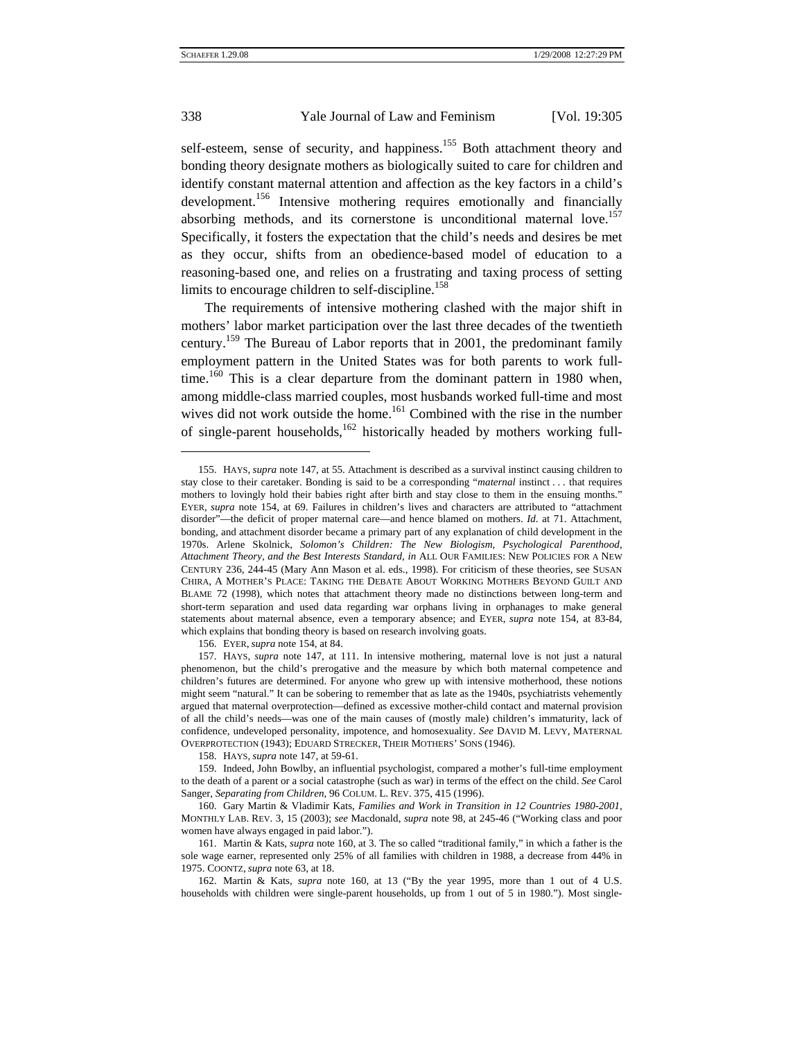self-esteem, sense of security, and happiness.[155] Both attachment theory and bonding theory designate mothers as biologically suited to care for children and identify constant maternal attention and affection as the key factors in a child's development.[156] Intensive mothering requires emotionally and financially absorbing methods, and its cornerstone is unconditional maternal love.[157] Specifically, it fosters the expectation that the child's needs and desires be met as they occur, shifts from an obedience-based model of education to a reasoning-based one, and relies on a frustrating and taxing process of setting limits to encourage children to self-discipline.[158]

The requirements of intensive mothering clashed with the major shift in mothers' labor market participation over the last three decades of the twentieth century.[159] The Bureau of Labor reports that in 2001, the predominant family employment pattern in the United States was for both parents to work full-time.[160] This is a clear departure from the dominant pattern in 1980 when, among middle-class married couples, most husbands worked full-time and most wives did not work outside the home.[161] Combined with the rise in the number of single-parent households,[162] historically headed by mothers working full-

---

155. HAYS, *supra* note 147, at 55. Attachment is described as a survival instinct causing children to stay close to their caretaker. Bonding is said to be a corresponding "*maternal* instinct . . . that requires mothers to lovingly hold their babies right after birth and stay close to them in the ensuing months." EYER, *supra* note 154, at 69. Failures in children's lives and characters are attributed to "attachment disorder"—the deficit of proper maternal care—and hence blamed on mothers. *Id.* at 71. Attachment, bonding, and attachment disorder became a primary part of any explanation of child development in the 1970s. Arlene Skolnick, *Solomon's Children: The New Biologism, Psychological Parenthood, Attachment Theory, and the Best Interests Standard*, *in* ALL OUR FAMILIES: NEW POLICIES FOR A NEW CENTURY 236, 244-45 (Mary Ann Mason et al. eds., 1998). For criticism of these theories, see SUSAN CHIRA, A MOTHER'S PLACE: TAKING THE DEBATE ABOUT WORKING MOTHERS BEYOND GUILT AND BLAME 72 (1998), which notes that attachment theory made no distinctions between long-term and short-term separation and used data regarding war orphans living in orphanages to make general statements about maternal absence, even a temporary absence; and EYER, *supra* note 154, at 83-84, which explains that bonding theory is based on research involving goats.

156. EYER, *supra* note 154, at 84.

157. HAYS, *supra* note 147, at 111. In intensive mothering, maternal love is not just a natural phenomenon, but the child's prerogative and the measure by which both maternal competence and children's futures are determined. For anyone who grew up with intensive motherhood, these notions might seem "natural." It can be sobering to remember that as late as the 1940s, psychiatrists vehemently argued that maternal overprotection—defined as excessive mother-child contact and maternal provision of all the child's needs—was one of the main causes of (mostly male) children's immaturity, lack of confidence, undeveloped personality, impotence, and homosexuality. *See* DAVID M. LEVY, MATERNAL OVERPROTECTION (1943); EDUARD STRECKER, THEIR MOTHERS' SONS (1946).

158. HAYS, *supra* note 147, at 59-61.

159. Indeed, John Bowlby, an influential psychologist, compared a mother's full-time employment to the death of a parent or a social catastrophe (such as war) in terms of the effect on the child. *See* Carol Sanger, *Separating from Children*, 96 COLUM. L. REV. 375, 415 (1996).

160. Gary Martin & Vladimir Kats, *Families and Work in Transition in 12 Countries 1980-2001*, MONTHLY LAB. REV. 3, 15 (2003); *see* Macdonald, *supra* note 98, at 245-46 ("Working class and poor women have always engaged in paid labor.").

161. Martin & Kats, *supra* note 160, at 3. The so called "traditional family," in which a father is the sole wage earner, represented only 25% of all families with children in 1988, a decrease from 44% in 1975. COONTZ, *supra* note 63, at 18.

162. Martin & Kats, *supra* note 160, at 13 ("By the year 1995, more than 1 out of 4 U.S. households with children were single-parent households, up from 1 out of 5 in 1980."). Most single-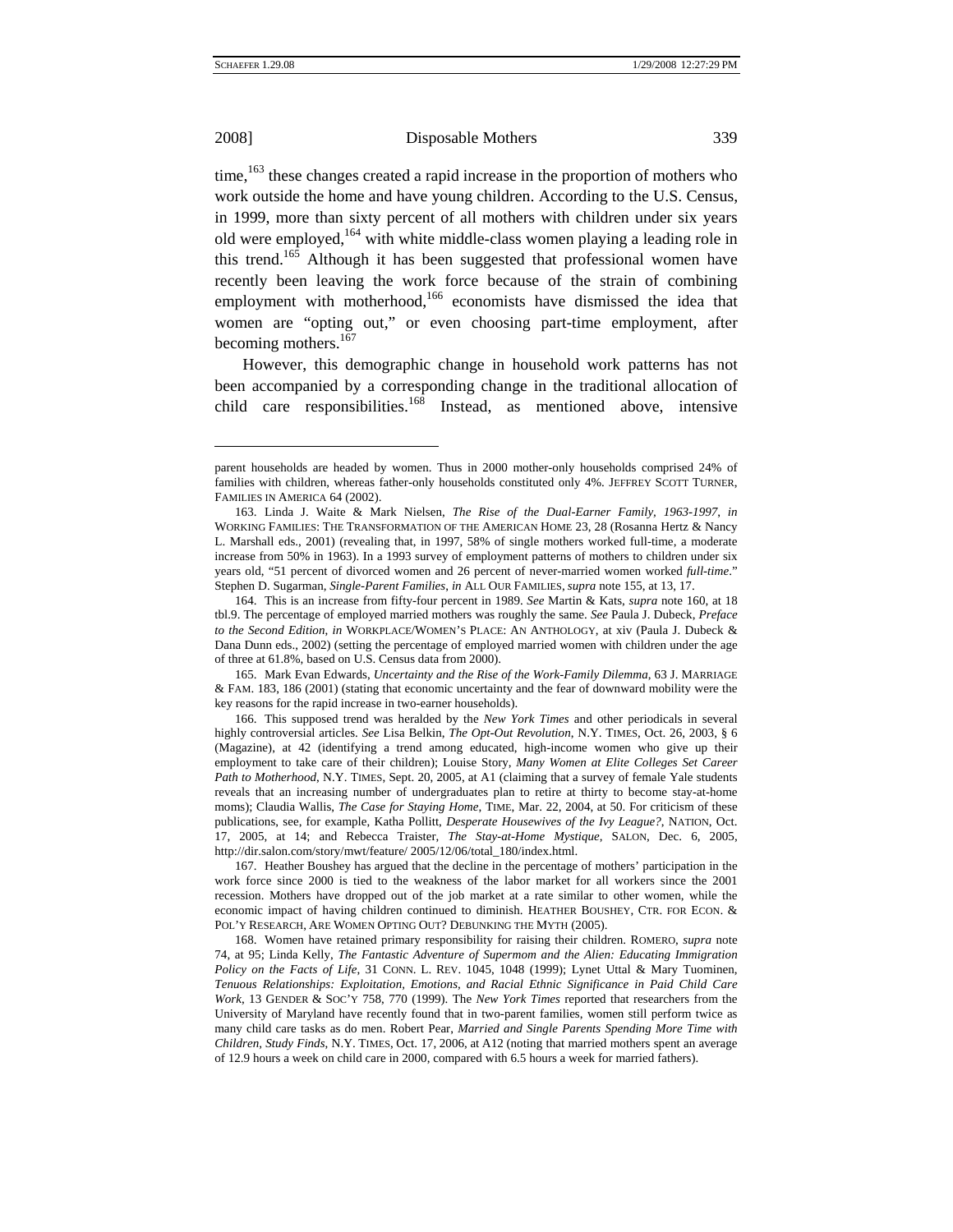time,[163] these changes created a rapid increase in the proportion of mothers who work outside the home and have young children. According to the U.S. Census, in 1999, more than sixty percent of all mothers with children under six years old were employed,[164] with white middle-class women playing a leading role in this trend.[165] Although it has been suggested that professional women have recently been leaving the work force because of the strain of combining employment with motherhood,[166] economists have dismissed the idea that women are "opting out," or even choosing part-time employment, after becoming mothers.[167]

However, this demographic change in household work patterns has not been accompanied by a corresponding change in the traditional allocation of child care responsibilities.[168] Instead, as mentioned above, intensive

---

parent households are headed by women. Thus in 2000 mother-only households comprised 24% of families with children, whereas father-only households constituted only 4%. JEFFREY SCOTT TURNER, FAMILIES IN AMERICA 64 (2002).

163. Linda J. Waite & Mark Nielsen, *The Rise of the Dual-Earner Family, 1963-1997*, *in* WORKING FAMILIES: THE TRANSFORMATION OF THE AMERICAN HOME 23, 28 (Rosanna Hertz & Nancy L. Marshall eds., 2001) (revealing that, in 1997, 58% of single mothers worked full-time, a moderate increase from 50% in 1963). In a 1993 survey of employment patterns of mothers to children under six years old, "51 percent of divorced women and 26 percent of never-married women worked *full-time*." Stephen D. Sugarman, *Single-Parent Families*, *in* ALL OUR FAMILIES, *supra* note 155, at 13, 17.

164. This is an increase from fifty-four percent in 1989. *See* Martin & Kats, *supra* note 160, at 18 tbl.9. The percentage of employed married mothers was roughly the same. *See* Paula J. Dubeck, *Preface to the Second Edition*, *in* WORKPLACE/WOMEN'S PLACE: AN ANTHOLOGY, at xiv (Paula J. Dubeck & Dana Dunn eds., 2002) (setting the percentage of employed married women with children under the age of three at 61.8%, based on U.S. Census data from 2000).

165. Mark Evan Edwards, *Uncertainty and the Rise of the Work-Family Dilemma*, 63 J. MARRIAGE & FAM. 183, 186 (2001) (stating that economic uncertainty and the fear of downward mobility were the key reasons for the rapid increase in two-earner households).

166. This supposed trend was heralded by the *New York Times* and other periodicals in several highly controversial articles. *See* Lisa Belkin, *The Opt-Out Revolution*, N.Y. TIMES, Oct. 26, 2003, § 6 (Magazine), at 42 (identifying a trend among educated, high-income women who give up their employment to take care of their children); Louise Story, *Many Women at Elite Colleges Set Career Path to Motherhood*, N.Y. TIMES, Sept. 20, 2005, at A1 (claiming that a survey of female Yale students reveals that an increasing number of undergraduates plan to retire at thirty to become stay-at-home moms); Claudia Wallis, *The Case for Staying Home*, TIME, Mar. 22, 2004, at 50. For criticism of these publications, see, for example, Katha Pollitt, *Desperate Housewives of the Ivy League?*, NATION, Oct. 17, 2005, at 14; and Rebecca Traister, *The Stay-at-Home Mystique*, SALON, Dec. 6, 2005, http://dir.salon.com/story/mwt/feature/ 2005/12/06/total_180/index.html.

167. Heather Boushey has argued that the decline in the percentage of mothers' participation in the work force since 2000 is tied to the weakness of the labor market for all workers since the 2001 recession. Mothers have dropped out of the job market at a rate similar to other women, while the economic impact of having children continued to diminish. HEATHER BOUSHEY, CTR. FOR ECON. & POL'Y RESEARCH, ARE WOMEN OPTING OUT? DEBUNKING THE MYTH (2005).

168. Women have retained primary responsibility for raising their children. ROMERO, *supra* note 74, at 95; Linda Kelly, *The Fantastic Adventure of Supermom and the Alien: Educating Immigration Policy on the Facts of Life*, 31 CONN. L. REV. 1045, 1048 (1999); Lynet Uttal & Mary Tuominen, *Tenuous Relationships: Exploitation, Emotions, and Racial Ethnic Significance in Paid Child Care Work*, 13 GENDER & SOC'Y 758, 770 (1999). The *New York Times* reported that researchers from the University of Maryland have recently found that in two-parent families, women still perform twice as many child care tasks as do men. Robert Pear, *Married and Single Parents Spending More Time with Children, Study Finds*, N.Y. TIMES, Oct. 17, 2006, at A12 (noting that married mothers spent an average of 12.9 hours a week on child care in 2000, compared with 6.5 hours a week for married fathers).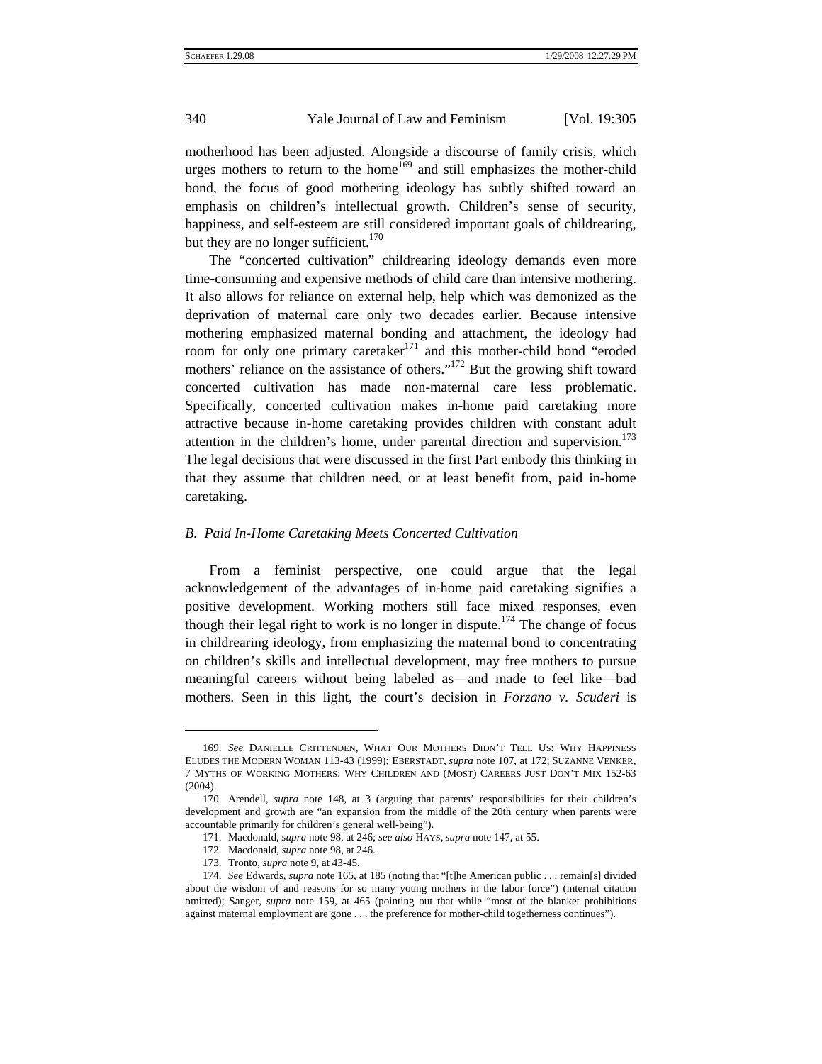motherhood has been adjusted. Alongside a discourse of family crisis, which urges mothers to return to the home[169] and still emphasizes the mother-child bond, the focus of good mothering ideology has subtly shifted toward an emphasis on children's intellectual growth. Children's sense of security, happiness, and self-esteem are still considered important goals of childrearing, but they are no longer sufficient.[170]

The "concerted cultivation" childrearing ideology demands even more time-consuming and expensive methods of child care than intensive mothering. It also allows for reliance on external help, help which was demonized as the deprivation of maternal care only two decades earlier. Because intensive mothering emphasized maternal bonding and attachment, the ideology had room for only one primary caretaker[171] and this mother-child bond "eroded mothers' reliance on the assistance of others."[172] But the growing shift toward concerted cultivation has made non-maternal care less problematic. Specifically, concerted cultivation makes in-home paid caretaking more attractive because in-home caretaking provides children with constant adult attention in the children's home, under parental direction and supervision.[173] The legal decisions that were discussed in the first Part embody this thinking in that they assume that children need, or at least benefit from, paid in-home caretaking.

### *B. Paid In-Home Caretaking Meets Concerted Cultivation*

From a feminist perspective, one could argue that the legal acknowledgement of the advantages of in-home paid caretaking signifies a positive development. Working mothers still face mixed responses, even though their legal right to work is no longer in dispute.[174] The change of focus in childrearing ideology, from emphasizing the maternal bond to concentrating on children's skills and intellectual development, may free mothers to pursue meaningful careers without being labeled as—and made to feel like—bad mothers. Seen in this light, the court's decision in *Forzano v. Scuderi* is

---

169. *See* DANIELLE CRITTENDEN, WHAT OUR MOTHERS DIDN'T TELL US: WHY HAPPINESS ELUDES THE MODERN WOMAN 113-43 (1999); EBERSTADT, *supra* note 107, at 172; SUZANNE VENKER, 7 MYTHS OF WORKING MOTHERS: WHY CHILDREN AND (MOST) CAREERS JUST DON'T MIX 152-63 (2004).

170. Arendell, *supra* note 148, at 3 (arguing that parents' responsibilities for their children's development and growth are "an expansion from the middle of the 20th century when parents were accountable primarily for children's general well-being").

171. Macdonald, *supra* note 98, at 246; *see also* HAYS, *supra* note 147, at 55.

172. Macdonald, *supra* note 98, at 246.

173. Tronto, *supra* note 9, at 43-45.

174. *See* Edwards, *supra* note 165, at 185 (noting that "[t]he American public . . . remain[s] divided about the wisdom of and reasons for so many young mothers in the labor force") (internal citation omitted); Sanger, *supra* note 159, at 465 (pointing out that while "most of the blanket prohibitions against maternal employment are gone . . . the preference for mother-child togetherness continues").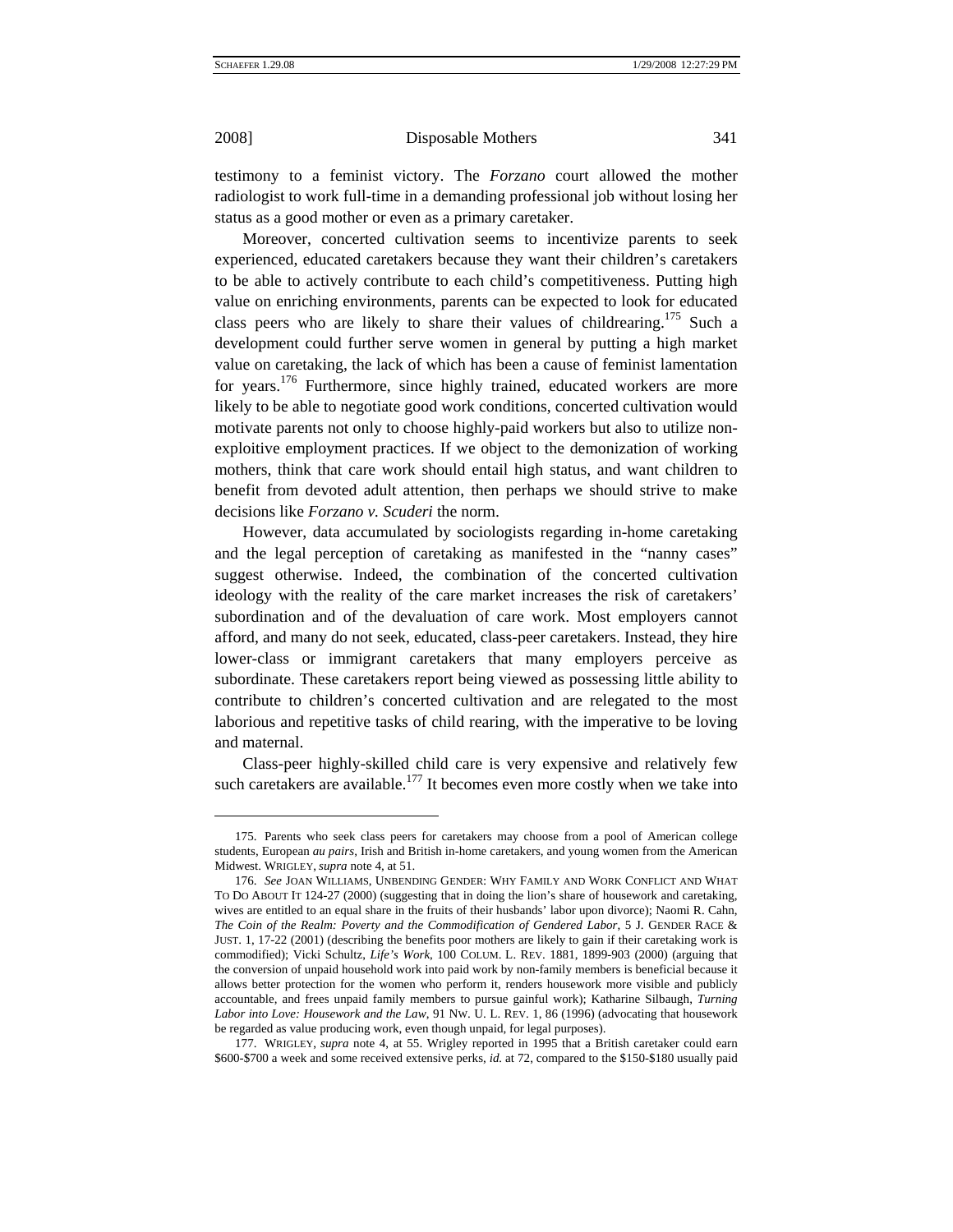testimony to a feminist victory. The *Forzano* court allowed the mother radiologist to work full-time in a demanding professional job without losing her status as a good mother or even as a primary caretaker.

Moreover, concerted cultivation seems to incentivize parents to seek experienced, educated caretakers because they want their children's caretakers to be able to actively contribute to each child's competitiveness. Putting high value on enriching environments, parents can be expected to look for educated class peers who are likely to share their values of childrearing.[175] Such a development could further serve women in general by putting a high market value on caretaking, the lack of which has been a cause of feminist lamentation for years.[176] Furthermore, since highly trained, educated workers are more likely to be able to negotiate good work conditions, concerted cultivation would motivate parents not only to choose highly-paid workers but also to utilize non-exploitive employment practices. If we object to the demonization of working mothers, think that care work should entail high status, and want children to benefit from devoted adult attention, then perhaps we should strive to make decisions like *Forzano v. Scuderi* the norm.

However, data accumulated by sociologists regarding in-home caretaking and the legal perception of caretaking as manifested in the "nanny cases" suggest otherwise. Indeed, the combination of the concerted cultivation ideology with the reality of the care market increases the risk of caretakers' subordination and of the devaluation of care work. Most employers cannot afford, and many do not seek, educated, class-peer caretakers. Instead, they hire lower-class or immigrant caretakers that many employers perceive as subordinate. These caretakers report being viewed as possessing little ability to contribute to children's concerted cultivation and are relegated to the most laborious and repetitive tasks of child rearing, with the imperative to be loving and maternal.

Class-peer highly-skilled child care is very expensive and relatively few such caretakers are available.[177] It becomes even more costly when we take into

---

175. Parents who seek class peers for caretakers may choose from a pool of American college students, European *au pairs*, Irish and British in-home caretakers, and young women from the American Midwest. WRIGLEY, *supra* note 4, at 51.

176. *See* JOAN WILLIAMS, UNBENDING GENDER: WHY FAMILY AND WORK CONFLICT AND WHAT TO DO ABOUT IT 124-27 (2000) (suggesting that in doing the lion's share of housework and caretaking, wives are entitled to an equal share in the fruits of their husbands' labor upon divorce); Naomi R. Cahn, *The Coin of the Realm: Poverty and the Commodification of Gendered Labor*, 5 J. GENDER RACE & JUST. 1, 17-22 (2001) (describing the benefits poor mothers are likely to gain if their caretaking work is commodified); Vicki Schultz, *Life's Work*, 100 COLUM. L. REV. 1881, 1899-903 (2000) (arguing that the conversion of unpaid household work into paid work by non-family members is beneficial because it allows better protection for the women who perform it, renders housework more visible and publicly accountable, and frees unpaid family members to pursue gainful work); Katharine Silbaugh, *Turning Labor into Love: Housework and the Law*, 91 NW. U. L. REV. 1, 86 (1996) (advocating that housework be regarded as value producing work, even though unpaid, for legal purposes).

177. WRIGLEY, *supra* note 4, at 55. Wrigley reported in 1995 that a British caretaker could earn \$600-\$700 a week and some received extensive perks, *id.* at 72, compared to the \$150-\$180 usually paid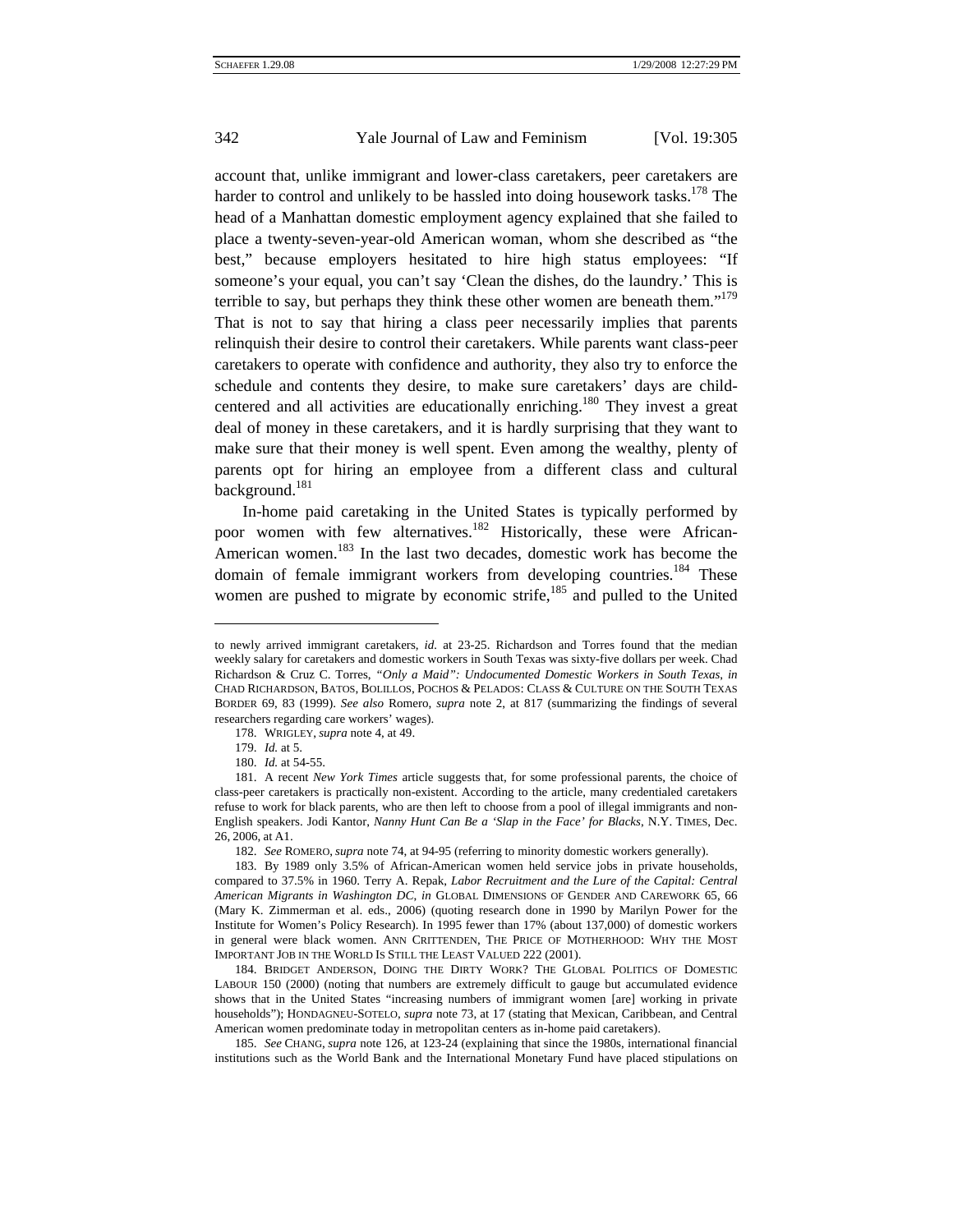account that, unlike immigrant and lower-class caretakers, peer caretakers are harder to control and unlikely to be hassled into doing housework tasks.[178] The head of a Manhattan domestic employment agency explained that she failed to place a twenty-seven-year-old American woman, whom she described as "the best," because employers hesitated to hire high status employees: "If someone's your equal, you can't say 'Clean the dishes, do the laundry.' This is terrible to say, but perhaps they think these other women are beneath them."[179] That is not to say that hiring a class peer necessarily implies that parents relinquish their desire to control their caretakers. While parents want class-peer caretakers to operate with confidence and authority, they also try to enforce the schedule and contents they desire, to make sure caretakers' days are child-centered and all activities are educationally enriching.[180] They invest a great deal of money in these caretakers, and it is hardly surprising that they want to make sure that their money is well spent. Even among the wealthy, plenty of parents opt for hiring an employee from a different class and cultural background.[181]

In-home paid caretaking in the United States is typically performed by poor women with few alternatives.[182] Historically, these were African-American women.[183] In the last two decades, domestic work has become the domain of female immigrant workers from developing countries.[184] These women are pushed to migrate by economic strife,[185] and pulled to the United

---

to newly arrived immigrant caretakers, *id.* at 23-25. Richardson and Torres found that the median weekly salary for caretakers and domestic workers in South Texas was sixty-five dollars per week. Chad Richardson & Cruz C. Torres, *"Only a Maid": Undocumented Domestic Workers in South Texas*, *in* CHAD RICHARDSON, BATOS, BOLILLOS, POCHOS & PELADOS: CLASS & CULTURE ON THE SOUTH TEXAS BORDER 69, 83 (1999). *See also* Romero, *supra* note 2, at 817 (summarizing the findings of several researchers regarding care workers' wages).

178. WRIGLEY, *supra* note 4, at 49.

179. *Id.* at 5.

180. *Id.* at 54-55.

181. A recent *New York Times* article suggests that, for some professional parents, the choice of class-peer caretakers is practically non-existent. According to the article, many credentialed caretakers refuse to work for black parents, who are then left to choose from a pool of illegal immigrants and non-English speakers. Jodi Kantor, *Nanny Hunt Can Be a 'Slap in the Face' for Blacks*, N.Y. TIMES, Dec. 26, 2006, at A1.

182. *See* ROMERO, *supra* note 74, at 94-95 (referring to minority domestic workers generally).

183. By 1989 only 3.5% of African-American women held service jobs in private households, compared to 37.5% in 1960. Terry A. Repak, *Labor Recruitment and the Lure of the Capital: Central American Migrants in Washington DC*, *in* GLOBAL DIMENSIONS OF GENDER AND CAREWORK 65, 66 (Mary K. Zimmerman et al. eds., 2006) (quoting research done in 1990 by Marilyn Power for the Institute for Women's Policy Research). In 1995 fewer than 17% (about 137,000) of domestic workers in general were black women. ANN CRITTENDEN, THE PRICE OF MOTHERHOOD: WHY THE MOST IMPORTANT JOB IN THE WORLD IS STILL THE LEAST VALUED 222 (2001).

184. BRIDGET ANDERSON, DOING THE DIRTY WORK? THE GLOBAL POLITICS OF DOMESTIC LABOUR 150 (2000) (noting that numbers are extremely difficult to gauge but accumulated evidence shows that in the United States "increasing numbers of immigrant women [are] working in private households"); HONDAGNEU-SOTELO, *supra* note 73, at 17 (stating that Mexican, Caribbean, and Central American women predominate today in metropolitan centers as in-home paid caretakers).

185. *See* CHANG, *supra* note 126, at 123-24 (explaining that since the 1980s, international financial institutions such as the World Bank and the International Monetary Fund have placed stipulations on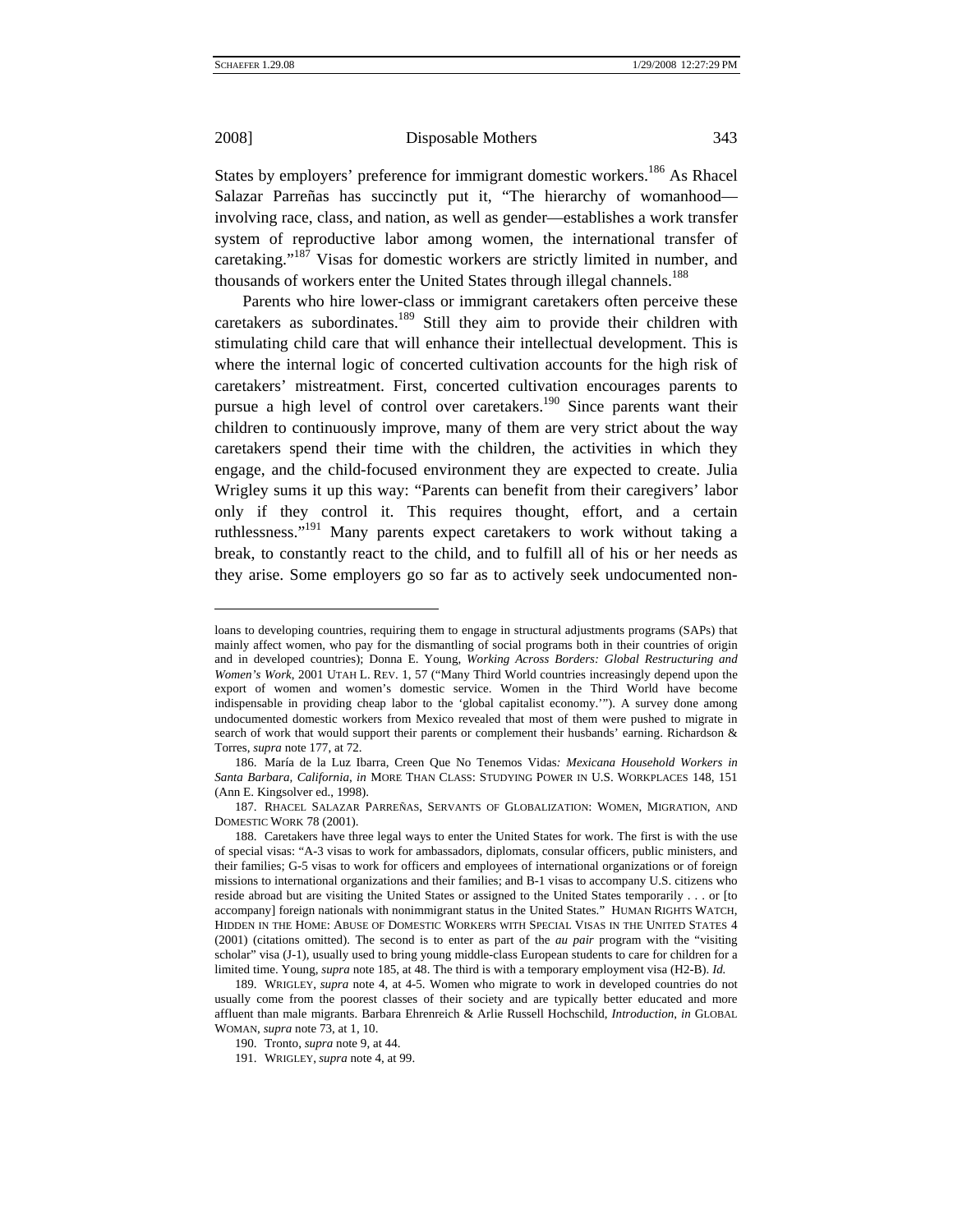States by employers' preference for immigrant domestic workers.[186] As Rhacel Salazar Parreñas has succinctly put it, "The hierarchy of womanhood—involving race, class, and nation, as well as gender—establishes a work transfer system of reproductive labor among women, the international transfer of caretaking."[187] Visas for domestic workers are strictly limited in number, and thousands of workers enter the United States through illegal channels.[188]

Parents who hire lower-class or immigrant caretakers often perceive these caretakers as subordinates.[189] Still they aim to provide their children with stimulating child care that will enhance their intellectual development. This is where the internal logic of concerted cultivation accounts for the high risk of caretakers' mistreatment. First, concerted cultivation encourages parents to pursue a high level of control over caretakers.[190] Since parents want their children to continuously improve, many of them are very strict about the way caretakers spend their time with the children, the activities in which they engage, and the child-focused environment they are expected to create. Julia Wrigley sums it up this way: "Parents can benefit from their caregivers' labor only if they control it. This requires thought, effort, and a certain ruthlessness."[191] Many parents expect caretakers to work without taking a break, to constantly react to the child, and to fulfill all of his or her needs as they arise. Some employers go so far as to actively seek undocumented non-

---

loans to developing countries, requiring them to engage in structural adjustments programs (SAPs) that mainly affect women, who pay for the dismantling of social programs both in their countries of origin and in developed countries); Donna E. Young, *Working Across Borders: Global Restructuring and Women's Work*, 2001 UTAH L. REV. 1, 57 ("Many Third World countries increasingly depend upon the export of women and women's domestic service. Women in the Third World have become indispensable in providing cheap labor to the 'global capitalist economy.'"). A survey done among undocumented domestic workers from Mexico revealed that most of them were pushed to migrate in search of work that would support their parents or complement their husbands' earning. Richardson & Torres, *supra* note 177, at 72.

186. María de la Luz Ibarra, Creen Que No Tenemos Vidas*: Mexicana Household Workers in Santa Barbara, California*, *in* MORE THAN CLASS: STUDYING POWER IN U.S. WORKPLACES 148, 151 (Ann E. Kingsolver ed., 1998).

187. RHACEL SALAZAR PARREÑAS, SERVANTS OF GLOBALIZATION: WOMEN, MIGRATION, AND DOMESTIC WORK 78 (2001).

188. Caretakers have three legal ways to enter the United States for work. The first is with the use of special visas: "A-3 visas to work for ambassadors, diplomats, consular officers, public ministers, and their families; G-5 visas to work for officers and employees of international organizations or of foreign missions to international organizations and their families; and B-1 visas to accompany U.S. citizens who reside abroad but are visiting the United States or assigned to the United States temporarily . . . or [to accompany] foreign nationals with nonimmigrant status in the United States." HUMAN RIGHTS WATCH, HIDDEN IN THE HOME: ABUSE OF DOMESTIC WORKERS WITH SPECIAL VISAS IN THE UNITED STATES 4 (2001) (citations omitted). The second is to enter as part of the *au pair* program with the "visiting scholar" visa (J-1), usually used to bring young middle-class European students to care for children for a limited time. Young, *supra* note 185, at 48. The third is with a temporary employment visa (H2-B). *Id.*

189. WRIGLEY, *supra* note 4, at 4-5. Women who migrate to work in developed countries do not usually come from the poorest classes of their society and are typically better educated and more affluent than male migrants. Barbara Ehrenreich & Arlie Russell Hochschild, *Introduction*, *in* GLOBAL WOMAN, *supra* note 73, at 1, 10.

190. Tronto, *supra* note 9, at 44.

191. WRIGLEY, *supra* note 4, at 99.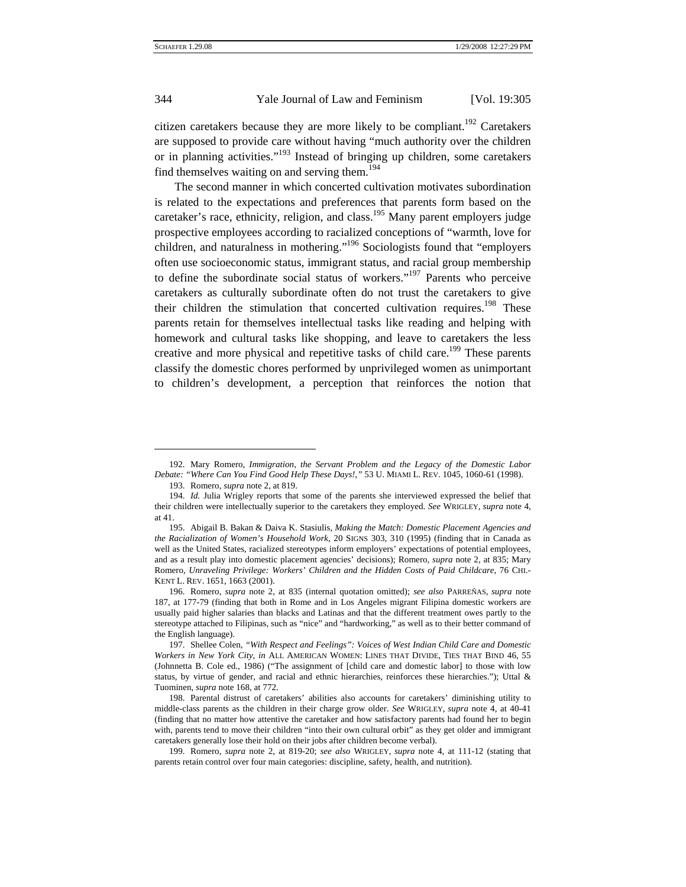citizen caretakers because they are more likely to be compliant.[192] Caretakers are supposed to provide care without having "much authority over the children or in planning activities."[193] Instead of bringing up children, some caretakers find themselves waiting on and serving them.[194]

The second manner in which concerted cultivation motivates subordination is related to the expectations and preferences that parents form based on the caretaker's race, ethnicity, religion, and class.[195] Many parent employers judge prospective employees according to racialized conceptions of "warmth, love for children, and naturalness in mothering."[196] Sociologists found that "employers often use socioeconomic status, immigrant status, and racial group membership to define the subordinate social status of workers."[197] Parents who perceive caretakers as culturally subordinate often do not trust the caretakers to give their children the stimulation that concerted cultivation requires.[198] These parents retain for themselves intellectual tasks like reading and helping with homework and cultural tasks like shopping, and leave to caretakers the less creative and more physical and repetitive tasks of child care.[199] These parents classify the domestic chores performed by unprivileged women as unimportant to children's development, a perception that reinforces the notion that

---

192. Mary Romero, *Immigration, the Servant Problem and the Legacy of the Domestic Labor Debate: "Where Can You Find Good Help These Days!,"* 53 U. MIAMI L. REV. 1045, 1060-61 (1998).

193. Romero, *supra* note 2, at 819.

194. *Id.* Julia Wrigley reports that some of the parents she interviewed expressed the belief that their children were intellectually superior to the caretakers they employed. *See* WRIGLEY, *supra* note 4, at 41.

195. Abigail B. Bakan & Daiva K. Stasiulis, *Making the Match: Domestic Placement Agencies and the Racialization of Women's Household Work*, 20 SIGNS 303, 310 (1995) (finding that in Canada as well as the United States, racialized stereotypes inform employers' expectations of potential employees, and as a result play into domestic placement agencies' decisions); Romero, *supra* note 2, at 835; Mary Romero, *Unraveling Privilege: Workers' Children and the Hidden Costs of Paid Childcare*, 76 CHI.-KENT L. REV. 1651, 1663 (2001).

196. Romero, *supra* note 2, at 835 (internal quotation omitted); *see also* PARREÑAS, *supra* note 187, at 177-79 (finding that both in Rome and in Los Angeles migrant Filipina domestic workers are usually paid higher salaries than blacks and Latinas and that the different treatment owes partly to the stereotype attached to Filipinas, such as "nice" and "hardworking," as well as to their better command of the English language).

197. Shellee Colen, *"With Respect and Feelings": Voices of West Indian Child Care and Domestic Workers in New York City*, *in* ALL AMERICAN WOMEN: LINES THAT DIVIDE, TIES THAT BIND 46, 55 (Johnnetta B. Cole ed., 1986) ("The assignment of [child care and domestic labor] to those with low status, by virtue of gender, and racial and ethnic hierarchies, reinforces these hierarchies."); Uttal & Tuominen, *supra* note 168, at 772.

198. Parental distrust of caretakers' abilities also accounts for caretakers' diminishing utility to middle-class parents as the children in their charge grow older. *See* WRIGLEY, *supra* note 4, at 40-41 (finding that no matter how attentive the caretaker and how satisfactory parents had found her to begin with, parents tend to move their children "into their own cultural orbit" as they get older and immigrant caretakers generally lose their hold on their jobs after children become verbal).

199. Romero, *supra* note 2, at 819-20; *see also* WRIGLEY, *supra* note 4, at 111-12 (stating that parents retain control over four main categories: discipline, safety, health, and nutrition).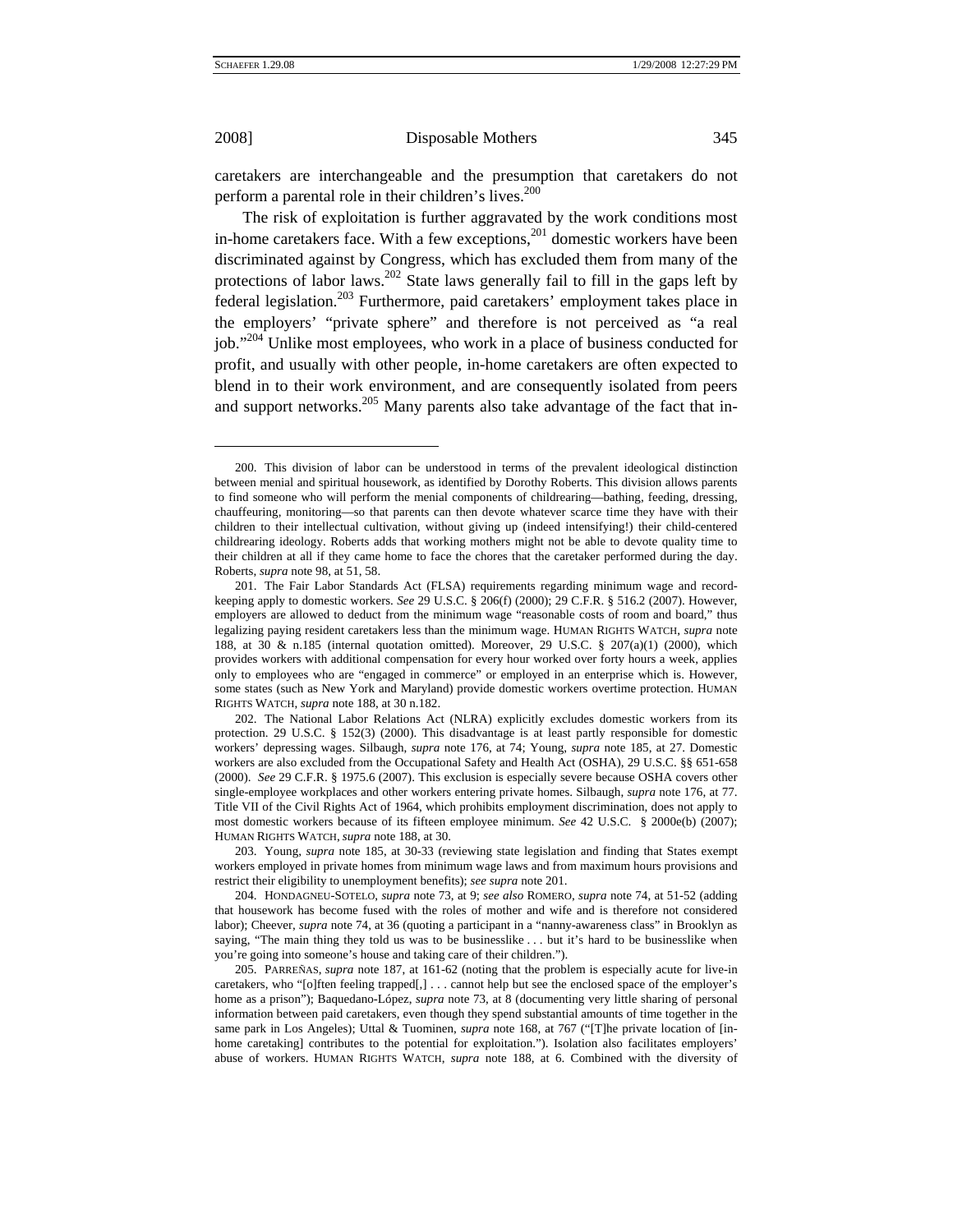caretakers are interchangeable and the presumption that caretakers do not perform a parental role in their children's lives.[200]

The risk of exploitation is further aggravated by the work conditions most in-home caretakers face. With a few exceptions,[201] domestic workers have been discriminated against by Congress, which has excluded them from many of the protections of labor laws.[202] State laws generally fail to fill in the gaps left by federal legislation.[203] Furthermore, paid caretakers' employment takes place in the employers' "private sphere" and therefore is not perceived as "a real job."[204] Unlike most employees, who work in a place of business conducted for profit, and usually with other people, in-home caretakers are often expected to blend in to their work environment, and are consequently isolated from peers and support networks.[205] Many parents also take advantage of the fact that in-

---

200. This division of labor can be understood in terms of the prevalent ideological distinction between menial and spiritual housework, as identified by Dorothy Roberts. This division allows parents to find someone who will perform the menial components of childrearing—bathing, feeding, dressing, chauffeuring, monitoring—so that parents can then devote whatever scarce time they have with their children to their intellectual cultivation, without giving up (indeed intensifying!) their child-centered childrearing ideology. Roberts adds that working mothers might not be able to devote quality time to their children at all if they came home to face the chores that the caretaker performed during the day. Roberts, *supra* note 98, at 51, 58.

201. The Fair Labor Standards Act (FLSA) requirements regarding minimum wage and record-keeping apply to domestic workers. *See* 29 U.S.C. § 206(f) (2000); 29 C.F.R. § 516.2 (2007). However, employers are allowed to deduct from the minimum wage "reasonable costs of room and board," thus legalizing paying resident caretakers less than the minimum wage. HUMAN RIGHTS WATCH, *supra* note 188, at 30 & n.185 (internal quotation omitted). Moreover, 29 U.S.C. § 207(a)(1) (2000), which provides workers with additional compensation for every hour worked over forty hours a week, applies only to employees who are "engaged in commerce" or employed in an enterprise which is. However, some states (such as New York and Maryland) provide domestic workers overtime protection. HUMAN RIGHTS WATCH, *supra* note 188, at 30 n.182.

202. The National Labor Relations Act (NLRA) explicitly excludes domestic workers from its protection. 29 U.S.C. § 152(3) (2000). This disadvantage is at least partly responsible for domestic workers' depressing wages. Silbaugh, *supra* note 176, at 74; Young, *supra* note 185, at 27. Domestic workers are also excluded from the Occupational Safety and Health Act (OSHA), 29 U.S.C. §§ 651-658 (2000). *See* 29 C.F.R. § 1975.6 (2007). This exclusion is especially severe because OSHA covers other single-employee workplaces and other workers entering private homes. Silbaugh, *supra* note 176, at 77. Title VII of the Civil Rights Act of 1964, which prohibits employment discrimination, does not apply to most domestic workers because of its fifteen employee minimum. *See* 42 U.S.C. § 2000e(b) (2007); HUMAN RIGHTS WATCH, *supra* note 188, at 30.

203. Young, *supra* note 185, at 30-33 (reviewing state legislation and finding that States exempt workers employed in private homes from minimum wage laws and from maximum hours provisions and restrict their eligibility to unemployment benefits); *see supra* note 201.

204. HONDAGNEU-SOTELO, *supra* note 73, at 9; *see also* ROMERO, *supra* note 74, at 51-52 (adding that housework has become fused with the roles of mother and wife and is therefore not considered labor); Cheever, *supra* note 74, at 36 (quoting a participant in a "nanny-awareness class" in Brooklyn as saying, "The main thing they told us was to be businesslike . . . but it's hard to be businesslike when you're going into someone's house and taking care of their children.").

205. PARREÑAS, *supra* note 187, at 161-62 (noting that the problem is especially acute for live-in caretakers, who "[o]ften feeling trapped[,] . . . cannot help but see the enclosed space of the employer's home as a prison"); Baquedano-López, *supra* note 73, at 8 (documenting very little sharing of personal information between paid caretakers, even though they spend substantial amounts of time together in the same park in Los Angeles); Uttal & Tuominen, *supra* note 168, at 767 ("[T]he private location of [in-home caretaking] contributes to the potential for exploitation."). Isolation also facilitates employers' abuse of workers. HUMAN RIGHTS WATCH, *supra* note 188, at 6. Combined with the diversity of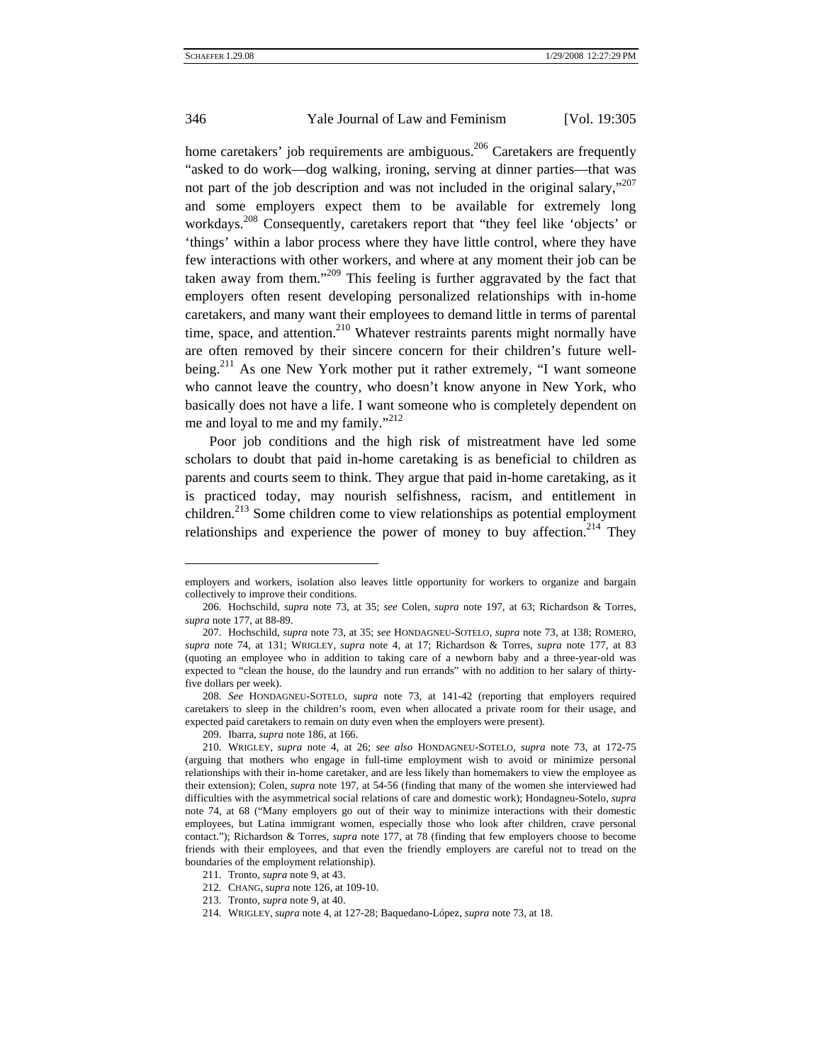home caretakers' job requirements are ambiguous.[206] Caretakers are frequently "asked to do work—dog walking, ironing, serving at dinner parties—that was not part of the job description and was not included in the original salary,"[207] and some employers expect them to be available for extremely long workdays.[208] Consequently, caretakers report that "they feel like 'objects' or 'things' within a labor process where they have little control, where they have few interactions with other workers, and where at any moment their job can be taken away from them."[209] This feeling is further aggravated by the fact that employers often resent developing personalized relationships with in-home caretakers, and many want their employees to demand little in terms of parental time, space, and attention.[210] Whatever restraints parents might normally have are often removed by their sincere concern for their children's future well-being.[211] As one New York mother put it rather extremely, "I want someone who cannot leave the country, who doesn't know anyone in New York, who basically does not have a life. I want someone who is completely dependent on me and loyal to me and my family."[212]

Poor job conditions and the high risk of mistreatment have led some scholars to doubt that paid in-home caretaking is as beneficial to children as parents and courts seem to think. They argue that paid in-home caretaking, as it is practiced today, may nourish selfishness, racism, and entitlement in children.[213] Some children come to view relationships as potential employment relationships and experience the power of money to buy affection.[214] They

---

employers and workers, isolation also leaves little opportunity for workers to organize and bargain collectively to improve their conditions.

206. Hochschild, *supra* note 73, at 35; *see* Colen, *supra* note 197, at 63; Richardson & Torres, *supra* note 177, at 88-89.

207. Hochschild, *supra* note 73, at 35; *see* HONDAGNEU-SOTELO, *supra* note 73, at 138; ROMERO, *supra* note 74, at 131; WRIGLEY, *supra* note 4, at 17; Richardson & Torres, *supra* note 177, at 83 (quoting an employee who in addition to taking care of a newborn baby and a three-year-old was expected to "clean the house, do the laundry and run errands" with no addition to her salary of thirty-five dollars per week).

208. *See* HONDAGNEU-SOTELO, *supra* note 73, at 141-42 (reporting that employers required caretakers to sleep in the children's room, even when allocated a private room for their usage, and expected paid caretakers to remain on duty even when the employers were present).

209. Ibarra, *supra* note 186, at 166.

210. WRIGLEY, *supra* note 4, at 26; *see also* HONDAGNEU-SOTELO, *supra* note 73, at 172-75 (arguing that mothers who engage in full-time employment wish to avoid or minimize personal relationships with their in-home caretaker, and are less likely than homemakers to view the employee as their extension); Colen, *supra* note 197, at 54-56 (finding that many of the women she interviewed had difficulties with the asymmetrical social relations of care and domestic work); Hondagneu-Sotelo, *supra* note 74, at 68 ("Many employers go out of their way to minimize interactions with their domestic employees, but Latina immigrant women, especially those who look after children, crave personal contact."); Richardson & Torres, *supra* note 177, at 78 (finding that few employers choose to become friends with their employees, and that even the friendly employers are careful not to tread on the boundaries of the employment relationship).

211. Tronto, *supra* note 9, at 43.

212. CHANG, *supra* note 126, at 109-10.

213. Tronto, *supra* note 9, at 40.

214. WRIGLEY, *supra* note 4, at 127-28; Baquedano-López, *supra* note 73, at 18.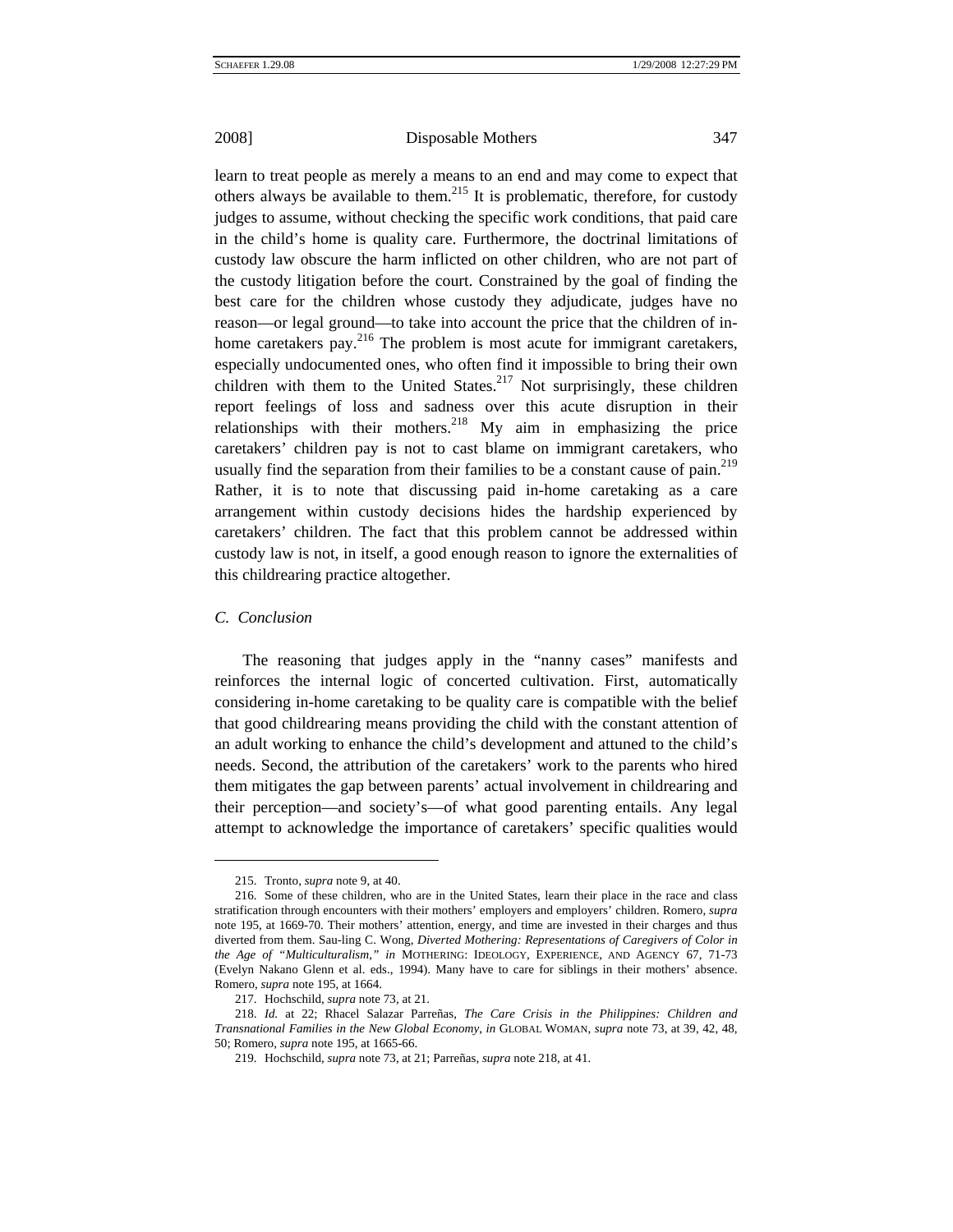learn to treat people as merely a means to an end and may come to expect that others always be available to them.[215] It is problematic, therefore, for custody judges to assume, without checking the specific work conditions, that paid care in the child's home is quality care. Furthermore, the doctrinal limitations of custody law obscure the harm inflicted on other children, who are not part of the custody litigation before the court. Constrained by the goal of finding the best care for the children whose custody they adjudicate, judges have no reason—or legal ground—to take into account the price that the children of in-home caretakers pay.[216] The problem is most acute for immigrant caretakers, especially undocumented ones, who often find it impossible to bring their own children with them to the United States.[217] Not surprisingly, these children report feelings of loss and sadness over this acute disruption in their relationships with their mothers.[218] My aim in emphasizing the price caretakers' children pay is not to cast blame on immigrant caretakers, who usually find the separation from their families to be a constant cause of pain.[219] Rather, it is to note that discussing paid in-home caretaking as a care arrangement within custody decisions hides the hardship experienced by caretakers' children. The fact that this problem cannot be addressed within custody law is not, in itself, a good enough reason to ignore the externalities of this childrearing practice altogether.

### *C. Conclusion*

The reasoning that judges apply in the "nanny cases" manifests and reinforces the internal logic of concerted cultivation. First, automatically considering in-home caretaking to be quality care is compatible with the belief that good childrearing means providing the child with the constant attention of an adult working to enhance the child's development and attuned to the child's needs. Second, the attribution of the caretakers' work to the parents who hired them mitigates the gap between parents' actual involvement in childrearing and their perception—and society's—of what good parenting entails. Any legal attempt to acknowledge the importance of caretakers' specific qualities would

---

215. Tronto, *supra* note 9, at 40.

216. Some of these children, who are in the United States, learn their place in the race and class stratification through encounters with their mothers' employers and employers' children. Romero, *supra* note 195, at 1669-70. Their mothers' attention, energy, and time are invested in their charges and thus diverted from them. Sau-ling C. Wong, *Diverted Mothering: Representations of Caregivers of Color in the Age of "Multiculturalism," in* MOTHERING: IDEOLOGY, EXPERIENCE, AND AGENCY 67, 71-73 (Evelyn Nakano Glenn et al. eds., 1994). Many have to care for siblings in their mothers' absence. Romero, *supra* note 195, at 1664.

217. Hochschild, *supra* note 73, at 21.

218. *Id.* at 22; Rhacel Salazar Parreñas, *The Care Crisis in the Philippines: Children and Transnational Families in the New Global Economy*, *in* GLOBAL WOMAN, *supra* note 73, at 39, 42, 48, 50; Romero, *supra* note 195, at 1665-66.

219. Hochschild, *supra* note 73, at 21; Parreñas, *supra* note 218, at 41.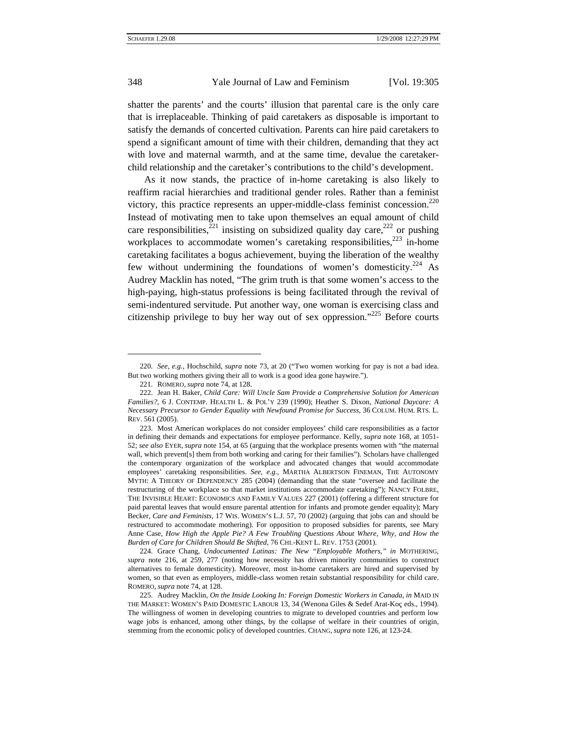shatter the parents' and the courts' illusion that parental care is the only care that is irreplaceable. Thinking of paid caretakers as disposable is important to satisfy the demands of concerted cultivation. Parents can hire paid caretakers to spend a significant amount of time with their children, demanding that they act with love and maternal warmth, and at the same time, devalue the caretaker-child relationship and the caretaker's contributions to the child's development.

As it now stands, the practice of in-home caretaking is also likely to reaffirm racial hierarchies and traditional gender roles. Rather than a feminist victory, this practice represents an upper-middle-class feminist concession.[220] Instead of motivating men to take upon themselves an equal amount of child care responsibilities,[221] insisting on subsidized quality day care,[222] or pushing workplaces to accommodate women's caretaking responsibilities,[223] in-home caretaking facilitates a bogus achievement, buying the liberation of the wealthy few without undermining the foundations of women's domesticity.[224] As Audrey Macklin has noted, "The grim truth is that some women's access to the high-paying, high-status professions is being facilitated through the revival of semi-indentured servitude. Put another way, one woman is exercising class and citizenship privilege to buy her way out of sex oppression."[225] Before courts

---

220. *See, e.g.*, Hochschild, *supra* note 73, at 20 ("Two women working for pay is not a bad idea. But two working mothers giving their all to work is a good idea gone haywire.").

221. ROMERO, *supra* note 74, at 128.

222. Jean H. Baker, *Child Care: Will Uncle Sam Provide a Comprehensive Solution for American Families?*, 6 J. CONTEMP. HEALTH L. & POL'Y 239 (1990); Heather S. Dixon, *National Daycare: A Necessary Precursor to Gender Equality with Newfound Promise for Success*, 36 COLUM. HUM. RTS. L. REV. 561 (2005).

223. Most American workplaces do not consider employees' child care responsibilities as a factor in defining their demands and expectations for employee performance. Kelly, *supra* note 168, at 1051-52; *see also* EYER, *supra* note 154, at 65 (arguing that the workplace presents women with "the maternal wall, which prevent[s] them from both working and caring for their families"). Scholars have challenged the contemporary organization of the workplace and advocated changes that would accommodate employees' caretaking responsibilities. *See, e.g.*, MARTHA ALBERTSON FINEMAN, THE AUTONOMY MYTH: A THEORY OF DEPENDENCY 285 (2004) (demanding that the state "oversee and facilitate the restructuring of the workplace so that market institutions accommodate caretaking"); NANCY FOLBRE, THE INVISIBLE HEART: ECONOMICS AND FAMILY VALUES 227 (2001) (offering a different structure for paid parental leaves that would ensure parental attention for infants and promote gender equality); Mary Becker, *Care and Feminists*, 17 WIS. WOMEN'S L.J. 57, 70 (2002) (arguing that jobs can and should be restructured to accommodate mothering). For opposition to proposed subsidies for parents, see Mary Anne Case, *How High the Apple Pie? A Few Troubling Questions About Where, Why, and How the Burden of Care for Children Should Be Shifted*, 76 CHI.-KENT L. REV. 1753 (2001).

224. Grace Chang, *Undocumented Latinas: The New "Employable Mothers," in* MOTHERING, *supra* note 216, at 259, 277 (noting how necessity has driven minority communities to construct alternatives to female domesticity). Moreover, most in-home caretakers are hired and supervised by women, so that even as employers, middle-class women retain substantial responsibility for child care. ROMERO, *supra* note 74, at 128.

225. Audrey Macklin, *On the Inside Looking In: Foreign Domestic Workers in Canada*, *in* MAID IN THE MARKET: WOMEN'S PAID DOMESTIC LABOUR 13, 34 (Wenona Giles & Sedef Arat-Koç eds., 1994). The willingness of women in developing countries to migrate to developed countries and perform low wage jobs is enhanced, among other things, by the collapse of welfare in their countries of origin, stemming from the economic policy of developed countries. CHANG, *supra* note 126, at 123-24.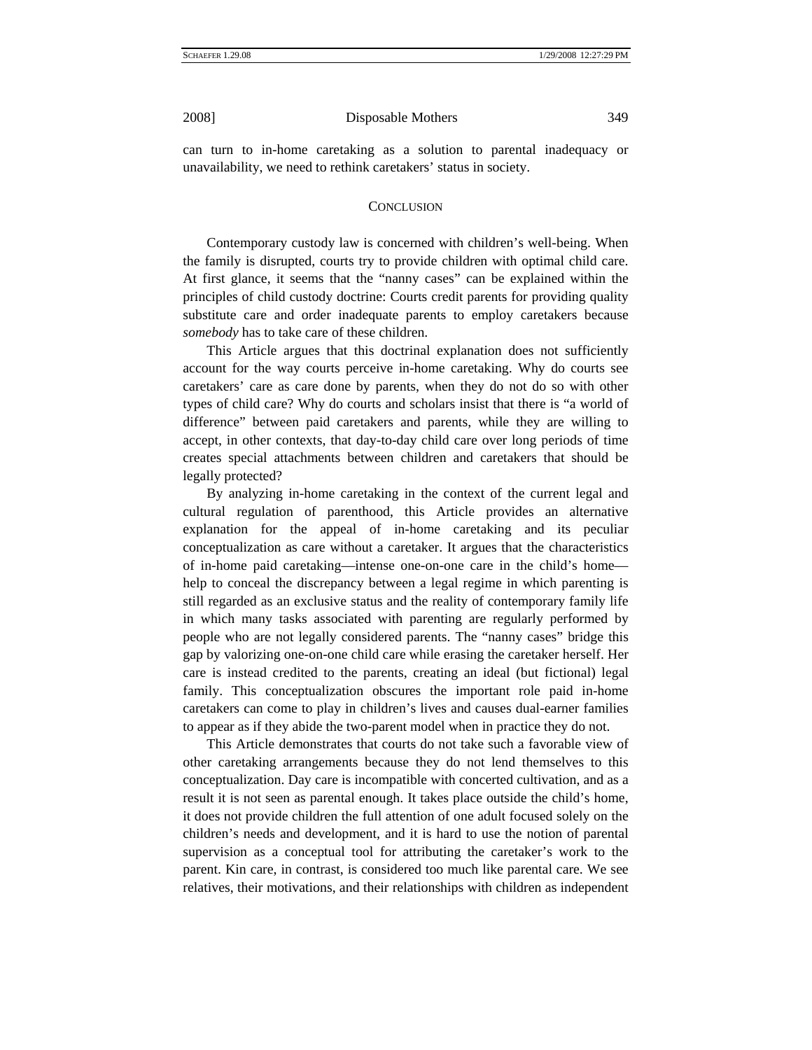can turn to in-home caretaking as a solution to parental inadequacy or unavailability, we need to rethink caretakers' status in society.

## CONCLUSION

Contemporary custody law is concerned with children's well-being. When the family is disrupted, courts try to provide children with optimal child care. At first glance, it seems that the "nanny cases" can be explained within the principles of child custody doctrine: Courts credit parents for providing quality substitute care and order inadequate parents to employ caretakers because *somebody* has to take care of these children.

This Article argues that this doctrinal explanation does not sufficiently account for the way courts perceive in-home caretaking. Why do courts see caretakers' care as care done by parents, when they do not do so with other types of child care? Why do courts and scholars insist that there is "a world of difference" between paid caretakers and parents, while they are willing to accept, in other contexts, that day-to-day child care over long periods of time creates special attachments between children and caretakers that should be legally protected?

By analyzing in-home caretaking in the context of the current legal and cultural regulation of parenthood, this Article provides an alternative explanation for the appeal of in-home caretaking and its peculiar conceptualization as care without a caretaker. It argues that the characteristics of in-home paid caretaking—intense one-on-one care in the child's home—help to conceal the discrepancy between a legal regime in which parenting is still regarded as an exclusive status and the reality of contemporary family life in which many tasks associated with parenting are regularly performed by people who are not legally considered parents. The "nanny cases" bridge this gap by valorizing one-on-one child care while erasing the caretaker herself. Her care is instead credited to the parents, creating an ideal (but fictional) legal family. This conceptualization obscures the important role paid in-home caretakers can come to play in children's lives and causes dual-earner families to appear as if they abide the two-parent model when in practice they do not.

This Article demonstrates that courts do not take such a favorable view of other caretaking arrangements because they do not lend themselves to this conceptualization. Day care is incompatible with concerted cultivation, and as a result it is not seen as parental enough. It takes place outside the child's home, it does not provide children the full attention of one adult focused solely on the children's needs and development, and it is hard to use the notion of parental supervision as a conceptual tool for attributing the caretaker's work to the parent. Kin care, in contrast, is considered too much like parental care. We see relatives, their motivations, and their relationships with children as independent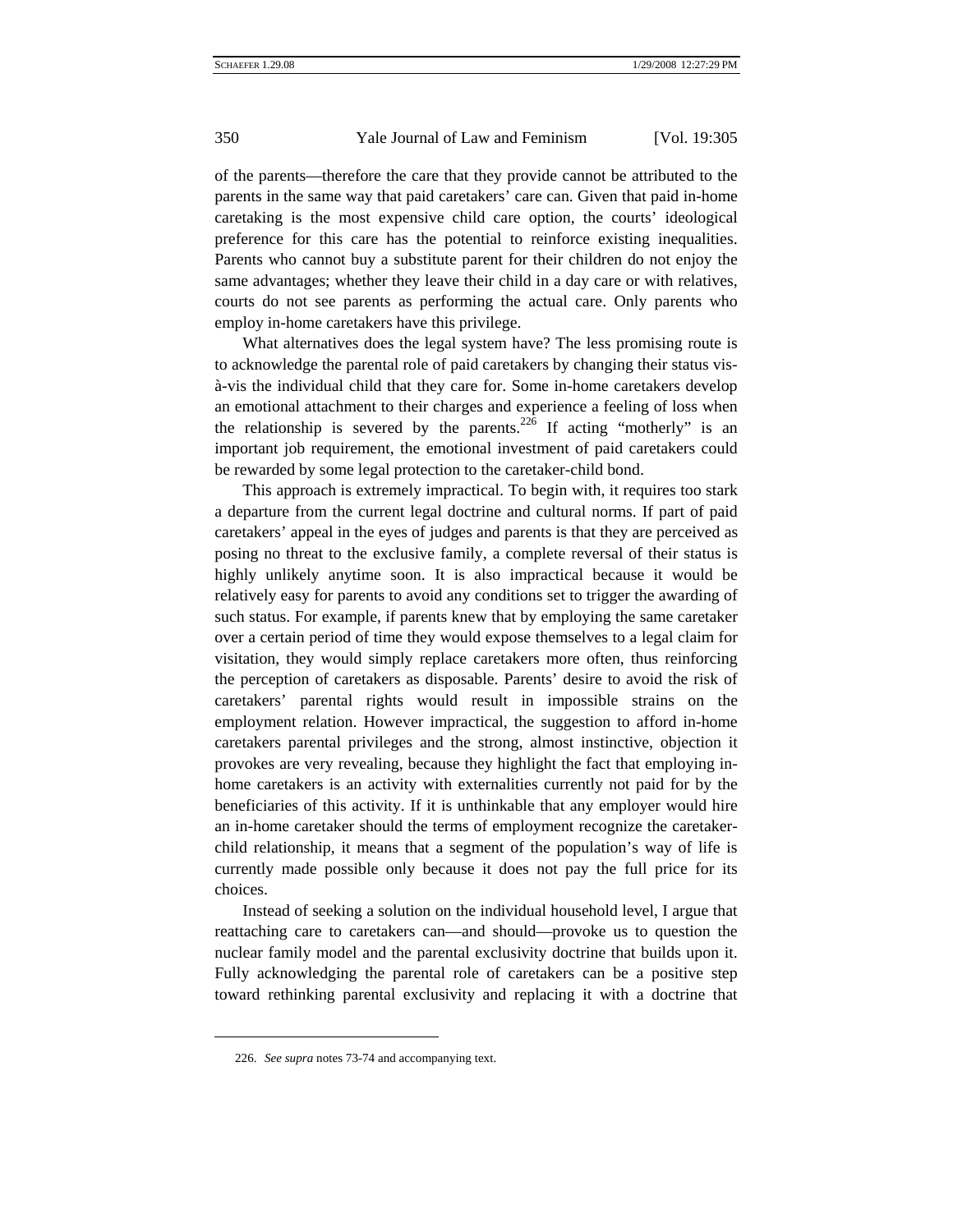of the parents—therefore the care that they provide cannot be attributed to the parents in the same way that paid caretakers' care can. Given that paid in-home caretaking is the most expensive child care option, the courts' ideological preference for this care has the potential to reinforce existing inequalities. Parents who cannot buy a substitute parent for their children do not enjoy the same advantages; whether they leave their child in a day care or with relatives, courts do not see parents as performing the actual care. Only parents who employ in-home caretakers have this privilege.

What alternatives does the legal system have? The less promising route is to acknowledge the parental role of paid caretakers by changing their status vis-à-vis the individual child that they care for. Some in-home caretakers develop an emotional attachment to their charges and experience a feeling of loss when the relationship is severed by the parents.[226] If acting "motherly" is an important job requirement, the emotional investment of paid caretakers could be rewarded by some legal protection to the caretaker-child bond.

This approach is extremely impractical. To begin with, it requires too stark a departure from the current legal doctrine and cultural norms. If part of paid caretakers' appeal in the eyes of judges and parents is that they are perceived as posing no threat to the exclusive family, a complete reversal of their status is highly unlikely anytime soon. It is also impractical because it would be relatively easy for parents to avoid any conditions set to trigger the awarding of such status. For example, if parents knew that by employing the same caretaker over a certain period of time they would expose themselves to a legal claim for visitation, they would simply replace caretakers more often, thus reinforcing the perception of caretakers as disposable. Parents' desire to avoid the risk of caretakers' parental rights would result in impossible strains on the employment relation. However impractical, the suggestion to afford in-home caretakers parental privileges and the strong, almost instinctive, objection it provokes are very revealing, because they highlight the fact that employing in-home caretakers is an activity with externalities currently not paid for by the beneficiaries of this activity. If it is unthinkable that any employer would hire an in-home caretaker should the terms of employment recognize the caretaker-child relationship, it means that a segment of the population's way of life is currently made possible only because it does not pay the full price for its choices.

Instead of seeking a solution on the individual household level, I argue that reattaching care to caretakers can—and should—provoke us to question the nuclear family model and the parental exclusivity doctrine that builds upon it. Fully acknowledging the parental role of caretakers can be a positive step toward rethinking parental exclusivity and replacing it with a doctrine that

---

226. *See supra* notes 73-74 and accompanying text.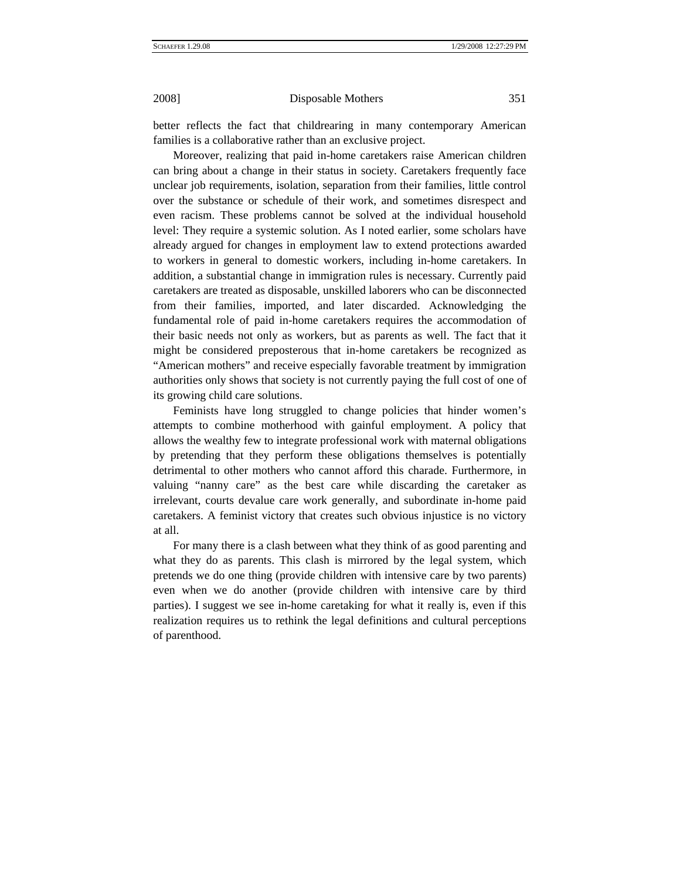better reflects the fact that childrearing in many contemporary American families is a collaborative rather than an exclusive project.

Moreover, realizing that paid in-home caretakers raise American children can bring about a change in their status in society. Caretakers frequently face unclear job requirements, isolation, separation from their families, little control over the substance or schedule of their work, and sometimes disrespect and even racism. These problems cannot be solved at the individual household level: They require a systemic solution. As I noted earlier, some scholars have already argued for changes in employment law to extend protections awarded to workers in general to domestic workers, including in-home caretakers. In addition, a substantial change in immigration rules is necessary. Currently paid caretakers are treated as disposable, unskilled laborers who can be disconnected from their families, imported, and later discarded. Acknowledging the fundamental role of paid in-home caretakers requires the accommodation of their basic needs not only as workers, but as parents as well. The fact that it might be considered preposterous that in-home caretakers be recognized as "American mothers" and receive especially favorable treatment by immigration authorities only shows that society is not currently paying the full cost of one of its growing child care solutions.

Feminists have long struggled to change policies that hinder women's attempts to combine motherhood with gainful employment. A policy that allows the wealthy few to integrate professional work with maternal obligations by pretending that they perform these obligations themselves is potentially detrimental to other mothers who cannot afford this charade. Furthermore, in valuing "nanny care" as the best care while discarding the caretaker as irrelevant, courts devalue care work generally, and subordinate in-home paid caretakers. A feminist victory that creates such obvious injustice is no victory at all.

For many there is a clash between what they think of as good parenting and what they do as parents. This clash is mirrored by the legal system, which pretends we do one thing (provide children with intensive care by two parents) even when we do another (provide children with intensive care by third parties). I suggest we see in-home caretaking for what it really is, even if this realization requires us to rethink the legal definitions and cultural perceptions of parenthood.